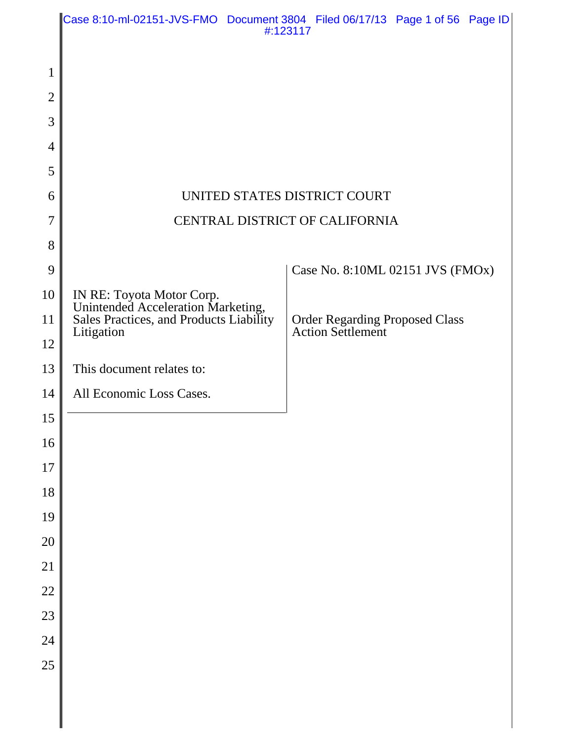UNITED STATES DISTRICT COURT

CENTRAL DISTRICT OF CALIFORNIA

| | |
|---|---|
| IN RE: Toyota Motor Corp. Unintended Acceleration Marketing, Sales Practices, and Products Liability Litigation<br><br>This document relates to:<br><br>All Economic Loss Cases. | Case No. 8:10ML 02151 JVS (FMOx)<br><br>Order Regarding Proposed Class Action Settlement |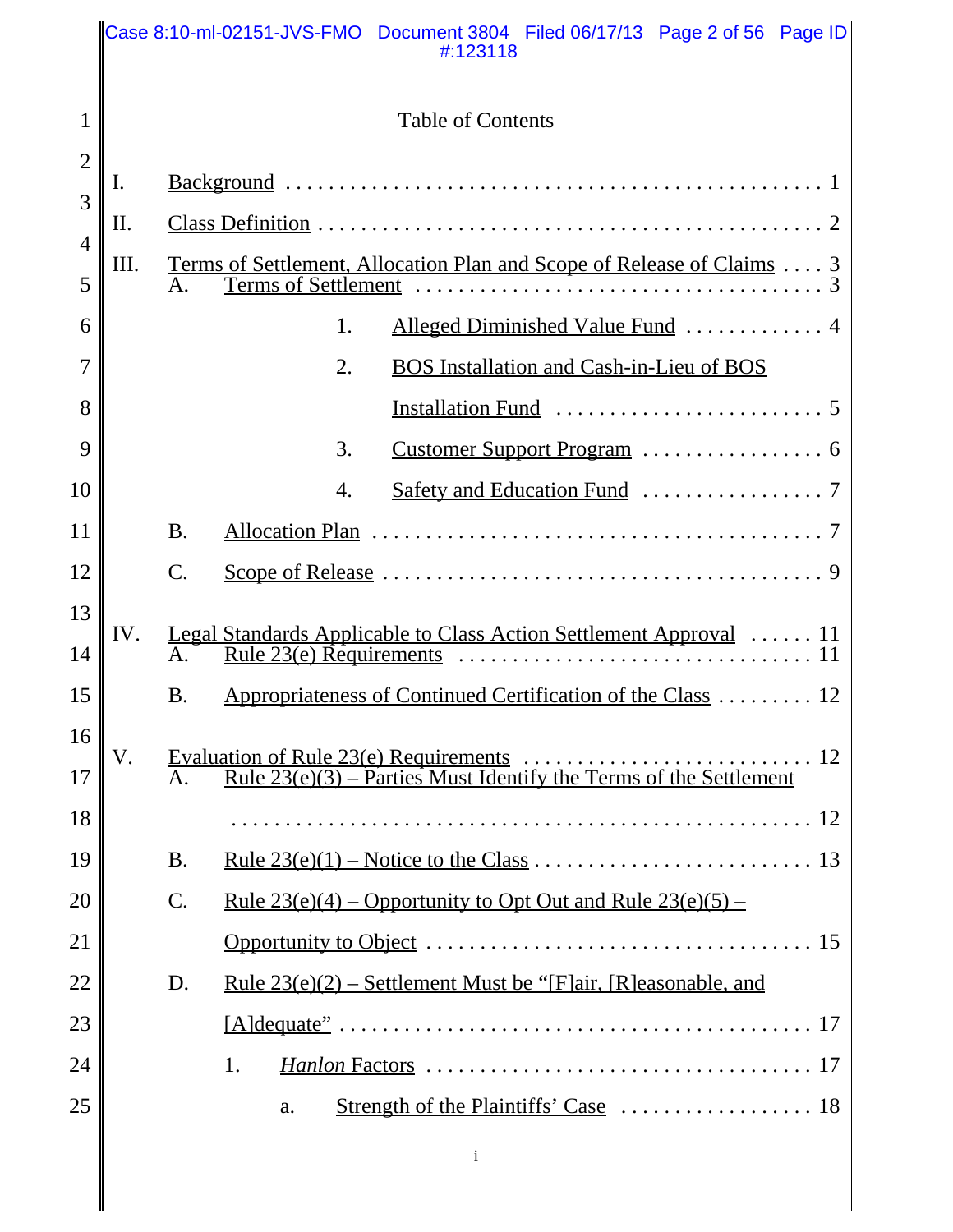Table of Contents

I. Background . . . . . . . . . . . . . . . . . . . . . . . . . . . . . . . . . . . . . . . . . . . . . . . . 1

II. Class Definition . . . . . . . . . . . . . . . . . . . . . . . . . . . . . . . . . . . . . . . . . . . . . 2

III. Terms of Settlement, Allocation Plan and Scope of Release of Claims . . . . 3

- A. Terms of Settlement . . . . . . . . . . . . . . . . . . . . . . . . . . . . . . . . . . . . . . 3
  - 1. Alleged Diminished Value Fund . . . . . . . . . . . . . 4
  - 2. BOS Installation and Cash-in-Lieu of BOS Installation Fund . . . . . . . . . . . . . . . . . . . . . . . . . 5
  - 3. Customer Support Program . . . . . . . . . . . . . . . . . 6
  - 4. Safety and Education Fund . . . . . . . . . . . . . . . . . 7
- B. Allocation Plan . . . . . . . . . . . . . . . . . . . . . . . . . . . . . . . . . . . . . . . . . 7
- C. Scope of Release . . . . . . . . . . . . . . . . . . . . . . . . . . . . . . . . . . . . . . . . 9

IV. Legal Standards Applicable to Class Action Settlement Approval . . . . . . 11

- A. Rule 23(e) Requirements . . . . . . . . . . . . . . . . . . . . . . . . . . . . . . . . 11
- B. Appropriateness of Continued Certification of the Class . . . . . . . . . 12

V. Evaluation of Rule 23(e) Requirements . . . . . . . . . . . . . . . . . . . . . . . . . . 12

- A. Rule 23(e)(3) – Parties Must Identify the Terms of the Settlement . . . . . . . . . . . . . . . . . . . . . . . . . . . . . . . . . . . . . . . . . . . . . . . . . . . . . 12
- B. Rule 23(e)(1) – Notice to the Class . . . . . . . . . . . . . . . . . . . . . . . . . 13
- C. Rule 23(e)(4) – Opportunity to Opt Out and Rule 23(e)(5) – Opportunity to Object . . . . . . . . . . . . . . . . . . . . . . . . . . . . . . . . . . . . 15
- D. Rule 23(e)(2) – Settlement Must be "[F]air, [R]easonable, and [A]dequate" . . . . . . . . . . . . . . . . . . . . . . . . . . . . . . . . . . . . . . . . . . . 17
  - 1. *Hanlon* Factors . . . . . . . . . . . . . . . . . . . . . . . . . . . . . . . . . . 17
    - a. Strength of the Plaintiffs' Case . . . . . . . . . . . . . . . . . . 18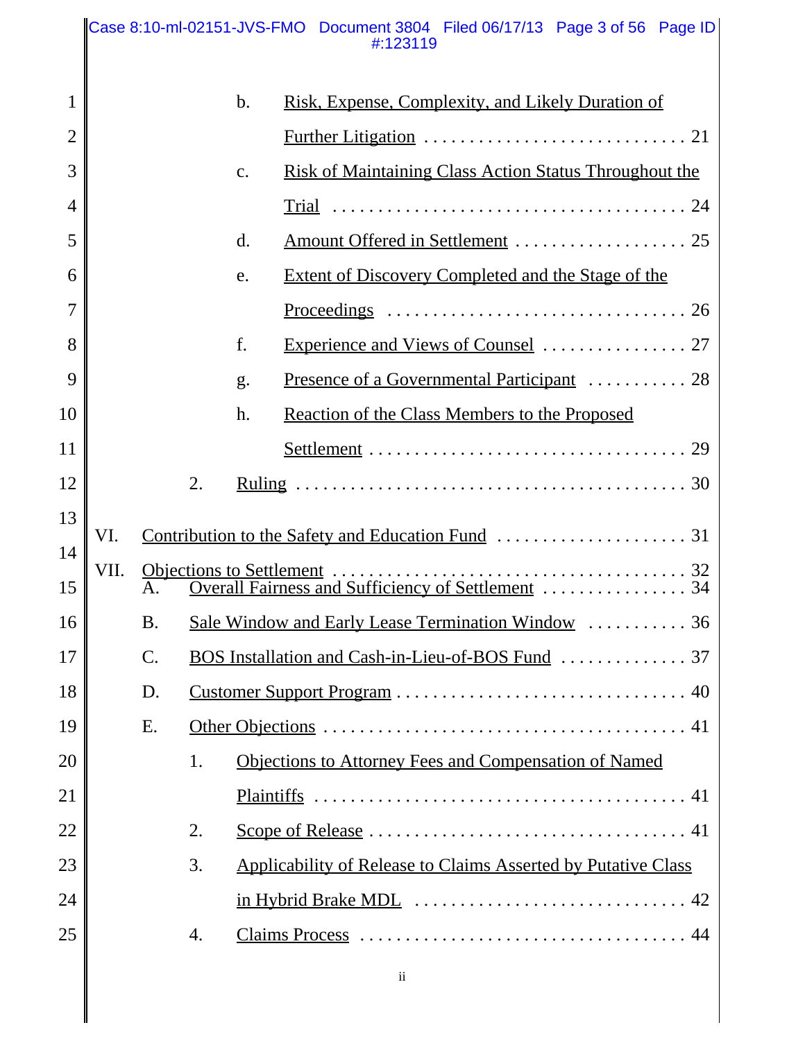- b. Risk, Expense, Complexity, and Likely Duration of Further Litigation . . . . . . . . . . 21
- c. Risk of Maintaining Class Action Status Throughout the Trial . . . . . . . . . . 24
- d. Amount Offered in Settlement . . . . . . . . . . 25
- e. Extent of Discovery Completed and the Stage of the Proceedings . . . . . . . . . . 26
- f. Experience and Views of Counsel . . . . . . . . . . 27
- g. Presence of a Governmental Participant . . . . . . . . . . 28
- h. Reaction of the Class Members to the Proposed Settlement . . . . . . . . . . 29

2. Ruling . . . . . . . . . . 30

VI. Contribution to the Safety and Education Fund . . . . . . . . . . 31

VII. Objections to Settlement . . . . . . . . . . 32

- A. Overall Fairness and Sufficiency of Settlement . . . . . . . . . . 34
- B. Sale Window and Early Lease Termination Window . . . . . . . . . . 36
- C. BOS Installation and Cash-in-Lieu-of-BOS Fund . . . . . . . . . . 37
- D. Customer Support Program . . . . . . . . . . 40
- E. Other Objections . . . . . . . . . . 41
  1. Objections to Attorney Fees and Compensation of Named Plaintiffs . . . . . . . . . . 41
  2. Scope of Release . . . . . . . . . . 41
  3. Applicability of Release to Claims Asserted by Putative Class in Hybrid Brake MDL . . . . . . . . . . 42
  4. Claims Process . . . . . . . . . . 44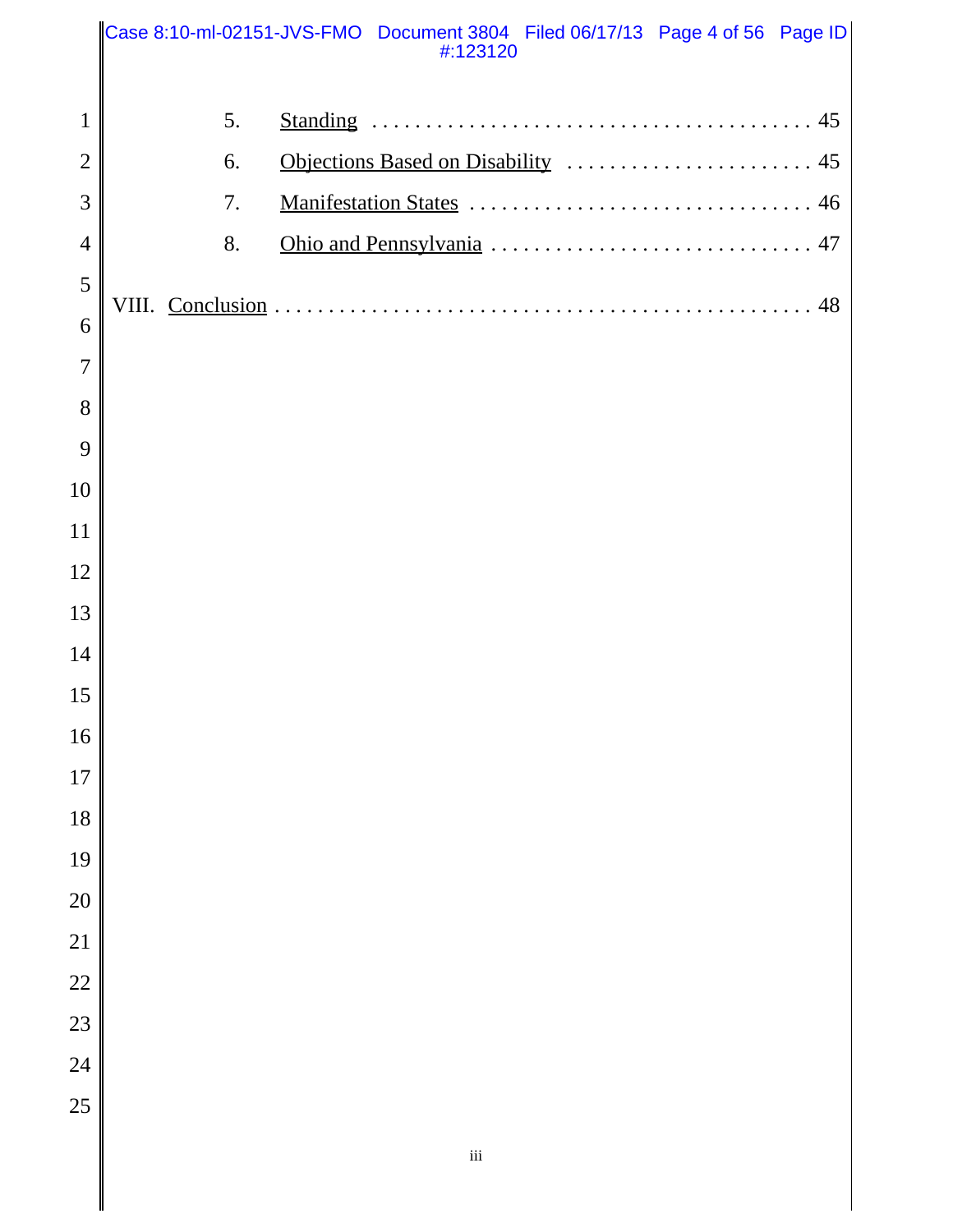5. Standing . . . . . . . . . . . . . . . . . . . . . . . . . . . . . . . . . . . . . . . 45

6. Objections Based on Disability . . . . . . . . . . . . . . . . . . . . . . . 45

7. Manifestation States . . . . . . . . . . . . . . . . . . . . . . . . . . . . . . . . 46

8. Ohio and Pennsylvania . . . . . . . . . . . . . . . . . . . . . . . . . . . . . . 47

VIII. Conclusion . . . . . . . . . . . . . . . . . . . . . . . . . . . . . . . . . . . . . . . . . . . . . . . . . 48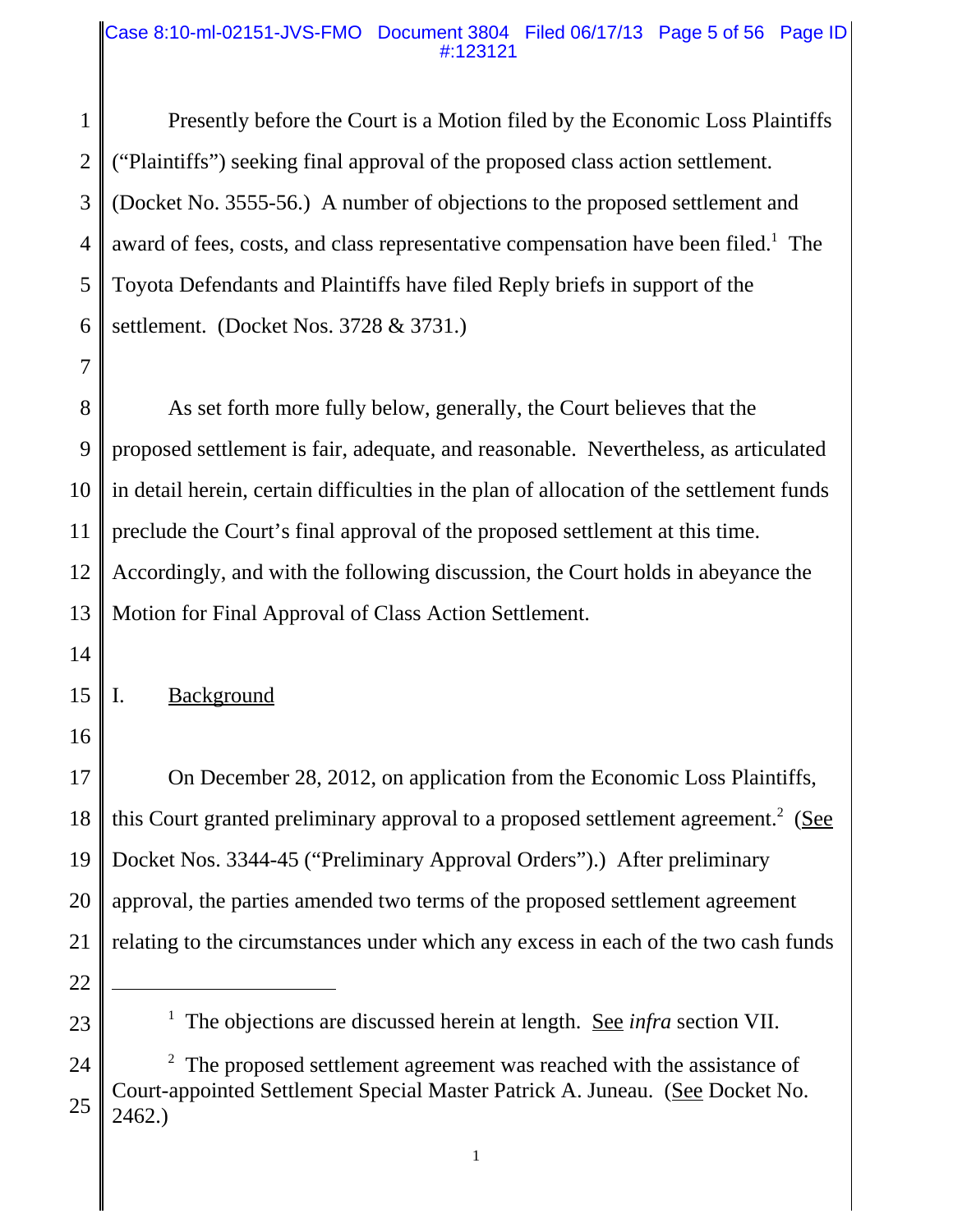Presently before the Court is a Motion filed by the Economic Loss Plaintiffs ("Plaintiffs") seeking final approval of the proposed class action settlement. (Docket No. 3555-56.) A number of objections to the proposed settlement and award of fees, costs, and class representative compensation have been filed.[1] The Toyota Defendants and Plaintiffs have filed Reply briefs in support of the settlement. (Docket Nos. 3728 & 3731.)

As set forth more fully below, generally, the Court believes that the proposed settlement is fair, adequate, and reasonable. Nevertheless, as articulated in detail herein, certain difficulties in the plan of allocation of the settlement funds preclude the Court's final approval of the proposed settlement at this time. Accordingly, and with the following discussion, the Court holds in abeyance the Motion for Final Approval of Class Action Settlement.

## I. Background

On December 28, 2012, on application from the Economic Loss Plaintiffs, this Court granted preliminary approval to a proposed settlement agreement.[2] (See Docket Nos. 3344-45 ("Preliminary Approval Orders").) After preliminary approval, the parties amended two terms of the proposed settlement agreement relating to the circumstances under which any excess in each of the two cash funds

---

[1] The objections are discussed herein at length. See *infra* section VII.

[2] The proposed settlement agreement was reached with the assistance of Court-appointed Settlement Special Master Patrick A. Juneau. (See Docket No. 2462.)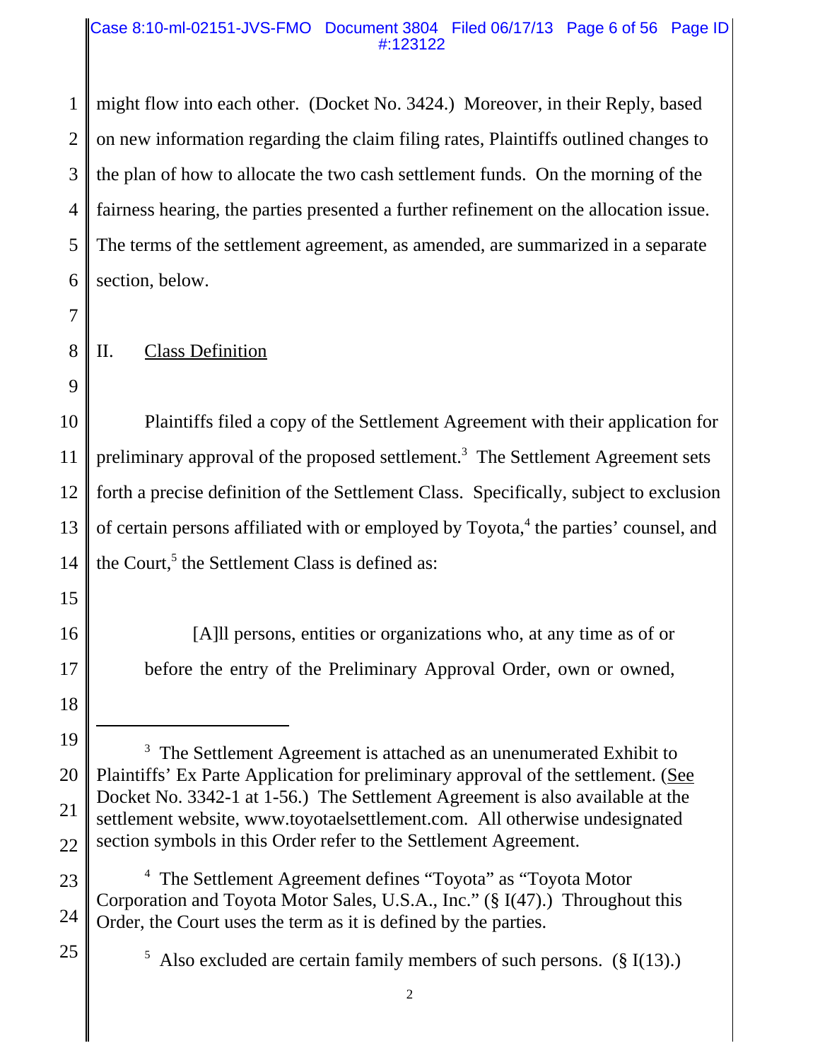might flow into each other. (Docket No. 3424.) Moreover, in their Reply, based on new information regarding the claim filing rates, Plaintiffs outlined changes to the plan of how to allocate the two cash settlement funds. On the morning of the fairness hearing, the parties presented a further refinement on the allocation issue. The terms of the settlement agreement, as amended, are summarized in a separate section, below.

## II. Class Definition

Plaintiffs filed a copy of the Settlement Agreement with their application for preliminary approval of the proposed settlement.[3] The Settlement Agreement sets forth a precise definition of the Settlement Class. Specifically, subject to exclusion of certain persons affiliated with or employed by Toyota,[4] the parties' counsel, and the Court,[5] the Settlement Class is defined as:

> [A]ll persons, entities or organizations who, at any time as of or before the entry of the Preliminary Approval Order, own or owned,

---

[3] The Settlement Agreement is attached as an unenumerated Exhibit to Plaintiffs' Ex Parte Application for preliminary approval of the settlement. (See Docket No. 3342-1 at 1-56.) The Settlement Agreement is also available at the settlement website, www.toyotaelsettlement.com. All otherwise undesignated section symbols in this Order refer to the Settlement Agreement.

[4] The Settlement Agreement defines "Toyota" as "Toyota Motor Corporation and Toyota Motor Sales, U.S.A., Inc." (§ I(47).) Throughout this Order, the Court uses the term as it is defined by the parties.

[5] Also excluded are certain family members of such persons. (§ I(13).)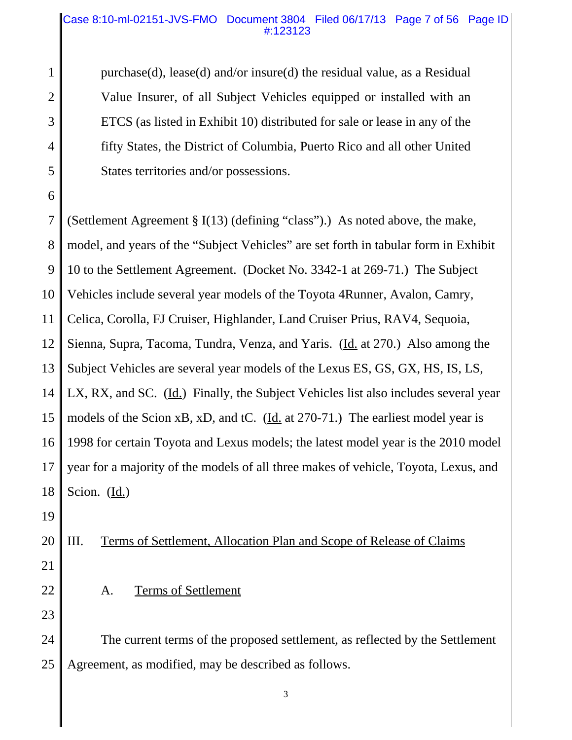purchase(d), lease(d) and/or insure(d) the residual value, as a Residual Value Insurer, of all Subject Vehicles equipped or installed with an ETCS (as listed in Exhibit 10) distributed for sale or lease in any of the fifty States, the District of Columbia, Puerto Rico and all other United States territories and/or possessions.

(Settlement Agreement § I(13) (defining "class").) As noted above, the make, model, and years of the "Subject Vehicles" are set forth in tabular form in Exhibit 10 to the Settlement Agreement. (Docket No. 3342-1 at 269-71.) The Subject Vehicles include several year models of the Toyota 4Runner, Avalon, Camry, Celica, Corolla, FJ Cruiser, Highlander, Land Cruiser Prius, RAV4, Sequoia, Sienna, Supra, Tacoma, Tundra, Venza, and Yaris. (Id. at 270.) Also among the Subject Vehicles are several year models of the Lexus ES, GS, GX, HS, IS, LS, LX, RX, and SC. (Id.) Finally, the Subject Vehicles list also includes several year models of the Scion xB, xD, and tC. (Id. at 270-71.) The earliest model year is 1998 for certain Toyota and Lexus models; the latest model year is the 2010 model year for a majority of the models of all three makes of vehicle, Toyota, Lexus, and Scion. (Id.)

## III. Terms of Settlement, Allocation Plan and Scope of Release of Claims

### A. Terms of Settlement

The current terms of the proposed settlement, as reflected by the Settlement Agreement, as modified, may be described as follows.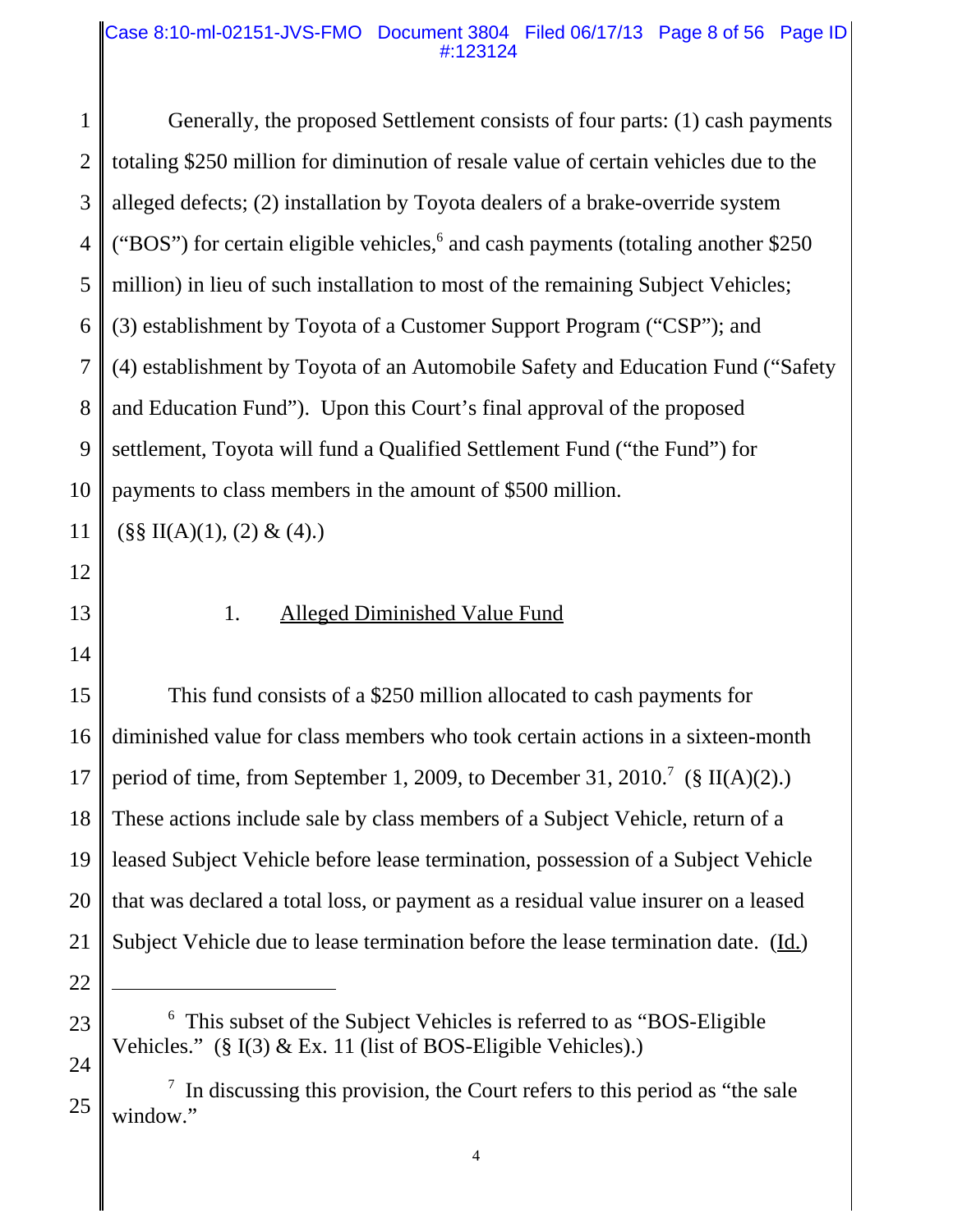Generally, the proposed Settlement consists of four parts: (1) cash payments totaling $250 million for diminution of resale value of certain vehicles due to the alleged defects; (2) installation by Toyota dealers of a brake-override system ("BOS") for certain eligible vehicles,[6] and cash payments (totaling another $250 million) in lieu of such installation to most of the remaining Subject Vehicles; (3) establishment by Toyota of a Customer Support Program ("CSP"); and (4) establishment by Toyota of an Automobile Safety and Education Fund ("Safety and Education Fund"). Upon this Court's final approval of the proposed settlement, Toyota will fund a Qualified Settlement Fund ("the Fund") for payments to class members in the amount of $500 million. (§§ II(A)(1), (2) & (4).)

### 1. Alleged Diminished Value Fund

This fund consists of a $250 million allocated to cash payments for diminished value for class members who took certain actions in a sixteen-month period of time, from September 1, 2009, to December 31, 2010.[7] (§ II(A)(2).) These actions include sale by class members of a Subject Vehicle, return of a leased Subject Vehicle before lease termination, possession of a Subject Vehicle that was declared a total loss, or payment as a residual value insurer on a leased Subject Vehicle due to lease termination before the lease termination date. (Id.)

---

[6] This subset of the Subject Vehicles is referred to as "BOS-Eligible Vehicles." (§ I(3) & Ex. 11 (list of BOS-Eligible Vehicles).)

[7] In discussing this provision, the Court refers to this period as "the sale window."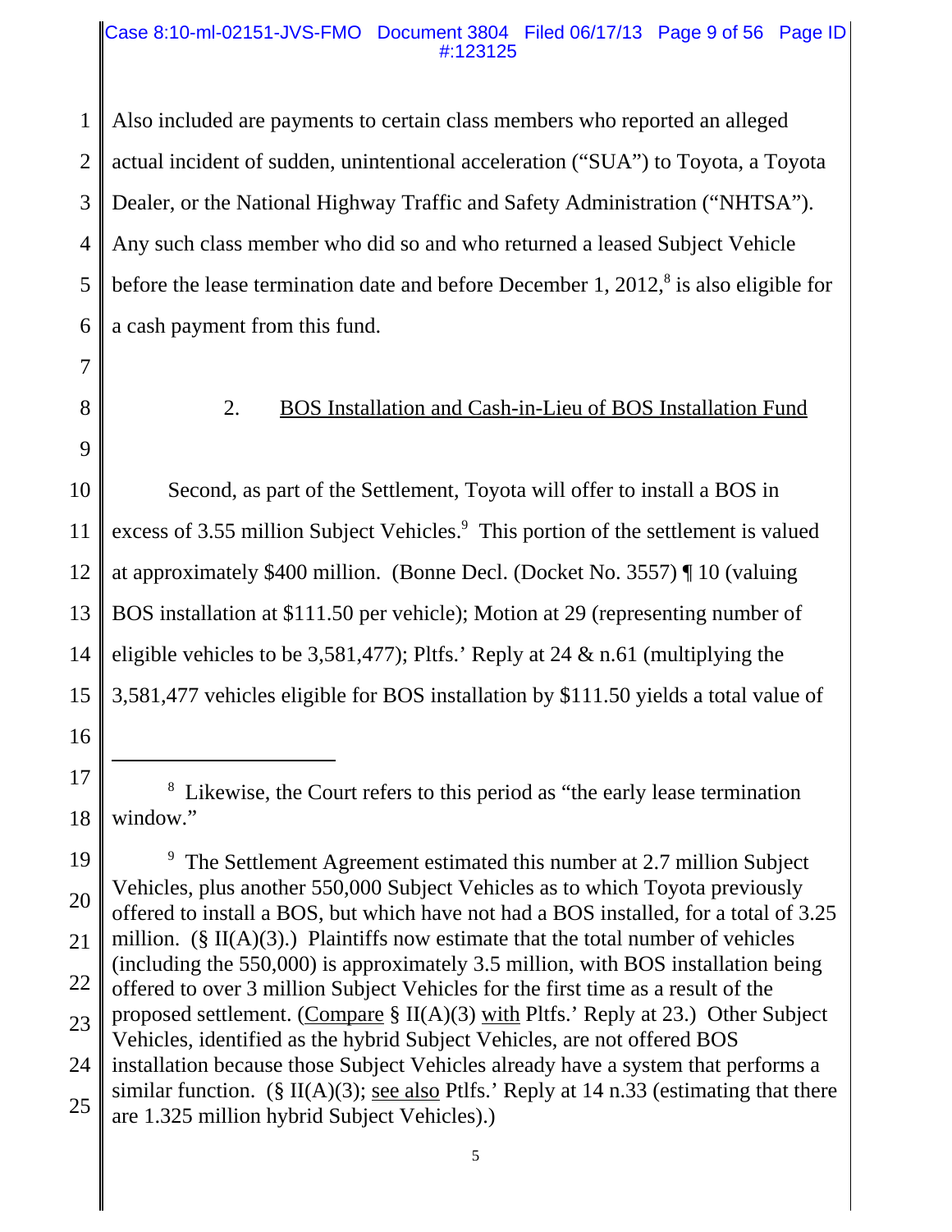Also included are payments to certain class members who reported an alleged actual incident of sudden, unintentional acceleration ("SUA") to Toyota, a Toyota Dealer, or the National Highway Traffic and Safety Administration ("NHTSA"). Any such class member who did so and who returned a leased Subject Vehicle before the lease termination date and before December 1, 2012,[8] is also eligible for a cash payment from this fund.

2. BOS Installation and Cash-in-Lieu of BOS Installation Fund

Second, as part of the Settlement, Toyota will offer to install a BOS in excess of 3.55 million Subject Vehicles.[9] This portion of the settlement is valued at approximately $400 million. (Bonne Decl. (Docket No. 3557) ¶ 10 (valuing BOS installation at $111.50 per vehicle); Motion at 29 (representing number of eligible vehicles to be 3,581,477); Pltfs.' Reply at 24 & n.61 (multiplying the 3,581,477 vehicles eligible for BOS installation by $111.50 yields a total value of

---

[8] Likewise, the Court refers to this period as "the early lease termination window."

[9] The Settlement Agreement estimated this number at 2.7 million Subject Vehicles, plus another 550,000 Subject Vehicles as to which Toyota previously offered to install a BOS, but which have not had a BOS installed, for a total of 3.25 million. (§ II(A)(3).) Plaintiffs now estimate that the total number of vehicles (including the 550,000) is approximately 3.5 million, with BOS installation being offered to over 3 million Subject Vehicles for the first time as a result of the proposed settlement. (Compare § II(A)(3) with Pltfs.' Reply at 23.) Other Subject Vehicles, identified as the hybrid Subject Vehicles, are not offered BOS installation because those Subject Vehicles already have a system that performs a similar function. (§ II(A)(3); see also Pltfs.' Reply at 14 n.33 (estimating that there are 1.325 million hybrid Subject Vehicles).)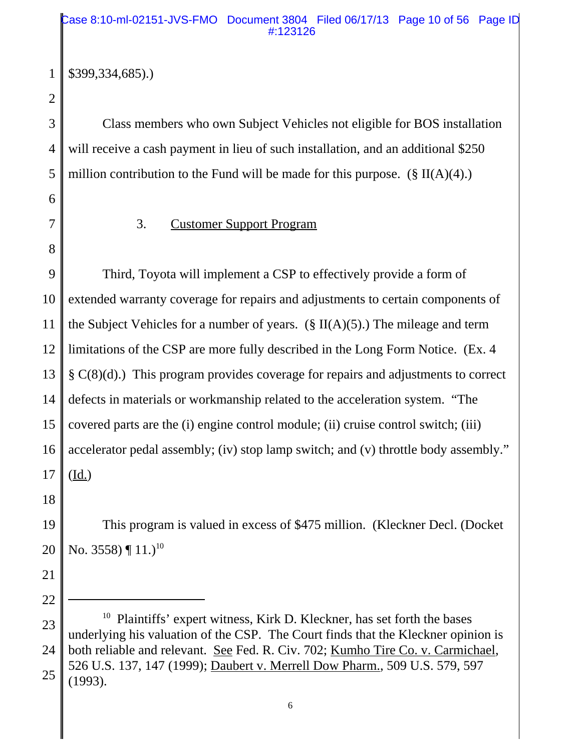$399,334,685).)

Class members who own Subject Vehicles not eligible for BOS installation will receive a cash payment in lieu of such installation, and an additional $250 million contribution to the Fund will be made for this purpose. (§ II(A)(4).)

### 3. Customer Support Program

Third, Toyota will implement a CSP to effectively provide a form of extended warranty coverage for repairs and adjustments to certain components of the Subject Vehicles for a number of years. (§ II(A)(5).) The mileage and term limitations of the CSP are more fully described in the Long Form Notice. (Ex. 4 § C(8)(d).) This program provides coverage for repairs and adjustments to correct defects in materials or workmanship related to the acceleration system. "The covered parts are the (i) engine control module; (ii) cruise control switch; (iii) accelerator pedal assembly; (iv) stop lamp switch; and (v) throttle body assembly." (Id.)

This program is valued in excess of $475 million. (Kleckner Decl. (Docket No. 3558) ¶ 11.)[10]

---

[10] Plaintiffs' expert witness, Kirk D. Kleckner, has set forth the bases underlying his valuation of the CSP. The Court finds that the Kleckner opinion is both reliable and relevant. See Fed. R. Civ. 702; Kumho Tire Co. v. Carmichael, 526 U.S. 137, 147 (1999); Daubert v. Merrell Dow Pharm., 509 U.S. 579, 597 (1993).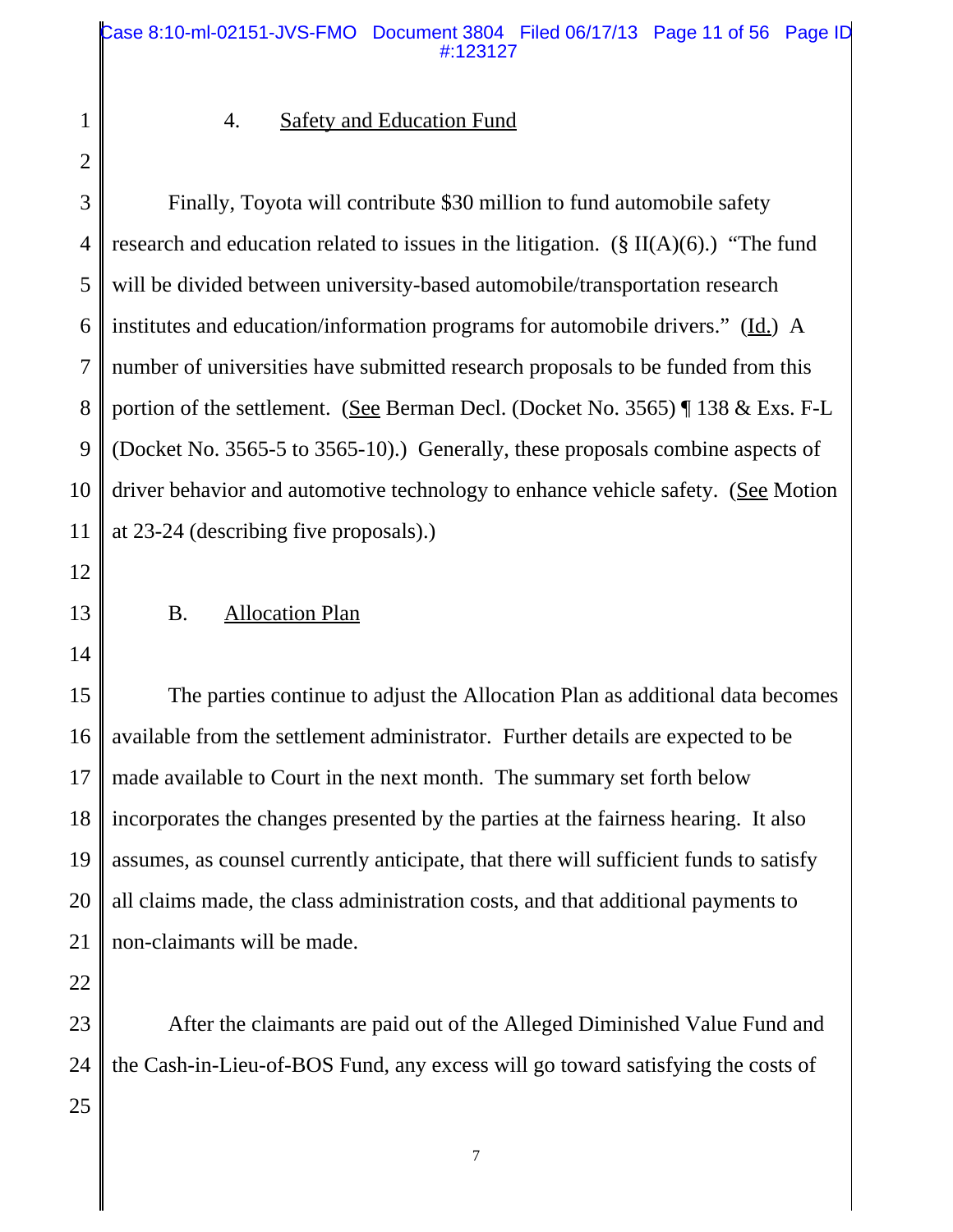4. Safety and Education Fund

Finally, Toyota will contribute $30 million to fund automobile safety research and education related to issues in the litigation. (§ II(A)(6).) "The fund will be divided between university-based automobile/transportation research institutes and education/information programs for automobile drivers." (Id.) A number of universities have submitted research proposals to be funded from this portion of the settlement. (See Berman Decl. (Docket No. 3565) ¶ 138 & Exs. F-L (Docket No. 3565-5 to 3565-10).) Generally, these proposals combine aspects of driver behavior and automotive technology to enhance vehicle safety. (See Motion at 23-24 (describing five proposals).)

B. Allocation Plan

The parties continue to adjust the Allocation Plan as additional data becomes available from the settlement administrator. Further details are expected to be made available to Court in the next month. The summary set forth below incorporates the changes presented by the parties at the fairness hearing. It also assumes, as counsel currently anticipate, that there will sufficient funds to satisfy all claims made, the class administration costs, and that additional payments to non-claimants will be made.

After the claimants are paid out of the Alleged Diminished Value Fund and the Cash-in-Lieu-of-BOS Fund, any excess will go toward satisfying the costs of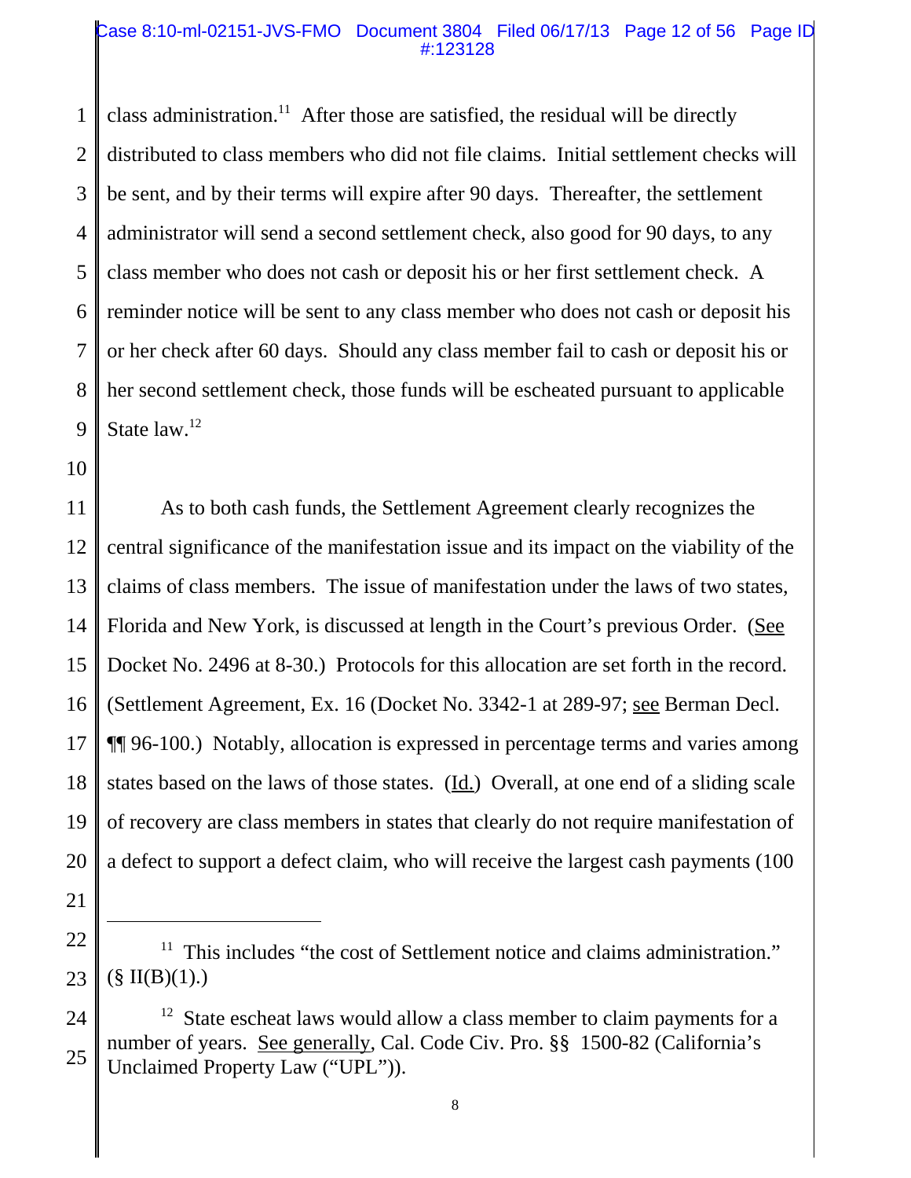class administration.[11] After those are satisfied, the residual will be directly distributed to class members who did not file claims. Initial settlement checks will be sent, and by their terms will expire after 90 days. Thereafter, the settlement administrator will send a second settlement check, also good for 90 days, to any class member who does not cash or deposit his or her first settlement check. A reminder notice will be sent to any class member who does not cash or deposit his or her check after 60 days. Should any class member fail to cash or deposit his or her second settlement check, those funds will be escheated pursuant to applicable State law.[12]

As to both cash funds, the Settlement Agreement clearly recognizes the central significance of the manifestation issue and its impact on the viability of the claims of class members. The issue of manifestation under the laws of two states, Florida and New York, is discussed at length in the Court's previous Order. (See Docket No. 2496 at 8-30.) Protocols for this allocation are set forth in the record. (Settlement Agreement, Ex. 16 (Docket No. 3342-1 at 289-97; see Berman Decl. ¶¶ 96-100.) Notably, allocation is expressed in percentage terms and varies among states based on the laws of those states. (Id.) Overall, at one end of a sliding scale of recovery are class members in states that clearly do not require manifestation of a defect to support a defect claim, who will receive the largest cash payments (100

---

[11] This includes "the cost of Settlement notice and claims administration." (§ II(B)(1).)

[12] State escheat laws would allow a class member to claim payments for a number of years. See generally, Cal. Code Civ. Pro. §§ 1500-82 (California's Unclaimed Property Law ("UPL")).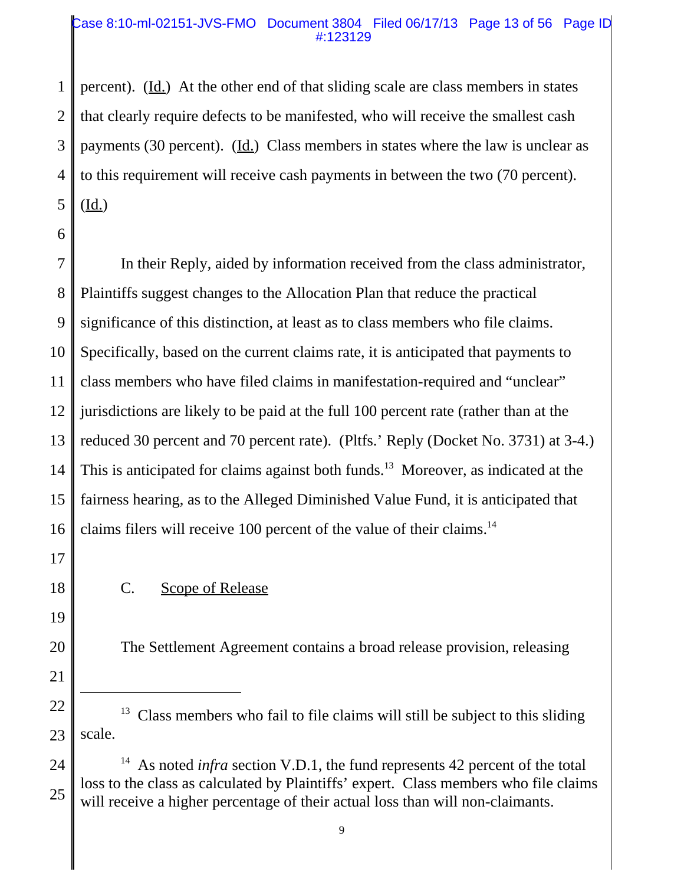percent). (Id.) At the other end of that sliding scale are class members in states that clearly require defects to be manifested, who will receive the smallest cash payments (30 percent). (Id.) Class members in states where the law is unclear as to this requirement will receive cash payments in between the two (70 percent). (Id.)

In their Reply, aided by information received from the class administrator, Plaintiffs suggest changes to the Allocation Plan that reduce the practical significance of this distinction, at least as to class members who file claims. Specifically, based on the current claims rate, it is anticipated that payments to class members who have filed claims in manifestation-required and "unclear" jurisdictions are likely to be paid at the full 100 percent rate (rather than at the reduced 30 percent and 70 percent rate). (Pltfs.' Reply (Docket No. 3731) at 3-4.) This is anticipated for claims against both funds.[13] Moreover, as indicated at the fairness hearing, as to the Alleged Diminished Value Fund, it is anticipated that claims filers will receive 100 percent of the value of their claims.[14]

### C. Scope of Release

The Settlement Agreement contains a broad release provision, releasing

---

[13] Class members who fail to file claims will still be subject to this sliding scale.

[14] As noted *infra* section V.D.1, the fund represents 42 percent of the total loss to the class as calculated by Plaintiffs' expert. Class members who file claims will receive a higher percentage of their actual loss than will non-claimants.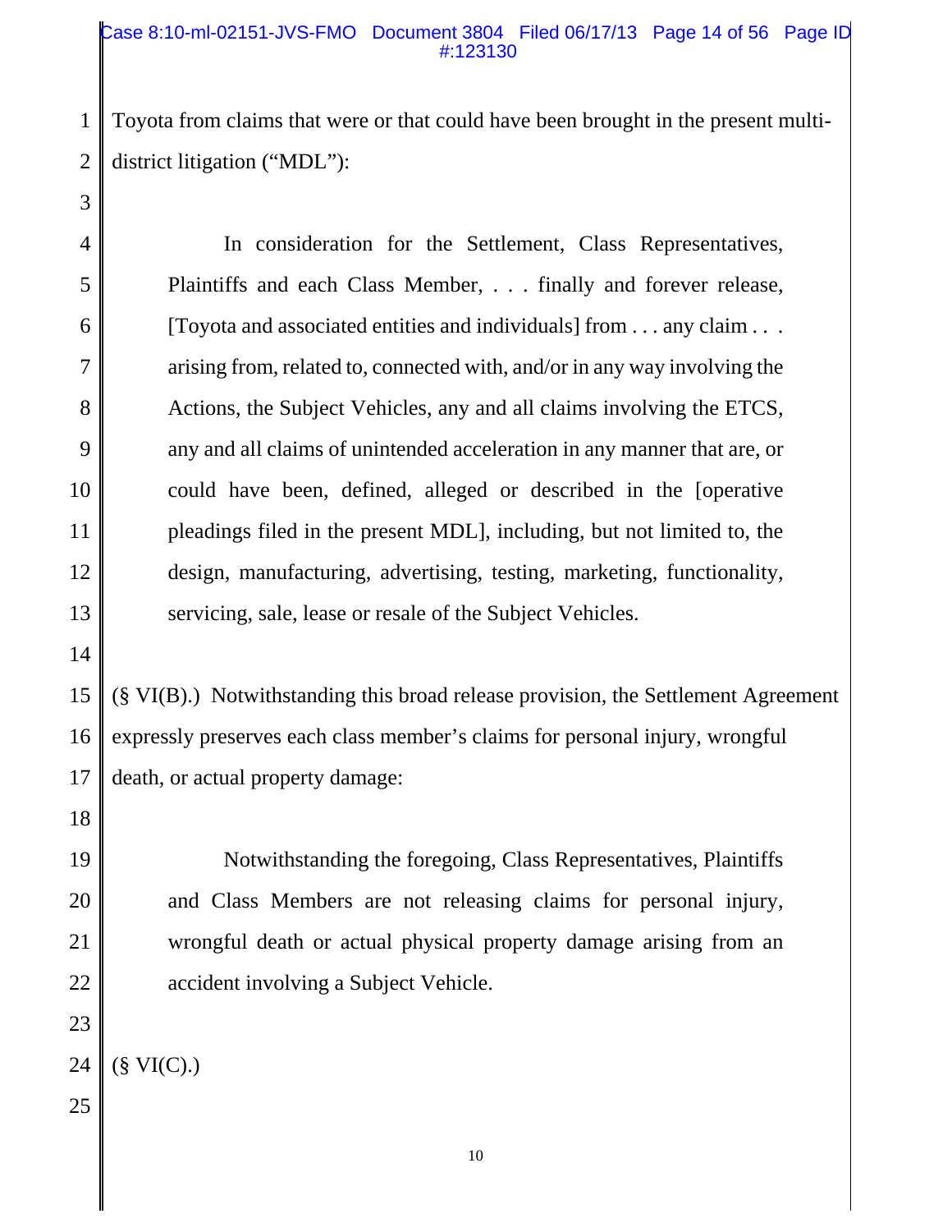Toyota from claims that were or that could have been brought in the present multi-district litigation ("MDL"):

> In consideration for the Settlement, Class Representatives, Plaintiffs and each Class Member, . . . finally and forever release, [Toyota and associated entities and individuals] from . . . any claim . . . arising from, related to, connected with, and/or in any way involving the Actions, the Subject Vehicles, any and all claims involving the ETCS, any and all claims of unintended acceleration in any manner that are, or could have been, defined, alleged or described in the [operative pleadings filed in the present MDL], including, but not limited to, the design, manufacturing, advertising, testing, marketing, functionality, servicing, sale, lease or resale of the Subject Vehicles.

(§ VI(B).) Notwithstanding this broad release provision, the Settlement Agreement expressly preserves each class member's claims for personal injury, wrongful death, or actual property damage:

> Notwithstanding the foregoing, Class Representatives, Plaintiffs and Class Members are not releasing claims for personal injury, wrongful death or actual physical property damage arising from an accident involving a Subject Vehicle.

(§ VI(C).)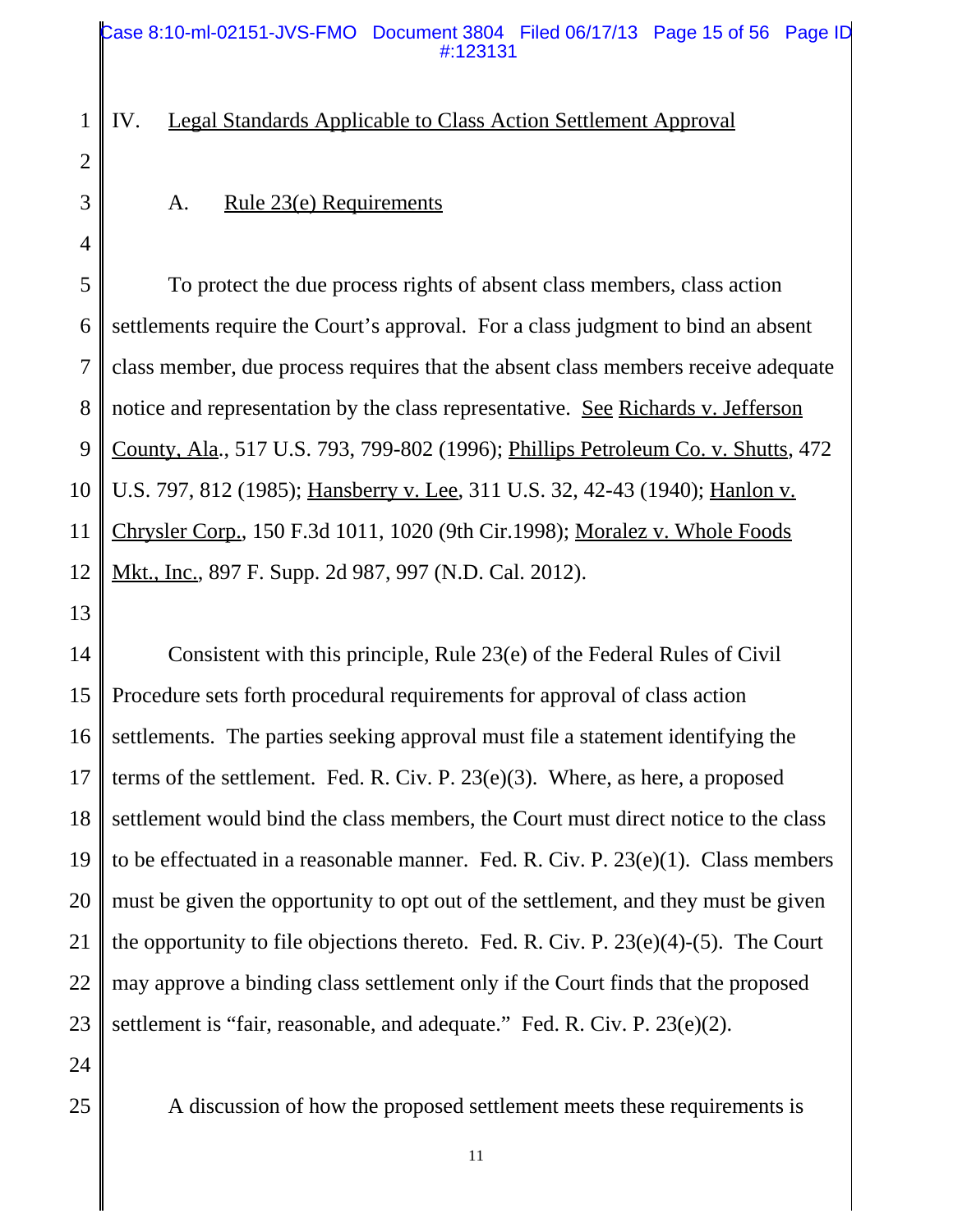## IV. Legal Standards Applicable to Class Action Settlement Approval

### A. Rule 23(e) Requirements

To protect the due process rights of absent class members, class action settlements require the Court's approval. For a class judgment to bind an absent class member, due process requires that the absent class members receive adequate notice and representation by the class representative. See Richards v. Jefferson County, Ala., 517 U.S. 793, 799-802 (1996); Phillips Petroleum Co. v. Shutts, 472 U.S. 797, 812 (1985); Hansberry v. Lee, 311 U.S. 32, 42-43 (1940); Hanlon v. Chrysler Corp., 150 F.3d 1011, 1020 (9th Cir.1998); Moralez v. Whole Foods Mkt., Inc., 897 F. Supp. 2d 987, 997 (N.D. Cal. 2012).

Consistent with this principle, Rule 23(e) of the Federal Rules of Civil Procedure sets forth procedural requirements for approval of class action settlements. The parties seeking approval must file a statement identifying the terms of the settlement. Fed. R. Civ. P. 23(e)(3). Where, as here, a proposed settlement would bind the class members, the Court must direct notice to the class to be effectuated in a reasonable manner. Fed. R. Civ. P. 23(e)(1). Class members must be given the opportunity to opt out of the settlement, and they must be given the opportunity to file objections thereto. Fed. R. Civ. P. 23(e)(4)-(5). The Court may approve a binding class settlement only if the Court finds that the proposed settlement is "fair, reasonable, and adequate." Fed. R. Civ. P. 23(e)(2).

A discussion of how the proposed settlement meets these requirements is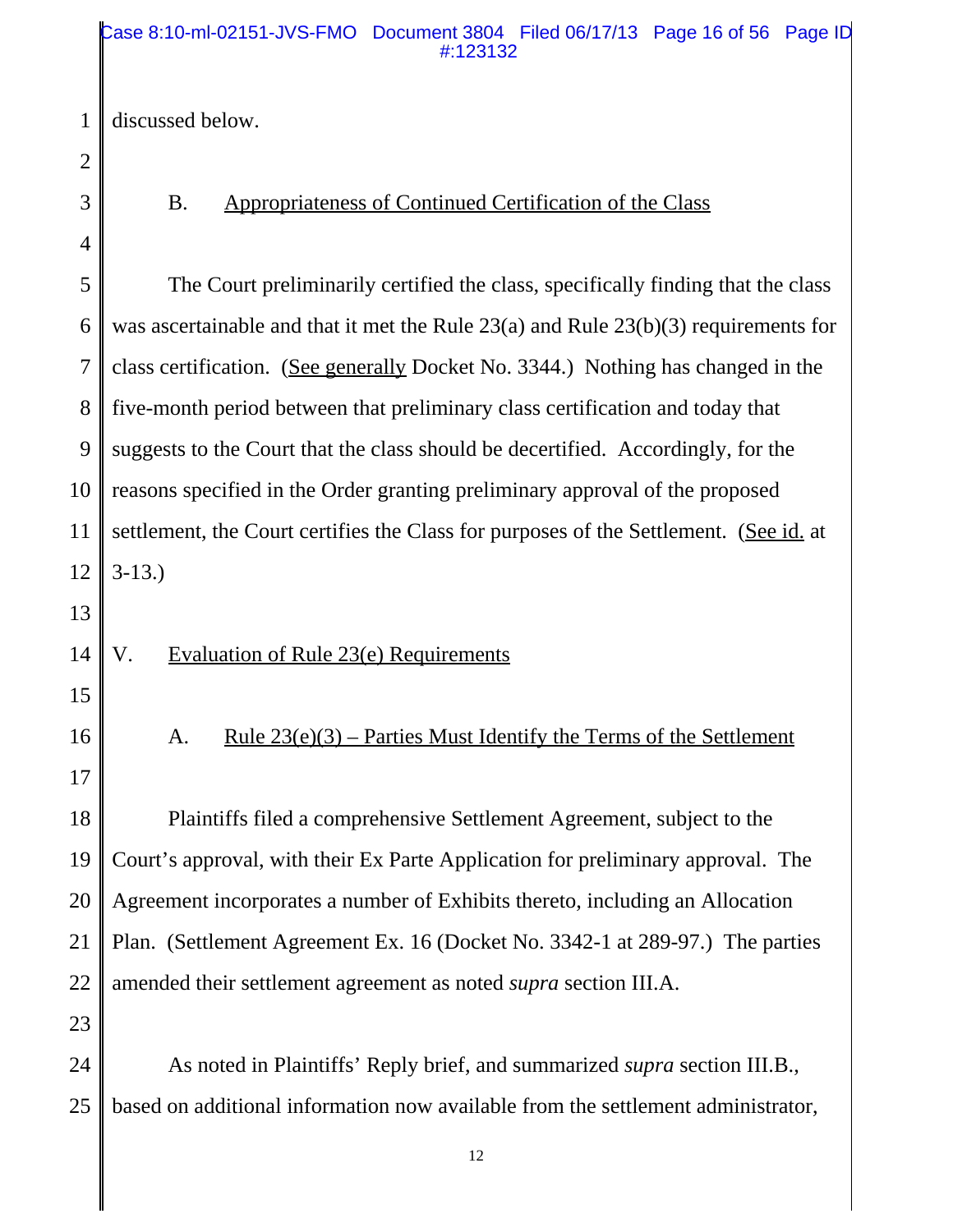discussed below.

### B. Appropriateness of Continued Certification of the Class

The Court preliminarily certified the class, specifically finding that the class was ascertainable and that it met the Rule 23(a) and Rule 23(b)(3) requirements for class certification. (See generally Docket No. 3344.) Nothing has changed in the five-month period between that preliminary class certification and today that suggests to the Court that the class should be decertified. Accordingly, for the reasons specified in the Order granting preliminary approval of the proposed settlement, the Court certifies the Class for purposes of the Settlement. (See id. at 3-13.)

## V. Evaluation of Rule 23(e) Requirements

### A. Rule 23(e)(3) – Parties Must Identify the Terms of the Settlement

Plaintiffs filed a comprehensive Settlement Agreement, subject to the Court's approval, with their Ex Parte Application for preliminary approval. The Agreement incorporates a number of Exhibits thereto, including an Allocation Plan. (Settlement Agreement Ex. 16 (Docket No. 3342-1 at 289-97.) The parties amended their settlement agreement as noted *supra* section III.A.

As noted in Plaintiffs' Reply brief, and summarized *supra* section III.B., based on additional information now available from the settlement administrator,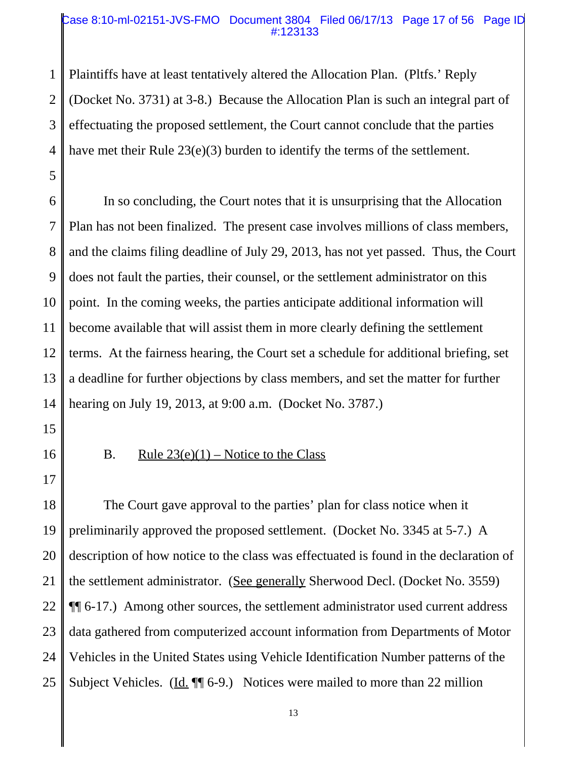Plaintiffs have at least tentatively altered the Allocation Plan. (Pltfs.' Reply (Docket No. 3731) at 3-8.) Because the Allocation Plan is such an integral part of effectuating the proposed settlement, the Court cannot conclude that the parties have met their Rule 23(e)(3) burden to identify the terms of the settlement.

In so concluding, the Court notes that it is unsurprising that the Allocation Plan has not been finalized. The present case involves millions of class members, and the claims filing deadline of July 29, 2013, has not yet passed. Thus, the Court does not fault the parties, their counsel, or the settlement administrator on this point. In the coming weeks, the parties anticipate additional information will become available that will assist them in more clearly defining the settlement terms. At the fairness hearing, the Court set a schedule for additional briefing, set a deadline for further objections by class members, and set the matter for further hearing on July 19, 2013, at 9:00 a.m. (Docket No. 3787.)

B. Rule 23(e)(1) – Notice to the Class

The Court gave approval to the parties' plan for class notice when it preliminarily approved the proposed settlement. (Docket No. 3345 at 5-7.) A description of how notice to the class was effectuated is found in the declaration of the settlement administrator. (See generally Sherwood Decl. (Docket No. 3559) ¶¶ 6-17.) Among other sources, the settlement administrator used current address data gathered from computerized account information from Departments of Motor Vehicles in the United States using Vehicle Identification Number patterns of the Subject Vehicles. (Id. ¶¶ 6-9.) Notices were mailed to more than 22 million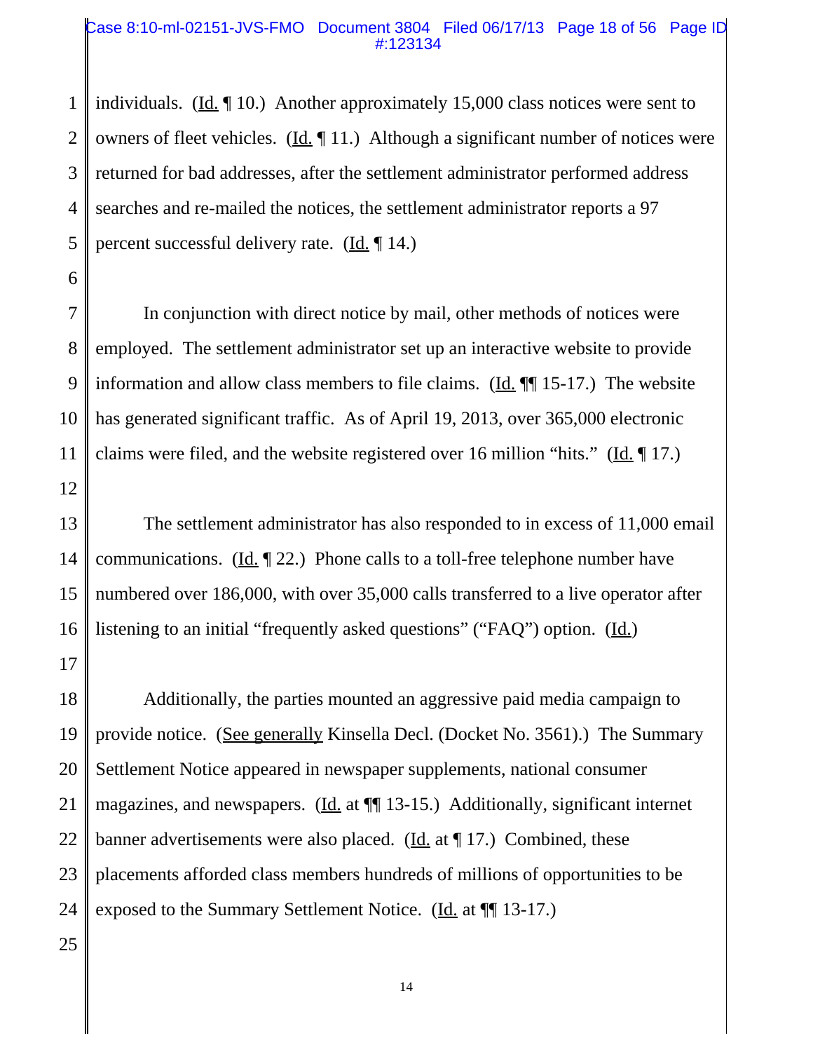individuals. (Id. ¶ 10.) Another approximately 15,000 class notices were sent to owners of fleet vehicles. (Id. ¶ 11.) Although a significant number of notices were returned for bad addresses, after the settlement administrator performed address searches and re-mailed the notices, the settlement administrator reports a 97 percent successful delivery rate. (Id. ¶ 14.)

In conjunction with direct notice by mail, other methods of notices were employed. The settlement administrator set up an interactive website to provide information and allow class members to file claims. (Id. ¶¶ 15-17.) The website has generated significant traffic. As of April 19, 2013, over 365,000 electronic claims were filed, and the website registered over 16 million "hits." (Id. ¶ 17.)

The settlement administrator has also responded to in excess of 11,000 email communications. (Id. ¶ 22.) Phone calls to a toll-free telephone number have numbered over 186,000, with over 35,000 calls transferred to a live operator after listening to an initial "frequently asked questions" ("FAQ") option. (Id.)

Additionally, the parties mounted an aggressive paid media campaign to provide notice. (See generally Kinsella Decl. (Docket No. 3561).) The Summary Settlement Notice appeared in newspaper supplements, national consumer magazines, and newspapers. (Id. at ¶¶ 13-15.) Additionally, significant internet banner advertisements were also placed. (Id. at ¶ 17.) Combined, these placements afforded class members hundreds of millions of opportunities to be exposed to the Summary Settlement Notice. (Id. at ¶¶ 13-17.)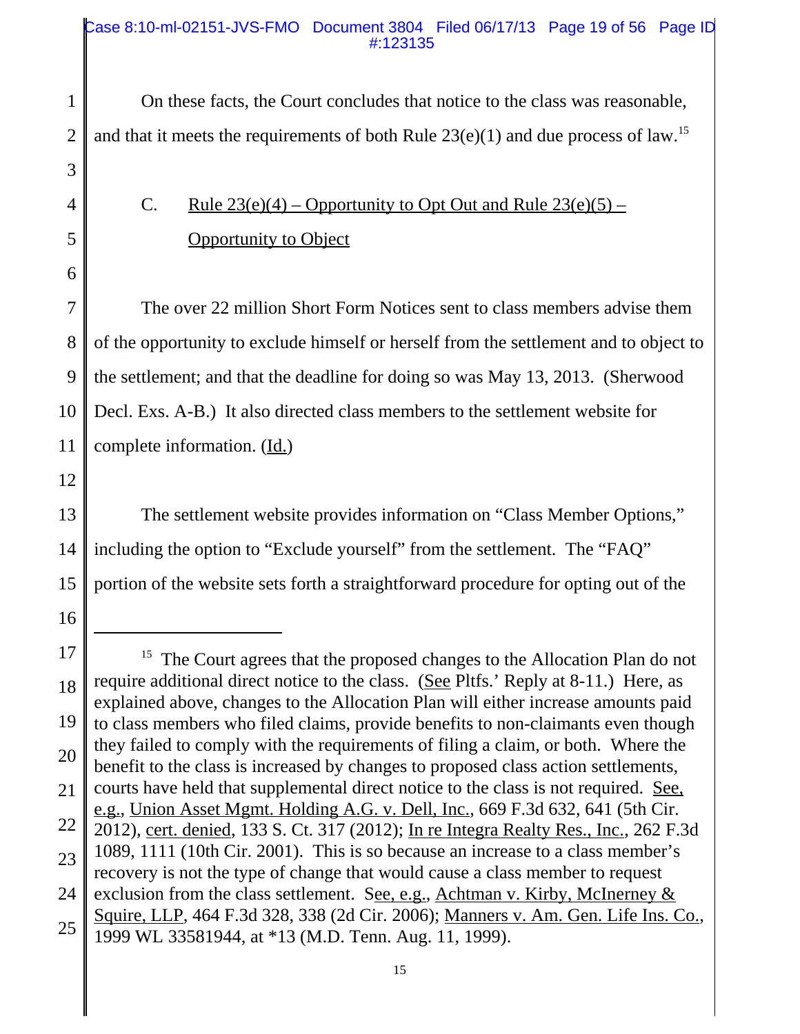On these facts, the Court concludes that notice to the class was reasonable, and that it meets the requirements of both Rule 23(e)(1) and due process of law.[15]

### C. Rule 23(e)(4) – Opportunity to Opt Out and Rule 23(e)(5) – Opportunity to Object

The over 22 million Short Form Notices sent to class members advise them of the opportunity to exclude himself or herself from the settlement and to object to the settlement; and that the deadline for doing so was May 13, 2013. (Sherwood Decl. Exs. A-B.) It also directed class members to the settlement website for complete information. (Id.)

The settlement website provides information on "Class Member Options," including the option to "Exclude yourself" from the settlement. The "FAQ" portion of the website sets forth a straightforward procedure for opting out of the

---

[15] The Court agrees that the proposed changes to the Allocation Plan do not require additional direct notice to the class. (See Pltfs.' Reply at 8-11.) Here, as explained above, changes to the Allocation Plan will either increase amounts paid to class members who filed claims, provide benefits to non-claimants even though they failed to comply with the requirements of filing a claim, or both. Where the benefit to the class is increased by changes to proposed class action settlements, courts have held that supplemental direct notice to the class is not required. See, e.g., Union Asset Mgmt. Holding A.G. v. Dell, Inc., 669 F.3d 632, 641 (5th Cir. 2012), cert. denied, 133 S. Ct. 317 (2012); In re Integra Realty Res., Inc., 262 F.3d 1089, 1111 (10th Cir. 2001). This is so because an increase to a class member's recovery is not the type of change that would cause a class member to request exclusion from the class settlement. See, e.g., Achtman v. Kirby, McInerney & Squire, LLP, 464 F.3d 328, 338 (2d Cir. 2006); Manners v. Am. Gen. Life Ins. Co., 1999 WL 33581944, at *13 (M.D. Tenn. Aug. 11, 1999).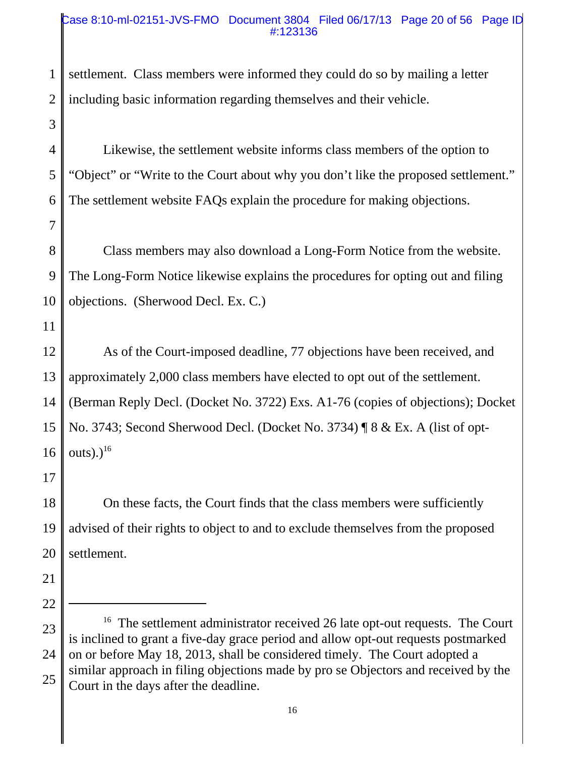settlement. Class members were informed they could do so by mailing a letter including basic information regarding themselves and their vehicle.

Likewise, the settlement website informs class members of the option to "Object" or "Write to the Court about why you don't like the proposed settlement." The settlement website FAQs explain the procedure for making objections.

Class members may also download a Long-Form Notice from the website. The Long-Form Notice likewise explains the procedures for opting out and filing objections. (Sherwood Decl. Ex. C.)

As of the Court-imposed deadline, 77 objections have been received, and approximately 2,000 class members have elected to opt out of the settlement. (Berman Reply Decl. (Docket No. 3722) Exs. A1-76 (copies of objections); Docket No. 3743; Second Sherwood Decl. (Docket No. 3734) ¶ 8 & Ex. A (list of opt-outs).)[16]

On these facts, the Court finds that the class members were sufficiently advised of their rights to object to and to exclude themselves from the proposed settlement.

---

[16] The settlement administrator received 26 late opt-out requests. The Court is inclined to grant a five-day grace period and allow opt-out requests postmarked on or before May 18, 2013, shall be considered timely. The Court adopted a similar approach in filing objections made by pro se Objectors and received by the Court in the days after the deadline.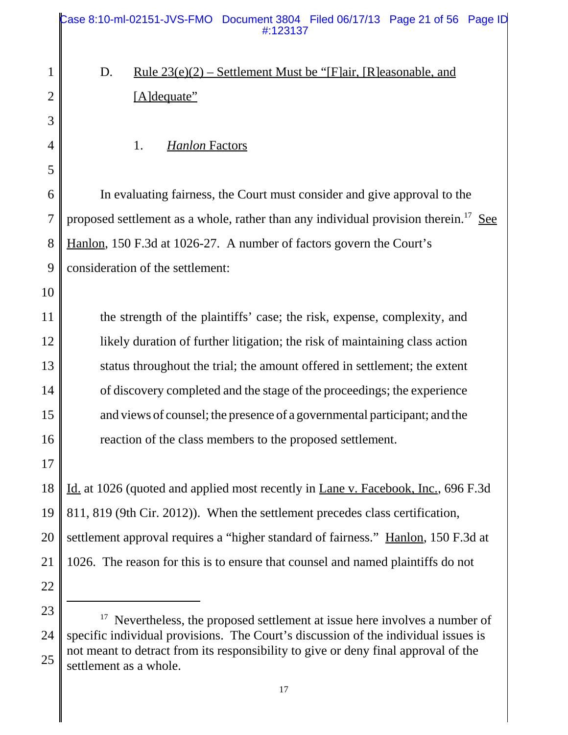### D. Rule 23(e)(2) – Settlement Must be "[F]air, [R]easonable, and [A]dequate"

#### 1. *Hanlon* Factors

In evaluating fairness, the Court must consider and give approval to the proposed settlement as a whole, rather than any individual provision therein.[17] See Hanlon, 150 F.3d at 1026-27. A number of factors govern the Court's consideration of the settlement:

> the strength of the plaintiffs' case; the risk, expense, complexity, and likely duration of further litigation; the risk of maintaining class action status throughout the trial; the amount offered in settlement; the extent of discovery completed and the stage of the proceedings; the experience and views of counsel; the presence of a governmental participant; and the reaction of the class members to the proposed settlement.

Id. at 1026 (quoted and applied most recently in Lane v. Facebook, Inc., 696 F.3d 811, 819 (9th Cir. 2012)). When the settlement precedes class certification, settlement approval requires a "higher standard of fairness." Hanlon, 150 F.3d at 1026. The reason for this is to ensure that counsel and named plaintiffs do not

---

[17] Nevertheless, the proposed settlement at issue here involves a number of specific individual provisions. The Court's discussion of the individual issues is not meant to detract from its responsibility to give or deny final approval of the settlement as a whole.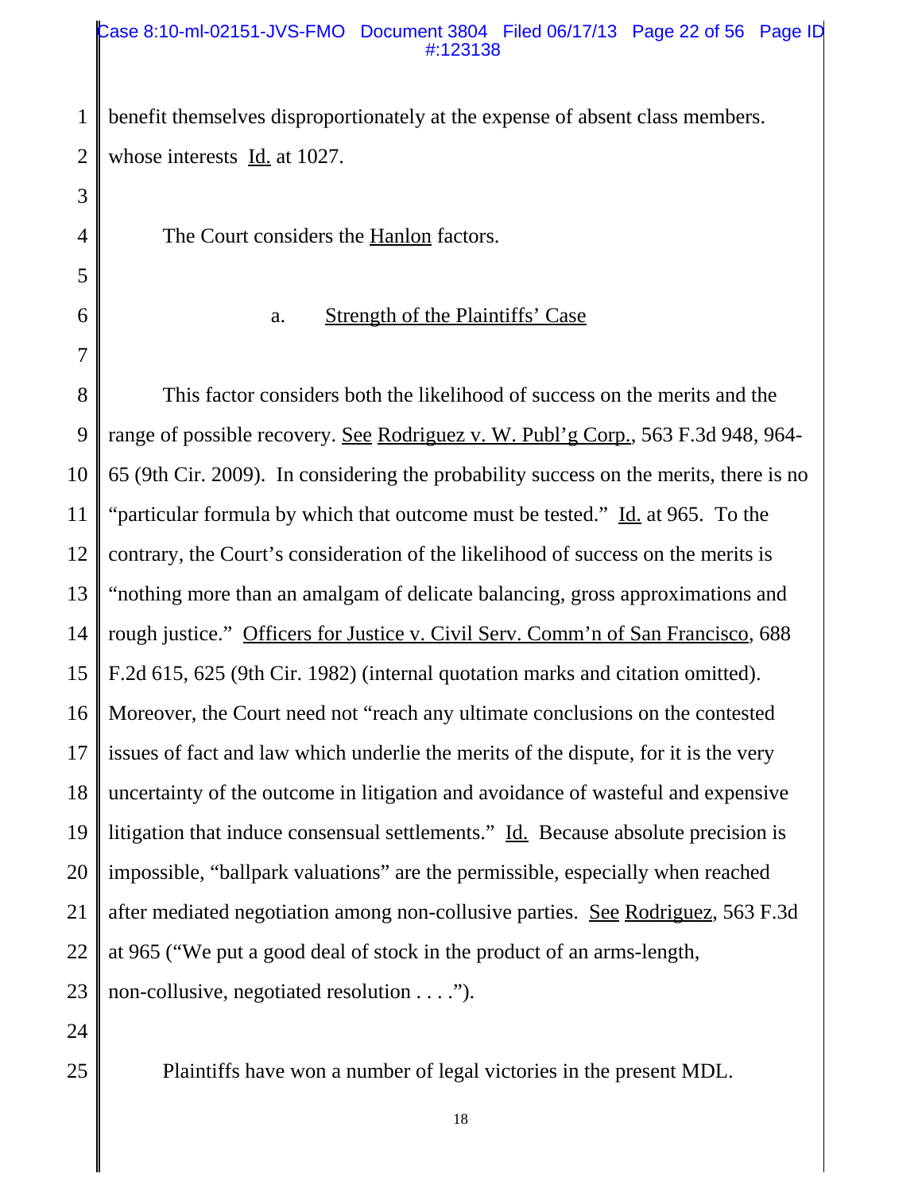benefit themselves disproportionately at the expense of absent class members. whose interests Id. at 1027.

The Court considers the Hanlon factors.

### a. Strength of the Plaintiffs' Case

This factor considers both the likelihood of success on the merits and the range of possible recovery. See Rodriguez v. W. Publ'g Corp., 563 F.3d 948, 964-65 (9th Cir. 2009). In considering the probability success on the merits, there is no "particular formula by which that outcome must be tested." Id. at 965. To the contrary, the Court's consideration of the likelihood of success on the merits is "nothing more than an amalgam of delicate balancing, gross approximations and rough justice." Officers for Justice v. Civil Serv. Comm'n of San Francisco, 688 F.2d 615, 625 (9th Cir. 1982) (internal quotation marks and citation omitted). Moreover, the Court need not "reach any ultimate conclusions on the contested issues of fact and law which underlie the merits of the dispute, for it is the very uncertainty of the outcome in litigation and avoidance of wasteful and expensive litigation that induce consensual settlements." Id. Because absolute precision is impossible, "ballpark valuations" are the permissible, especially when reached after mediated negotiation among non-collusive parties. See Rodriguez, 563 F.3d at 965 ("We put a good deal of stock in the product of an arms-length, non-collusive, negotiated resolution . . . .").

Plaintiffs have won a number of legal victories in the present MDL.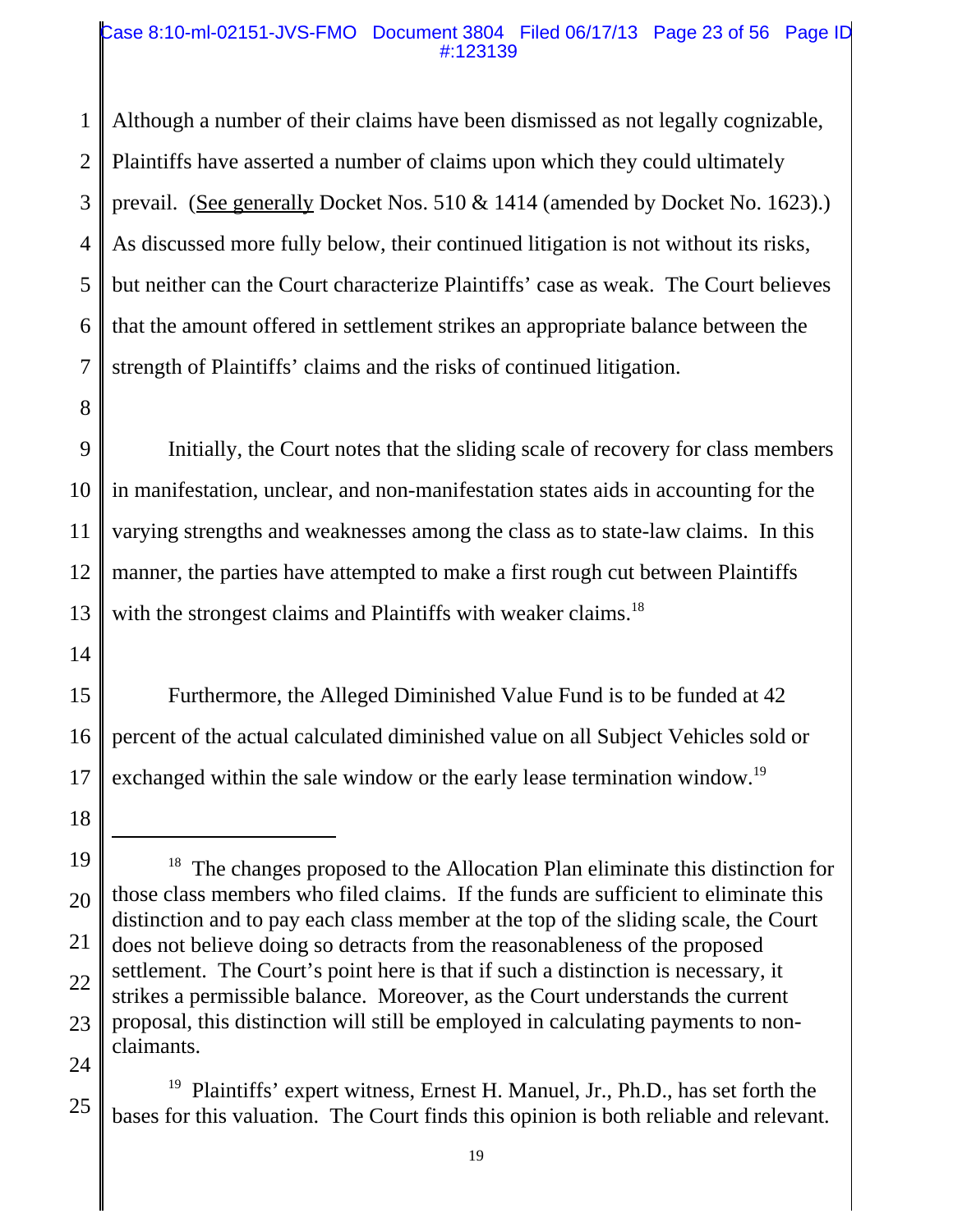Although a number of their claims have been dismissed as not legally cognizable, Plaintiffs have asserted a number of claims upon which they could ultimately prevail. (See generally Docket Nos. 510 & 1414 (amended by Docket No. 1623).) As discussed more fully below, their continued litigation is not without its risks, but neither can the Court characterize Plaintiffs' case as weak. The Court believes that the amount offered in settlement strikes an appropriate balance between the strength of Plaintiffs' claims and the risks of continued litigation.

Initially, the Court notes that the sliding scale of recovery for class members in manifestation, unclear, and non-manifestation states aids in accounting for the varying strengths and weaknesses among the class as to state-law claims. In this manner, the parties have attempted to make a first rough cut between Plaintiffs with the strongest claims and Plaintiffs with weaker claims.[18]

Furthermore, the Alleged Diminished Value Fund is to be funded at 42 percent of the actual calculated diminished value on all Subject Vehicles sold or exchanged within the sale window or the early lease termination window.[19]

---

[18] The changes proposed to the Allocation Plan eliminate this distinction for those class members who filed claims. If the funds are sufficient to eliminate this distinction and to pay each class member at the top of the sliding scale, the Court does not believe doing so detracts from the reasonableness of the proposed settlement. The Court's point here is that if such a distinction is necessary, it strikes a permissible balance. Moreover, as the Court understands the current proposal, this distinction will still be employed in calculating payments to non-claimants.

[19] Plaintiffs' expert witness, Ernest H. Manuel, Jr., Ph.D., has set forth the bases for this valuation. The Court finds this opinion is both reliable and relevant.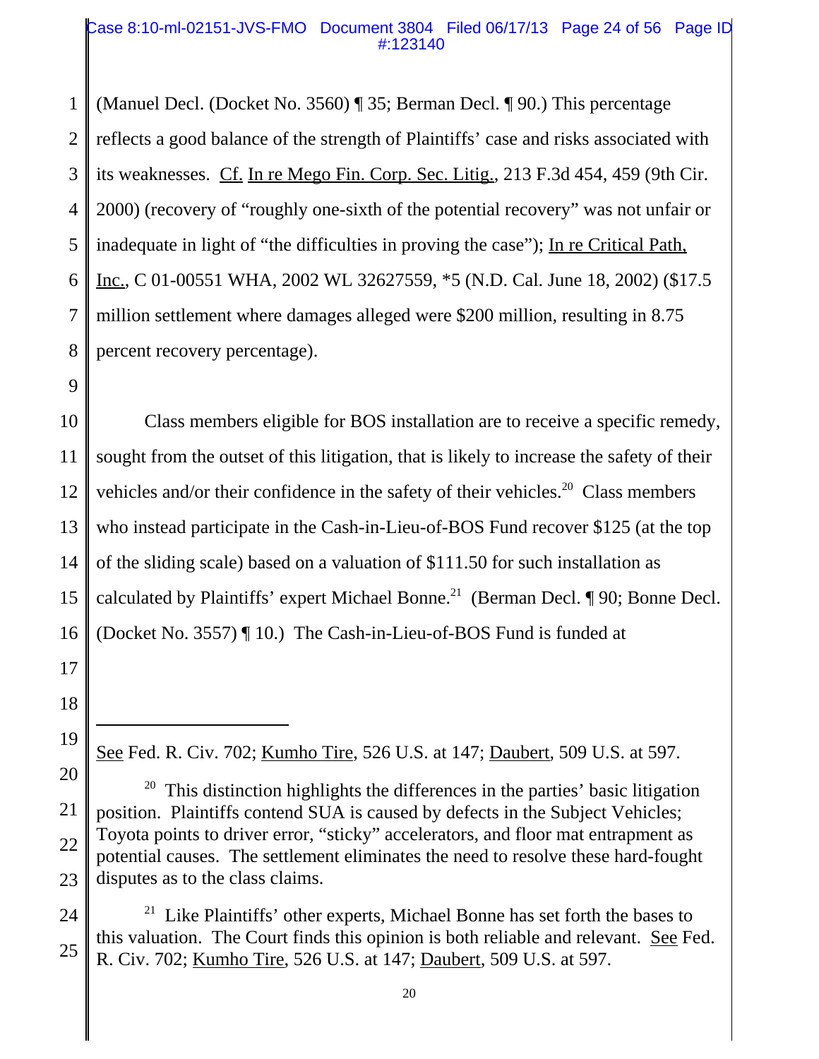(Manuel Decl. (Docket No. 3560) ¶ 35; Berman Decl. ¶ 90.) This percentage reflects a good balance of the strength of Plaintiffs' case and risks associated with its weaknesses. Cf. In re Mego Fin. Corp. Sec. Litig., 213 F.3d 454, 459 (9th Cir. 2000) (recovery of "roughly one-sixth of the potential recovery" was not unfair or inadequate in light of "the difficulties in proving the case"); In re Critical Path, Inc., C 01-00551 WHA, 2002 WL 32627559, *5 (N.D. Cal. June 18, 2002) ($17.5 million settlement where damages alleged were $200 million, resulting in 8.75 percent recovery percentage).

Class members eligible for BOS installation are to receive a specific remedy, sought from the outset of this litigation, that is likely to increase the safety of their vehicles and/or their confidence in the safety of their vehicles.[20] Class members who instead participate in the Cash-in-Lieu-of-BOS Fund recover $125 (at the top of the sliding scale) based on a valuation of $111.50 for such installation as calculated by Plaintiffs' expert Michael Bonne.[21] (Berman Decl. ¶ 90; Bonne Decl. (Docket No. 3557) ¶ 10.) The Cash-in-Lieu-of-BOS Fund is funded at

---

See Fed. R. Civ. 702; Kumho Tire, 526 U.S. at 147; Daubert, 509 U.S. at 597.

[20] This distinction highlights the differences in the parties' basic litigation position. Plaintiffs contend SUA is caused by defects in the Subject Vehicles; Toyota points to driver error, "sticky" accelerators, and floor mat entrapment as potential causes. The settlement eliminates the need to resolve these hard-fought disputes as to the class claims.

[21] Like Plaintiffs' other experts, Michael Bonne has set forth the bases to this valuation. The Court finds this opinion is both reliable and relevant. See Fed. R. Civ. 702; Kumho Tire, 526 U.S. at 147; Daubert, 509 U.S. at 597.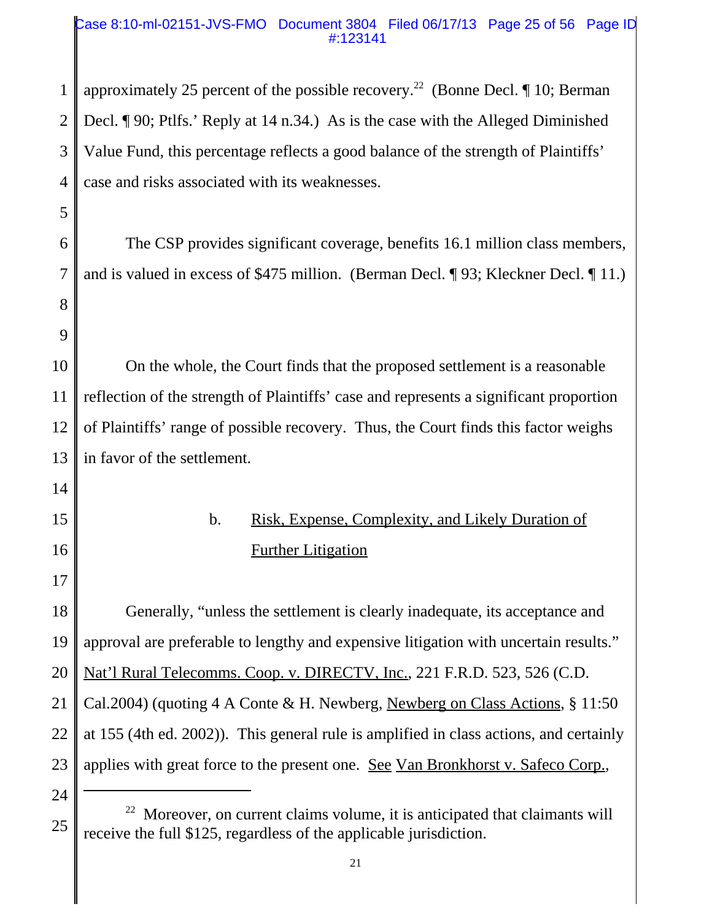approximately 25 percent of the possible recovery.[22] (Bonne Decl. ¶ 10; Berman Decl. ¶ 90; Ptlfs.' Reply at 14 n.34.) As is the case with the Alleged Diminished Value Fund, this percentage reflects a good balance of the strength of Plaintiffs' case and risks associated with its weaknesses.

The CSP provides significant coverage, benefits 16.1 million class members, and is valued in excess of $475 million. (Berman Decl. ¶ 93; Kleckner Decl. ¶ 11.)

On the whole, the Court finds that the proposed settlement is a reasonable reflection of the strength of Plaintiffs' case and represents a significant proportion of Plaintiffs' range of possible recovery. Thus, the Court finds this factor weighs in favor of the settlement.

b. Risk, Expense, Complexity, and Likely Duration of Further Litigation

Generally, "unless the settlement is clearly inadequate, its acceptance and approval are preferable to lengthy and expensive litigation with uncertain results." Nat'l Rural Telecomms. Coop. v. DIRECTV, Inc., 221 F.R.D. 523, 526 (C.D. Cal.2004) (quoting 4 A Conte & H. Newberg, Newberg on Class Actions, § 11:50 at 155 (4th ed. 2002)). This general rule is amplified in class actions, and certainly applies with great force to the present one. See Van Bronkhorst v. Safeco Corp.,

---

[22] Moreover, on current claims volume, it is anticipated that claimants will receive the full $125, regardless of the applicable jurisdiction.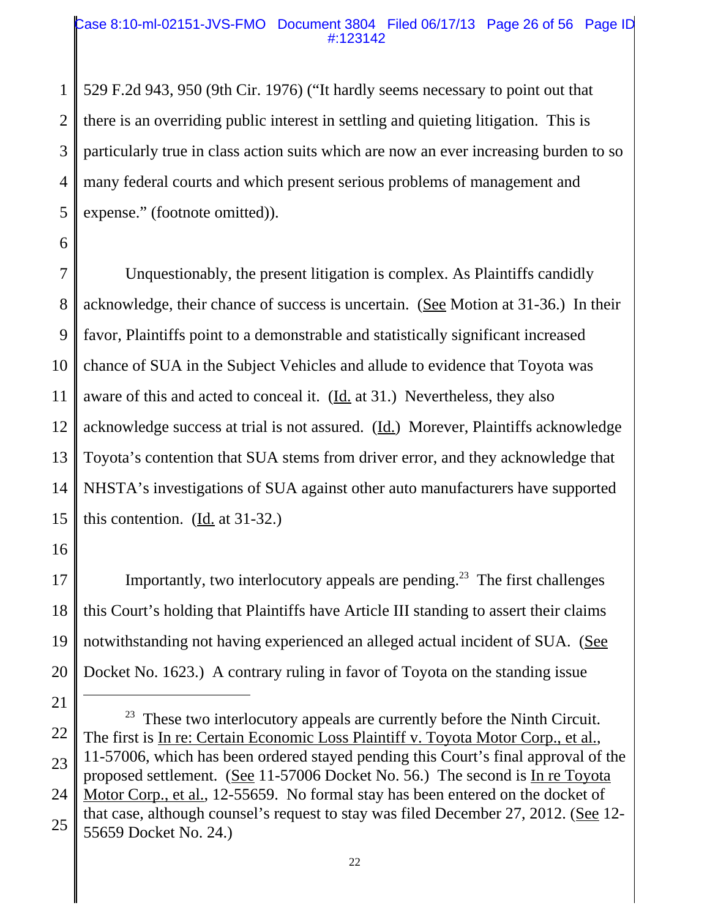529 F.2d 943, 950 (9th Cir. 1976) ("It hardly seems necessary to point out that there is an overriding public interest in settling and quieting litigation. This is particularly true in class action suits which are now an ever increasing burden to so many federal courts and which present serious problems of management and expense." (footnote omitted)).

Unquestionably, the present litigation is complex. As Plaintiffs candidly acknowledge, their chance of success is uncertain. (See Motion at 31-36.) In their favor, Plaintiffs point to a demonstrable and statistically significant increased chance of SUA in the Subject Vehicles and allude to evidence that Toyota was aware of this and acted to conceal it. (Id. at 31.) Nevertheless, they also acknowledge success at trial is not assured. (Id.) Morever, Plaintiffs acknowledge Toyota's contention that SUA stems from driver error, and they acknowledge that NHSTA's investigations of SUA against other auto manufacturers have supported this contention. (Id. at 31-32.)

Importantly, two interlocutory appeals are pending.[23] The first challenges this Court's holding that Plaintiffs have Article III standing to assert their claims notwithstanding not having experienced an alleged actual incident of SUA. (See Docket No. 1623.) A contrary ruling in favor of Toyota on the standing issue

---

[23] These two interlocutory appeals are currently before the Ninth Circuit. The first is In re: Certain Economic Loss Plaintiff v. Toyota Motor Corp., et al., 11-57006, which has been ordered stayed pending this Court's final approval of the proposed settlement. (See 11-57006 Docket No. 56.) The second is In re Toyota Motor Corp., et al., 12-55659. No formal stay has been entered on the docket of that case, although counsel's request to stay was filed December 27, 2012. (See 12-55659 Docket No. 24.)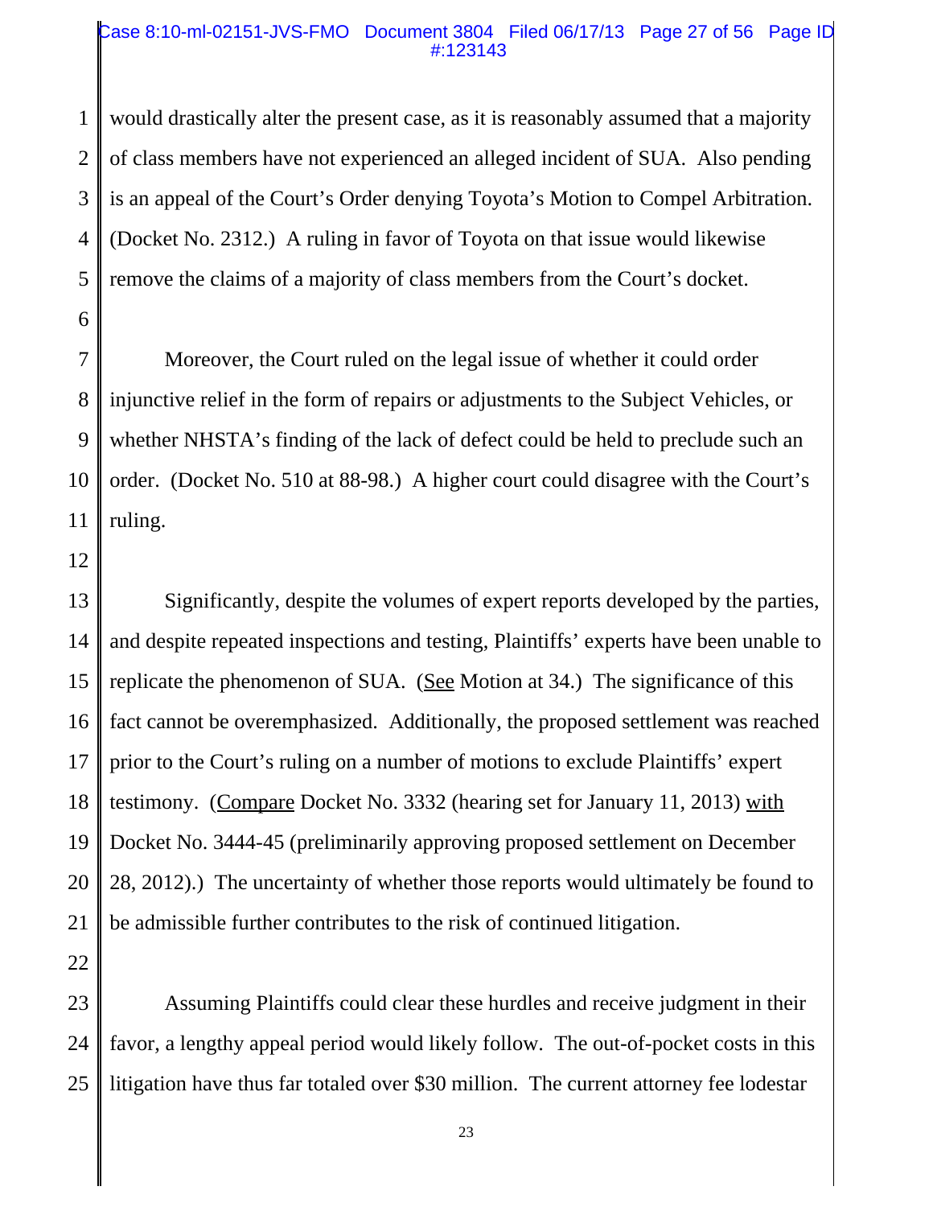would drastically alter the present case, as it is reasonably assumed that a majority of class members have not experienced an alleged incident of SUA. Also pending is an appeal of the Court's Order denying Toyota's Motion to Compel Arbitration. (Docket No. 2312.) A ruling in favor of Toyota on that issue would likewise remove the claims of a majority of class members from the Court's docket.

Moreover, the Court ruled on the legal issue of whether it could order injunctive relief in the form of repairs or adjustments to the Subject Vehicles, or whether NHSTA's finding of the lack of defect could be held to preclude such an order. (Docket No. 510 at 88-98.) A higher court could disagree with the Court's ruling.

Significantly, despite the volumes of expert reports developed by the parties, and despite repeated inspections and testing, Plaintiffs' experts have been unable to replicate the phenomenon of SUA. (See Motion at 34.) The significance of this fact cannot be overemphasized. Additionally, the proposed settlement was reached prior to the Court's ruling on a number of motions to exclude Plaintiffs' expert testimony. (Compare Docket No. 3332 (hearing set for January 11, 2013) with Docket No. 3444-45 (preliminarily approving proposed settlement on December 28, 2012).) The uncertainty of whether those reports would ultimately be found to be admissible further contributes to the risk of continued litigation.

Assuming Plaintiffs could clear these hurdles and receive judgment in their favor, a lengthy appeal period would likely follow. The out-of-pocket costs in this litigation have thus far totaled over $30 million. The current attorney fee lodestar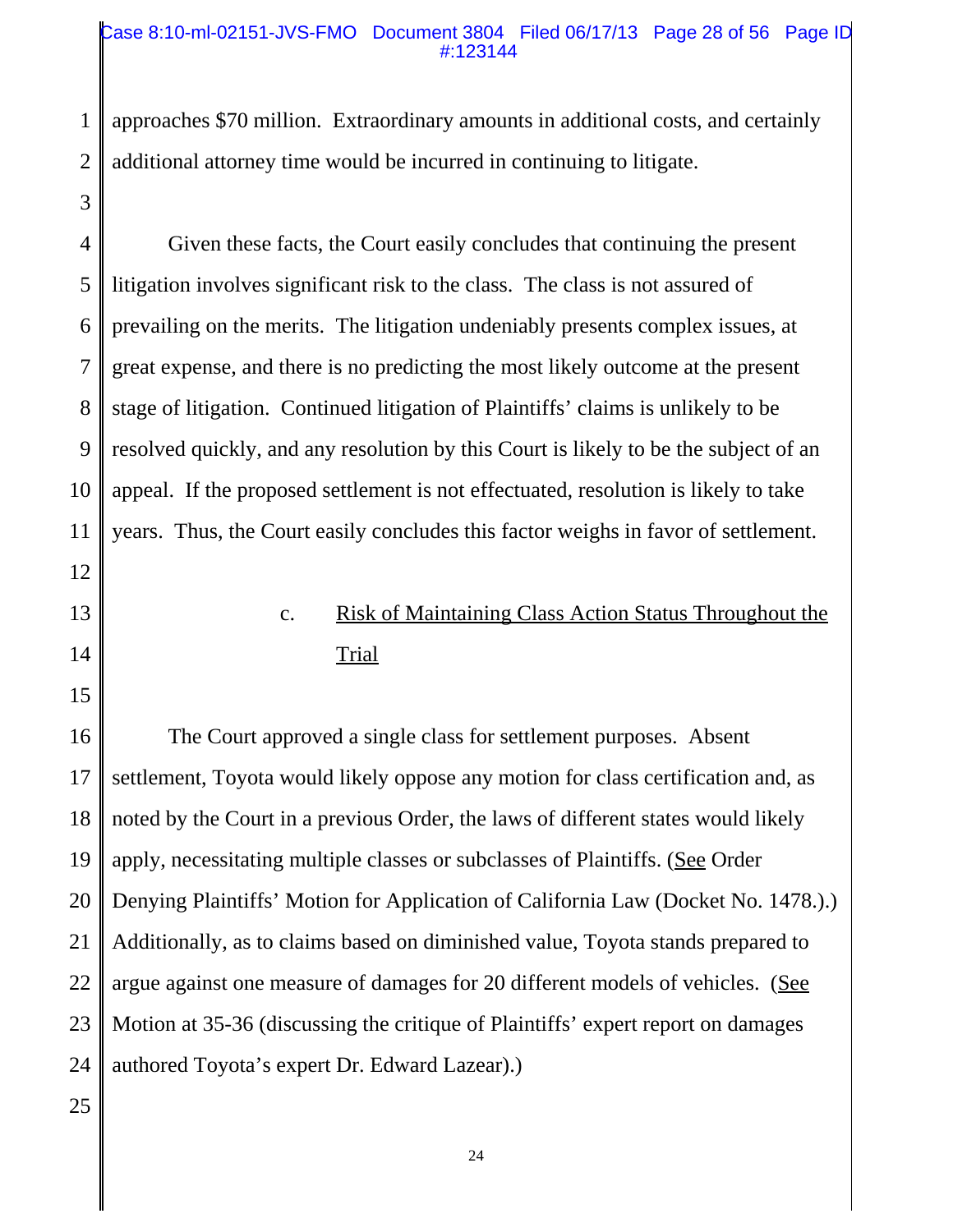approaches $70 million. Extraordinary amounts in additional costs, and certainly additional attorney time would be incurred in continuing to litigate.

Given these facts, the Court easily concludes that continuing the present litigation involves significant risk to the class. The class is not assured of prevailing on the merits. The litigation undeniably presents complex issues, at great expense, and there is no predicting the most likely outcome at the present stage of litigation. Continued litigation of Plaintiffs' claims is unlikely to be resolved quickly, and any resolution by this Court is likely to be the subject of an appeal. If the proposed settlement is not effectuated, resolution is likely to take years. Thus, the Court easily concludes this factor weighs in favor of settlement.

c. Risk of Maintaining Class Action Status Throughout the Trial

The Court approved a single class for settlement purposes. Absent settlement, Toyota would likely oppose any motion for class certification and, as noted by the Court in a previous Order, the laws of different states would likely apply, necessitating multiple classes or subclasses of Plaintiffs. (See Order Denying Plaintiffs' Motion for Application of California Law (Docket No. 1478.).) Additionally, as to claims based on diminished value, Toyota stands prepared to argue against one measure of damages for 20 different models of vehicles. (See Motion at 35-36 (discussing the critique of Plaintiffs' expert report on damages authored Toyota's expert Dr. Edward Lazear).)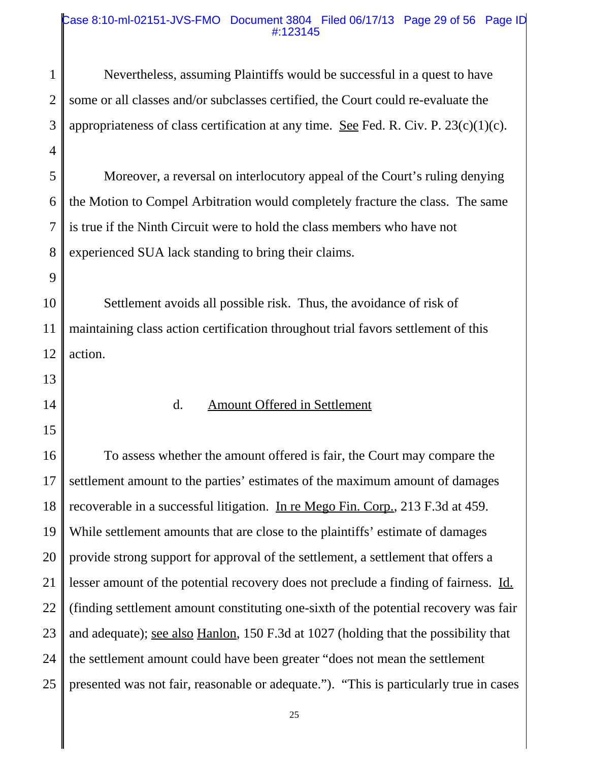Nevertheless, assuming Plaintiffs would be successful in a quest to have some or all classes and/or subclasses certified, the Court could re-evaluate the appropriateness of class certification at any time. See Fed. R. Civ. P. 23(c)(1)(c).

Moreover, a reversal on interlocutory appeal of the Court's ruling denying the Motion to Compel Arbitration would completely fracture the class. The same is true if the Ninth Circuit were to hold the class members who have not experienced SUA lack standing to bring their claims.

Settlement avoids all possible risk. Thus, the avoidance of risk of maintaining class action certification throughout trial favors settlement of this action.

d. Amount Offered in Settlement

To assess whether the amount offered is fair, the Court may compare the settlement amount to the parties' estimates of the maximum amount of damages recoverable in a successful litigation. In re Mego Fin. Corp., 213 F.3d at 459. While settlement amounts that are close to the plaintiffs' estimate of damages provide strong support for approval of the settlement, a settlement that offers a lesser amount of the potential recovery does not preclude a finding of fairness. Id. (finding settlement amount constituting one-sixth of the potential recovery was fair and adequate); see also Hanlon, 150 F.3d at 1027 (holding that the possibility that the settlement amount could have been greater "does not mean the settlement presented was not fair, reasonable or adequate."). "This is particularly true in cases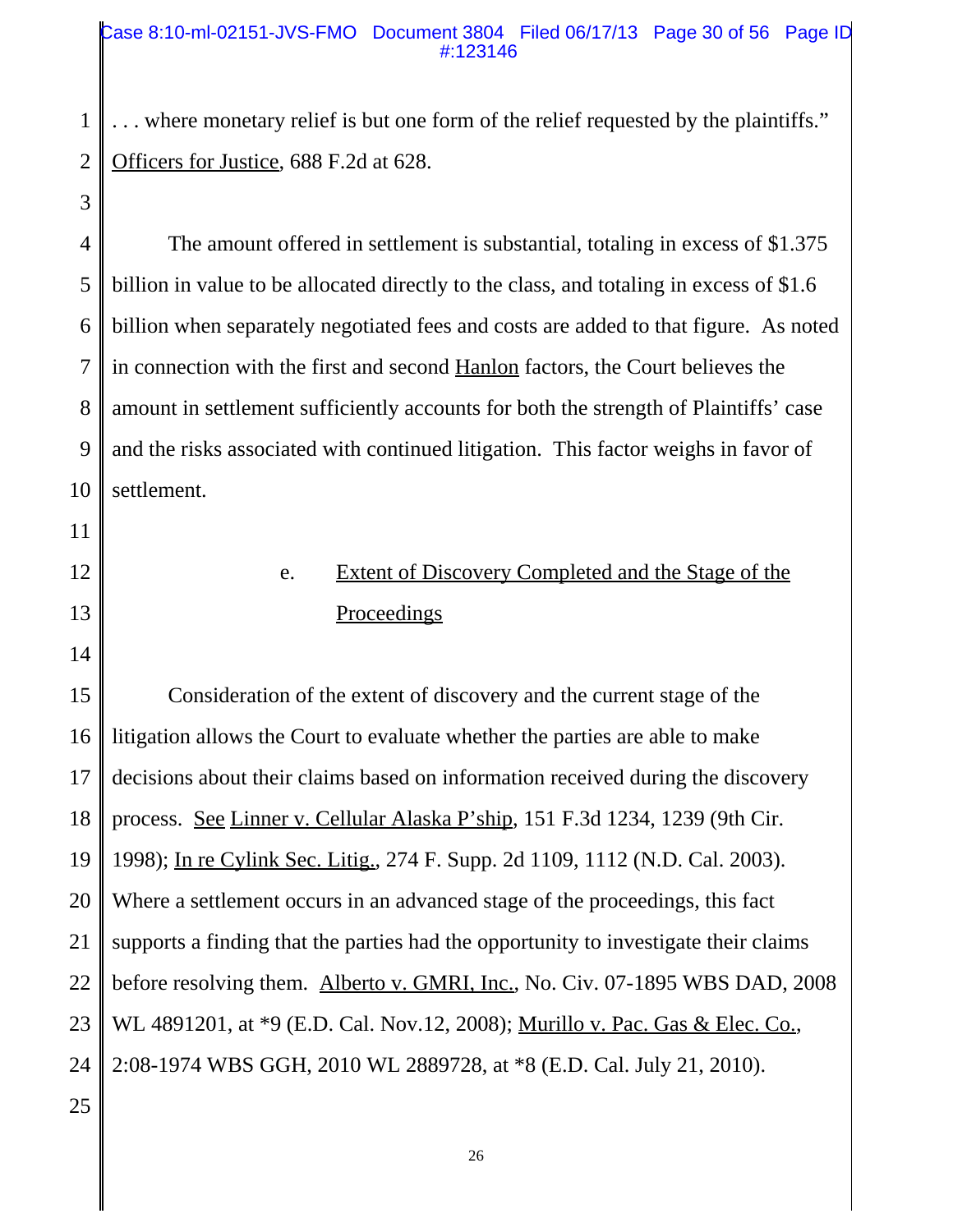. . . where monetary relief is but one form of the relief requested by the plaintiffs." Officers for Justice, 688 F.2d at 628.

The amount offered in settlement is substantial, totaling in excess of $1.375 billion in value to be allocated directly to the class, and totaling in excess of $1.6 billion when separately negotiated fees and costs are added to that figure. As noted in connection with the first and second Hanlon factors, the Court believes the amount in settlement sufficiently accounts for both the strength of Plaintiffs' case and the risks associated with continued litigation. This factor weighs in favor of settlement.

e. Extent of Discovery Completed and the Stage of the Proceedings

Consideration of the extent of discovery and the current stage of the litigation allows the Court to evaluate whether the parties are able to make decisions about their claims based on information received during the discovery process. See Linner v. Cellular Alaska P'ship, 151 F.3d 1234, 1239 (9th Cir. 1998); In re Cylink Sec. Litig., 274 F. Supp. 2d 1109, 1112 (N.D. Cal. 2003). Where a settlement occurs in an advanced stage of the proceedings, this fact supports a finding that the parties had the opportunity to investigate their claims before resolving them. Alberto v. GMRI, Inc., No. Civ. 07-1895 WBS DAD, 2008 WL 4891201, at *9 (E.D. Cal. Nov.12, 2008); Murillo v. Pac. Gas & Elec. Co., 2:08-1974 WBS GGH, 2010 WL 2889728, at *8 (E.D. Cal. July 21, 2010).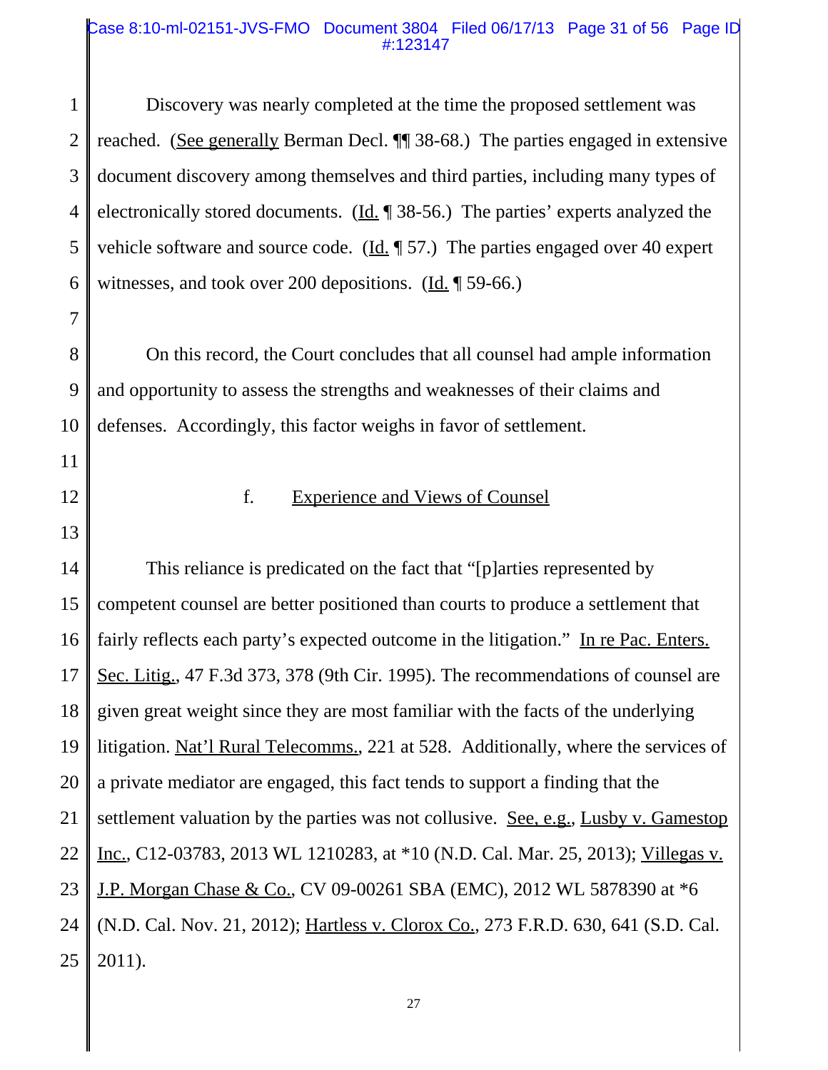Discovery was nearly completed at the time the proposed settlement was reached. (See generally Berman Decl. ¶¶ 38-68.) The parties engaged in extensive document discovery among themselves and third parties, including many types of electronically stored documents. (Id. ¶ 38-56.) The parties' experts analyzed the vehicle software and source code. (Id. ¶ 57.) The parties engaged over 40 expert witnesses, and took over 200 depositions. (Id. ¶ 59-66.)

On this record, the Court concludes that all counsel had ample information and opportunity to assess the strengths and weaknesses of their claims and defenses. Accordingly, this factor weighs in favor of settlement.

f. Experience and Views of Counsel

This reliance is predicated on the fact that "[p]arties represented by competent counsel are better positioned than courts to produce a settlement that fairly reflects each party's expected outcome in the litigation." In re Pac. Enters. Sec. Litig., 47 F.3d 373, 378 (9th Cir. 1995). The recommendations of counsel are given great weight since they are most familiar with the facts of the underlying litigation. Nat'l Rural Telecomms., 221 at 528. Additionally, where the services of a private mediator are engaged, this fact tends to support a finding that the settlement valuation by the parties was not collusive. See, e.g., Lusby v. Gamestop Inc., C12-03783, 2013 WL 1210283, at *10 (N.D. Cal. Mar. 25, 2013); Villegas v. J.P. Morgan Chase & Co., CV 09-00261 SBA (EMC), 2012 WL 5878390 at *6 (N.D. Cal. Nov. 21, 2012); Hartless v. Clorox Co., 273 F.R.D. 630, 641 (S.D. Cal. 2011).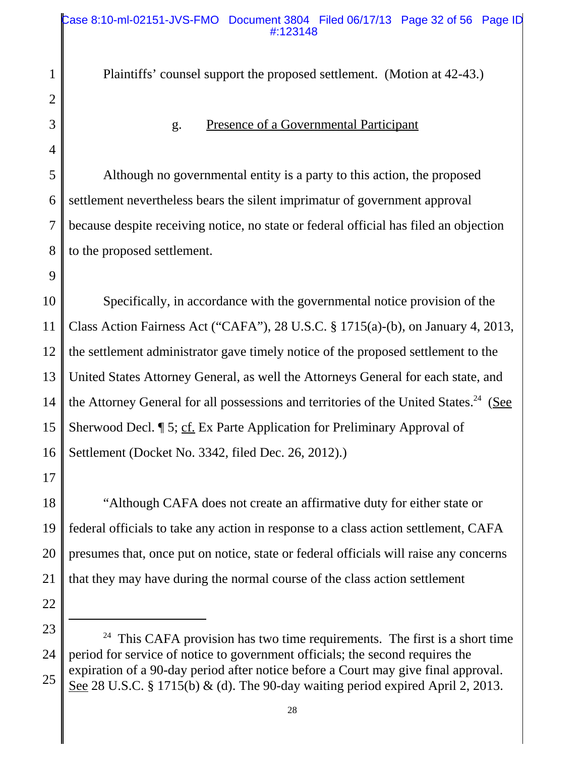Plaintiffs' counsel support the proposed settlement. (Motion at 42-43.)

g. Presence of a Governmental Participant

Although no governmental entity is a party to this action, the proposed settlement nevertheless bears the silent imprimatur of government approval because despite receiving notice, no state or federal official has filed an objection to the proposed settlement.

Specifically, in accordance with the governmental notice provision of the Class Action Fairness Act ("CAFA"), 28 U.S.C. § 1715(a)-(b), on January 4, 2013, the settlement administrator gave timely notice of the proposed settlement to the United States Attorney General, as well the Attorneys General for each state, and the Attorney General for all possessions and territories of the United States.[24] (See Sherwood Decl. ¶ 5; cf. Ex Parte Application for Preliminary Approval of Settlement (Docket No. 3342, filed Dec. 26, 2012).)

"Although CAFA does not create an affirmative duty for either state or federal officials to take any action in response to a class action settlement, CAFA presumes that, once put on notice, state or federal officials will raise any concerns that they may have during the normal course of the class action settlement

---

[24] This CAFA provision has two time requirements. The first is a short time period for service of notice to government officials; the second requires the expiration of a 90-day period after notice before a Court may give final approval. See 28 U.S.C. § 1715(b) & (d). The 90-day waiting period expired April 2, 2013.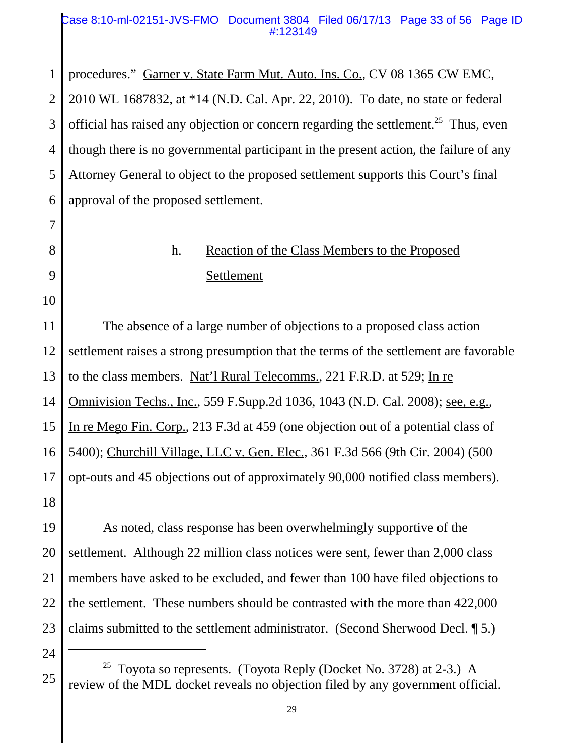procedures." Garner v. State Farm Mut. Auto. Ins. Co., CV 08 1365 CW EMC, 2010 WL 1687832, at *14 (N.D. Cal. Apr. 22, 2010). To date, no state or federal official has raised any objection or concern regarding the settlement.[25] Thus, even though there is no governmental participant in the present action, the failure of any Attorney General to object to the proposed settlement supports this Court's final approval of the proposed settlement.

### h. Reaction of the Class Members to the Proposed Settlement

The absence of a large number of objections to a proposed class action settlement raises a strong presumption that the terms of the settlement are favorable to the class members. Nat'l Rural Telecomms., 221 F.R.D. at 529; In re Omnivision Techs., Inc., 559 F.Supp.2d 1036, 1043 (N.D. Cal. 2008); see, e.g., In re Mego Fin. Corp., 213 F.3d at 459 (one objection out of a potential class of 5400); Churchill Village, LLC v. Gen. Elec., 361 F.3d 566 (9th Cir. 2004) (500 opt-outs and 45 objections out of approximately 90,000 notified class members).

As noted, class response has been overwhelmingly supportive of the settlement. Although 22 million class notices were sent, fewer than 2,000 class members have asked to be excluded, and fewer than 100 have filed objections to the settlement. These numbers should be contrasted with the more than 422,000 claims submitted to the settlement administrator. (Second Sherwood Decl. ¶ 5.)

---

[25] Toyota so represents. (Toyota Reply (Docket No. 3728) at 2-3.) A review of the MDL docket reveals no objection filed by any government official.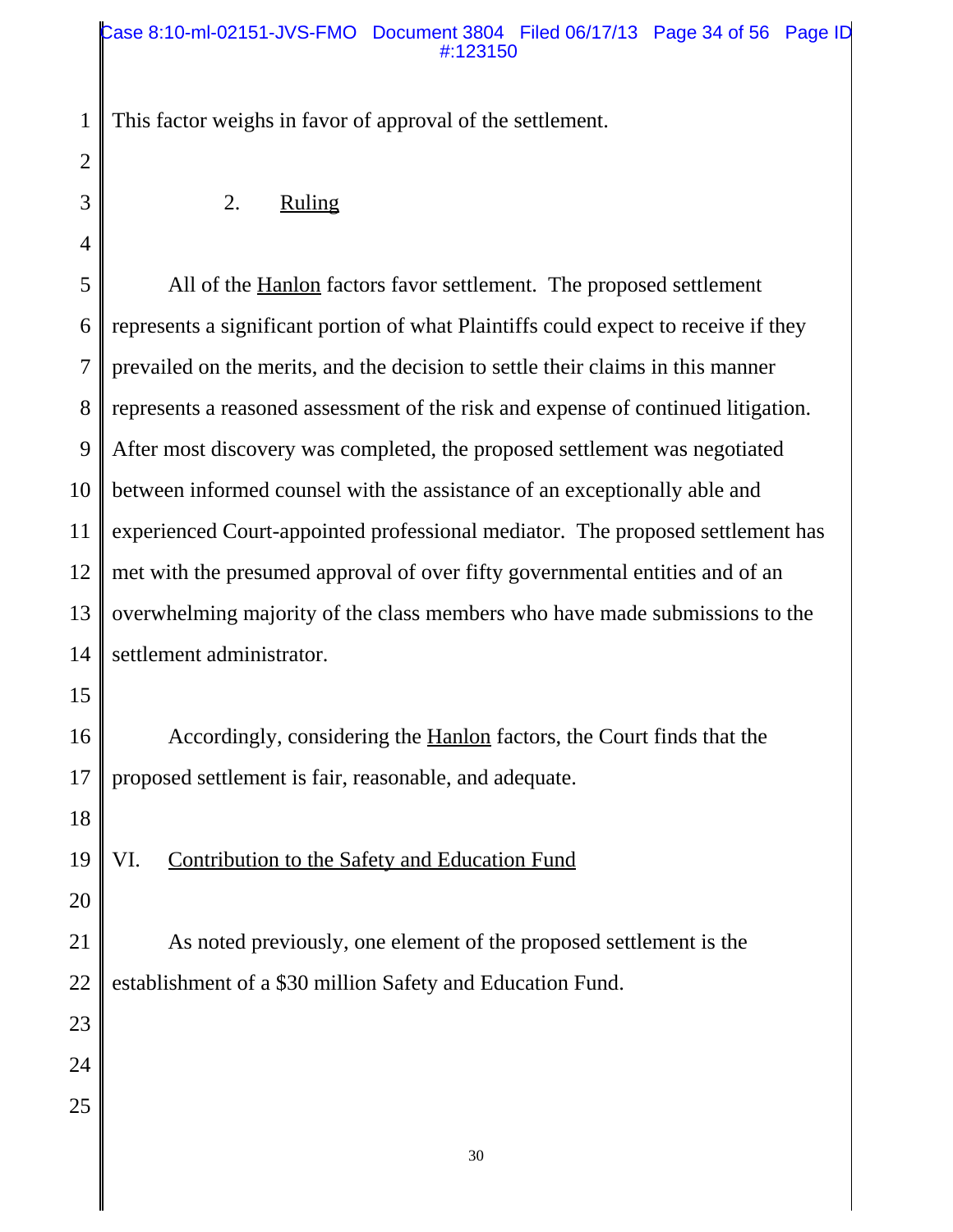This factor weighs in favor of approval of the settlement.

### 2. Ruling

All of the Hanlon factors favor settlement. The proposed settlement represents a significant portion of what Plaintiffs could expect to receive if they prevailed on the merits, and the decision to settle their claims in this manner represents a reasoned assessment of the risk and expense of continued litigation. After most discovery was completed, the proposed settlement was negotiated between informed counsel with the assistance of an exceptionally able and experienced Court-appointed professional mediator. The proposed settlement has met with the presumed approval of over fifty governmental entities and of an overwhelming majority of the class members who have made submissions to the settlement administrator.

Accordingly, considering the Hanlon factors, the Court finds that the proposed settlement is fair, reasonable, and adequate.

## VI. Contribution to the Safety and Education Fund

As noted previously, one element of the proposed settlement is the establishment of a $30 million Safety and Education Fund.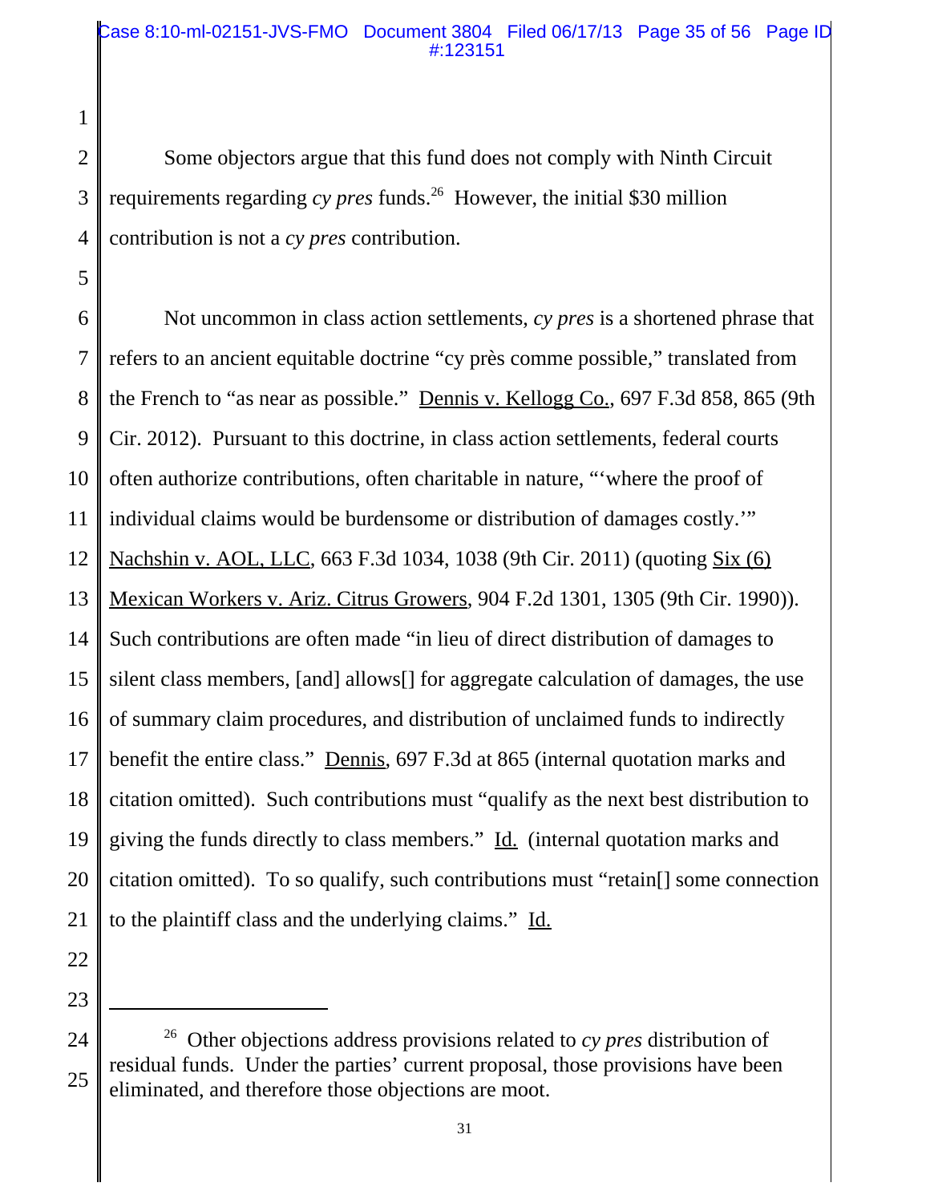Some objectors argue that this fund does not comply with Ninth Circuit requirements regarding *cy pres* funds.[26] However, the initial $30 million contribution is not a *cy pres* contribution.

Not uncommon in class action settlements, *cy pres* is a shortened phrase that refers to an ancient equitable doctrine "cy près comme possible," translated from the French to "as near as possible." Dennis v. Kellogg Co., 697 F.3d 858, 865 (9th Cir. 2012). Pursuant to this doctrine, in class action settlements, federal courts often authorize contributions, often charitable in nature, "'where the proof of individual claims would be burdensome or distribution of damages costly.'" Nachshin v. AOL, LLC, 663 F.3d 1034, 1038 (9th Cir. 2011) (quoting Six (6) Mexican Workers v. Ariz. Citrus Growers, 904 F.2d 1301, 1305 (9th Cir. 1990)). Such contributions are often made "in lieu of direct distribution of damages to silent class members, [and] allows[] for aggregate calculation of damages, the use of summary claim procedures, and distribution of unclaimed funds to indirectly benefit the entire class." Dennis, 697 F.3d at 865 (internal quotation marks and citation omitted). Such contributions must "qualify as the next best distribution to giving the funds directly to class members." Id. (internal quotation marks and citation omitted). To so qualify, such contributions must "retain[] some connection to the plaintiff class and the underlying claims." Id.

---

[26] Other objections address provisions related to *cy pres* distribution of residual funds. Under the parties' current proposal, those provisions have been eliminated, and therefore those objections are moot.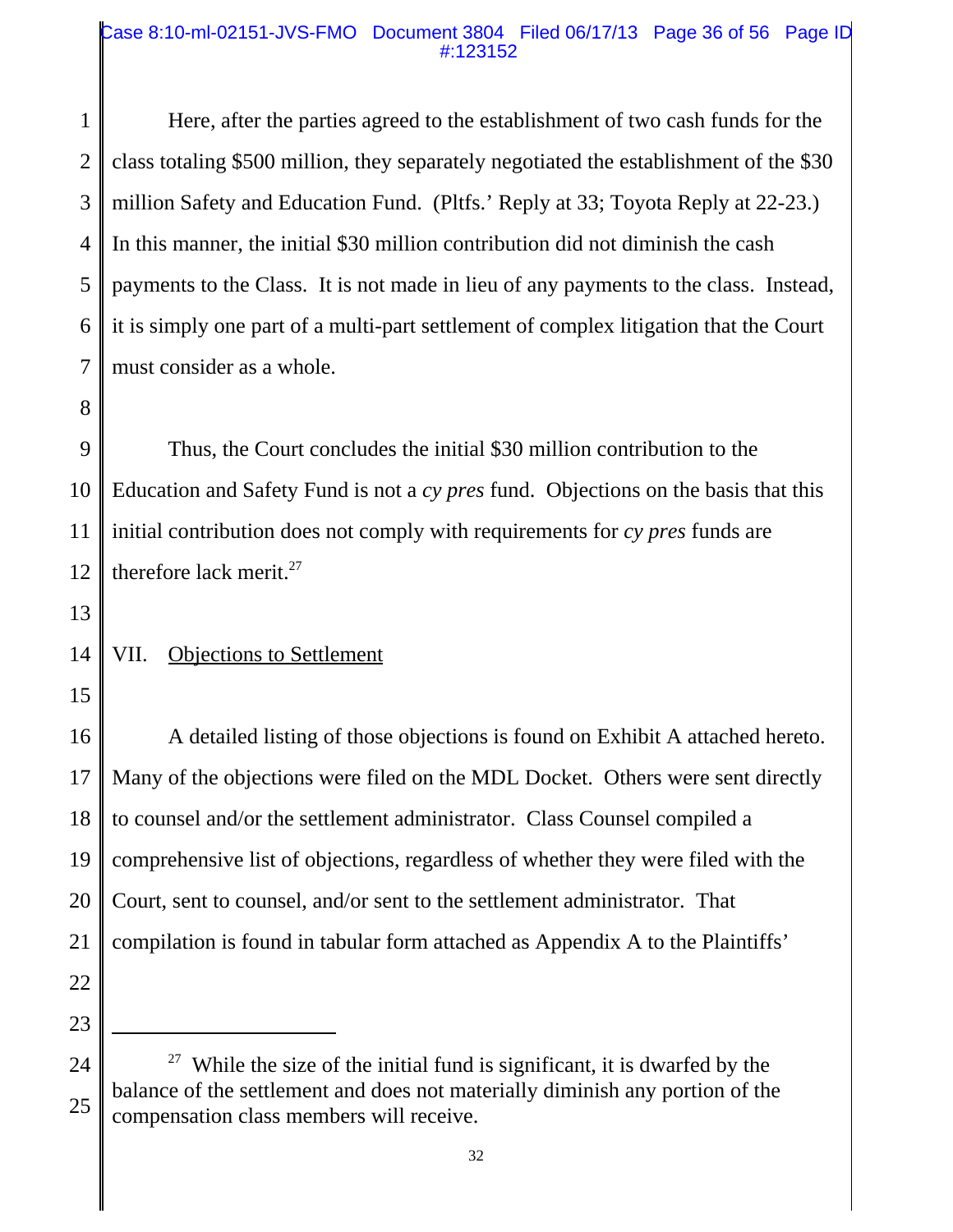Here, after the parties agreed to the establishment of two cash funds for the class totaling $500 million, they separately negotiated the establishment of the $30 million Safety and Education Fund. (Pltfs.' Reply at 33; Toyota Reply at 22-23.) In this manner, the initial $30 million contribution did not diminish the cash payments to the Class. It is not made in lieu of any payments to the class. Instead, it is simply one part of a multi-part settlement of complex litigation that the Court must consider as a whole.

Thus, the Court concludes the initial $30 million contribution to the Education and Safety Fund is not a *cy pres* fund. Objections on the basis that this initial contribution does not comply with requirements for *cy pres* funds are therefore lack merit.[27]

## VII. Objections to Settlement

A detailed listing of those objections is found on Exhibit A attached hereto. Many of the objections were filed on the MDL Docket. Others were sent directly to counsel and/or the settlement administrator. Class Counsel compiled a comprehensive list of objections, regardless of whether they were filed with the Court, sent to counsel, and/or sent to the settlement administrator. That compilation is found in tabular form attached as Appendix A to the Plaintiffs'

---

[27] While the size of the initial fund is significant, it is dwarfed by the balance of the settlement and does not materially diminish any portion of the compensation class members will receive.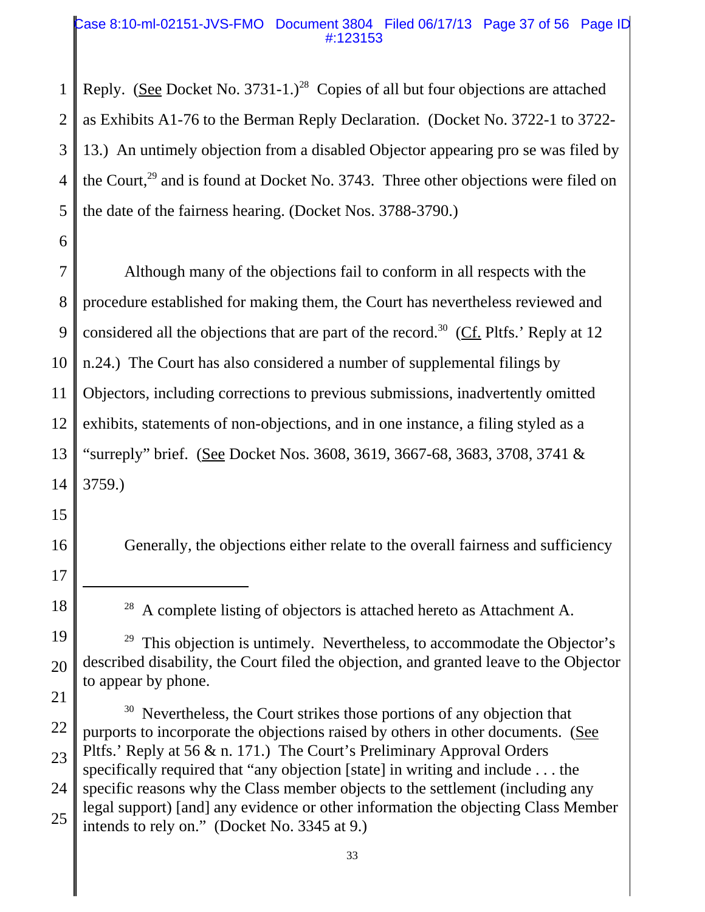Reply. (See Docket No. 3731-1.)[28] Copies of all but four objections are attached as Exhibits A1-76 to the Berman Reply Declaration. (Docket No. 3722-1 to 3722-13.) An untimely objection from a disabled Objector appearing pro se was filed by the Court,[29] and is found at Docket No. 3743. Three other objections were filed on the date of the fairness hearing. (Docket Nos. 3788-3790.)

Although many of the objections fail to conform in all respects with the procedure established for making them, the Court has nevertheless reviewed and considered all the objections that are part of the record.[30] (Cf. Pltfs.' Reply at 12 n.24.) The Court has also considered a number of supplemental filings by Objectors, including corrections to previous submissions, inadvertently omitted exhibits, statements of non-objections, and in one instance, a filing styled as a "surreply" brief. (See Docket Nos. 3608, 3619, 3667-68, 3683, 3708, 3741 & 3759.)

Generally, the objections either relate to the overall fairness and sufficiency

---

[28] A complete listing of objectors is attached hereto as Attachment A.

[29] This objection is untimely. Nevertheless, to accommodate the Objector's described disability, the Court filed the objection, and granted leave to the Objector to appear by phone.

[30] Nevertheless, the Court strikes those portions of any objection that purports to incorporate the objections raised by others in other documents. (See Pltfs.' Reply at 56 & n. 171.) The Court's Preliminary Approval Orders specifically required that "any objection [state] in writing and include . . . the specific reasons why the Class member objects to the settlement (including any legal support) [and] any evidence or other information the objecting Class Member intends to rely on." (Docket No. 3345 at 9.)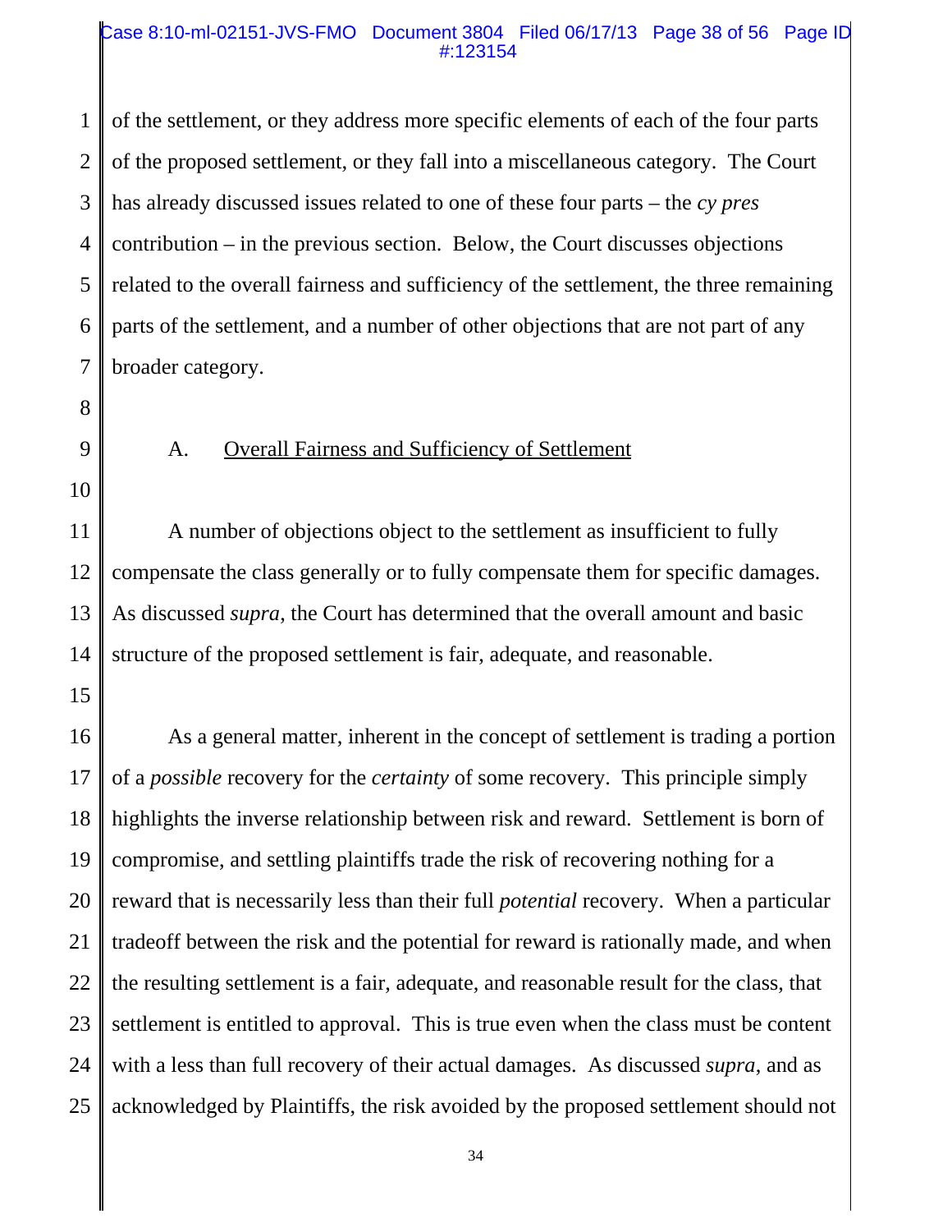of the settlement, or they address more specific elements of each of the four parts of the proposed settlement, or they fall into a miscellaneous category. The Court has already discussed issues related to one of these four parts – the *cy pres* contribution – in the previous section. Below, the Court discusses objections related to the overall fairness and sufficiency of the settlement, the three remaining parts of the settlement, and a number of other objections that are not part of any broader category.

### A. Overall Fairness and Sufficiency of Settlement

A number of objections object to the settlement as insufficient to fully compensate the class generally or to fully compensate them for specific damages. As discussed *supra*, the Court has determined that the overall amount and basic structure of the proposed settlement is fair, adequate, and reasonable.

As a general matter, inherent in the concept of settlement is trading a portion of a *possible* recovery for the *certainty* of some recovery. This principle simply highlights the inverse relationship between risk and reward. Settlement is born of compromise, and settling plaintiffs trade the risk of recovering nothing for a reward that is necessarily less than their full *potential* recovery. When a particular tradeoff between the risk and the potential for reward is rationally made, and when the resulting settlement is a fair, adequate, and reasonable result for the class, that settlement is entitled to approval. This is true even when the class must be content with a less than full recovery of their actual damages. As discussed *supra*, and as acknowledged by Plaintiffs, the risk avoided by the proposed settlement should not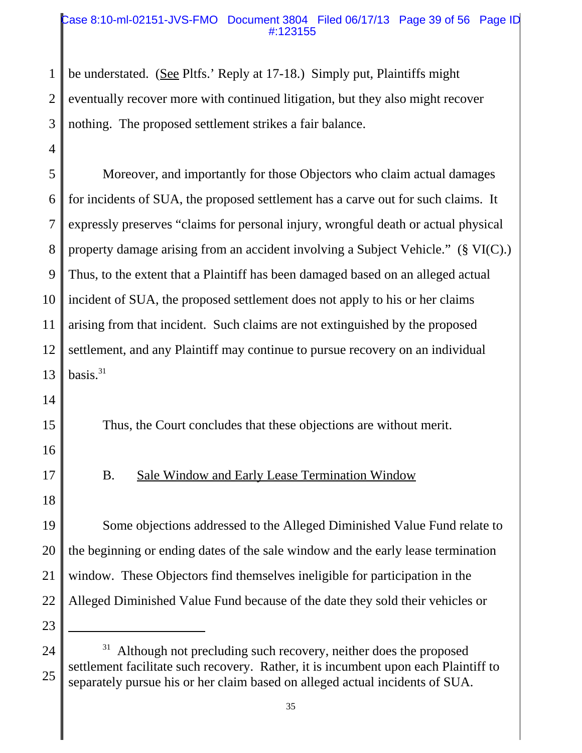be understated. (See Pltfs.' Reply at 17-18.) Simply put, Plaintiffs might eventually recover more with continued litigation, but they also might recover nothing. The proposed settlement strikes a fair balance.

Moreover, and importantly for those Objectors who claim actual damages for incidents of SUA, the proposed settlement has a carve out for such claims. It expressly preserves "claims for personal injury, wrongful death or actual physical property damage arising from an accident involving a Subject Vehicle." (§ VI(C).) Thus, to the extent that a Plaintiff has been damaged based on an alleged actual incident of SUA, the proposed settlement does not apply to his or her claims arising from that incident. Such claims are not extinguished by the proposed settlement, and any Plaintiff may continue to pursue recovery on an individual basis.[31]

Thus, the Court concludes that these objections are without merit.

B. Sale Window and Early Lease Termination Window

Some objections addressed to the Alleged Diminished Value Fund relate to the beginning or ending dates of the sale window and the early lease termination window. These Objectors find themselves ineligible for participation in the Alleged Diminished Value Fund because of the date they sold their vehicles or

[31] Although not precluding such recovery, neither does the proposed settlement facilitate such recovery. Rather, it is incumbent upon each Plaintiff to separately pursue his or her claim based on alleged actual incidents of SUA.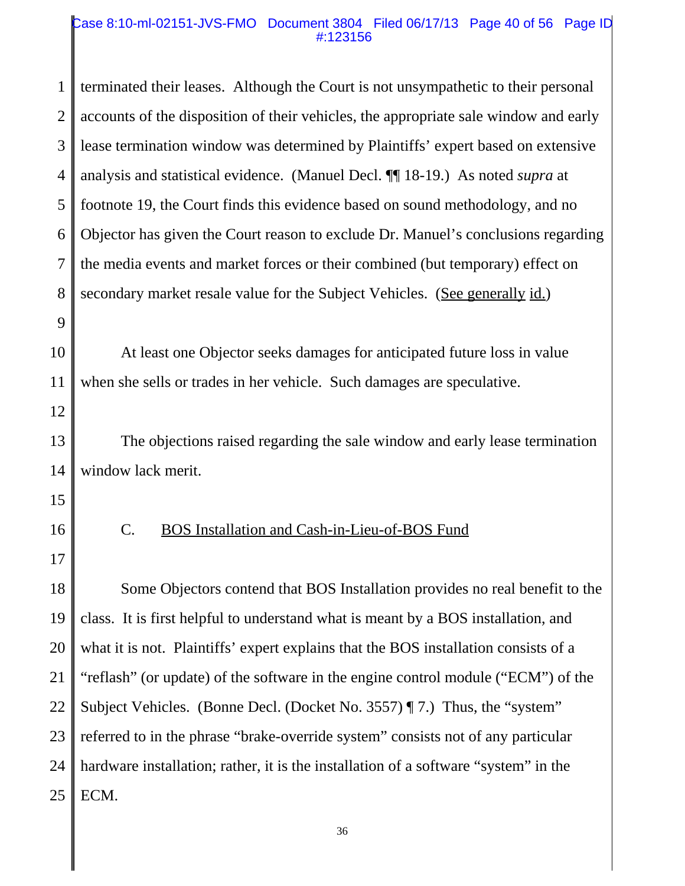terminated their leases. Although the Court is not unsympathetic to their personal accounts of the disposition of their vehicles, the appropriate sale window and early lease termination window was determined by Plaintiffs' expert based on extensive analysis and statistical evidence. (Manuel Decl. ¶¶ 18-19.) As noted *supra* at footnote 19, the Court finds this evidence based on sound methodology, and no Objector has given the Court reason to exclude Dr. Manuel's conclusions regarding the media events and market forces or their combined (but temporary) effect on secondary market resale value for the Subject Vehicles. (See generally id.)

At least one Objector seeks damages for anticipated future loss in value when she sells or trades in her vehicle. Such damages are speculative.

The objections raised regarding the sale window and early lease termination window lack merit.

C. BOS Installation and Cash-in-Lieu-of-BOS Fund

Some Objectors contend that BOS Installation provides no real benefit to the class. It is first helpful to understand what is meant by a BOS installation, and what it is not. Plaintiffs' expert explains that the BOS installation consists of a "reflash" (or update) of the software in the engine control module ("ECM") of the Subject Vehicles. (Bonne Decl. (Docket No. 3557) ¶ 7.) Thus, the "system" referred to in the phrase "brake-override system" consists not of any particular hardware installation; rather, it is the installation of a software "system" in the ECM.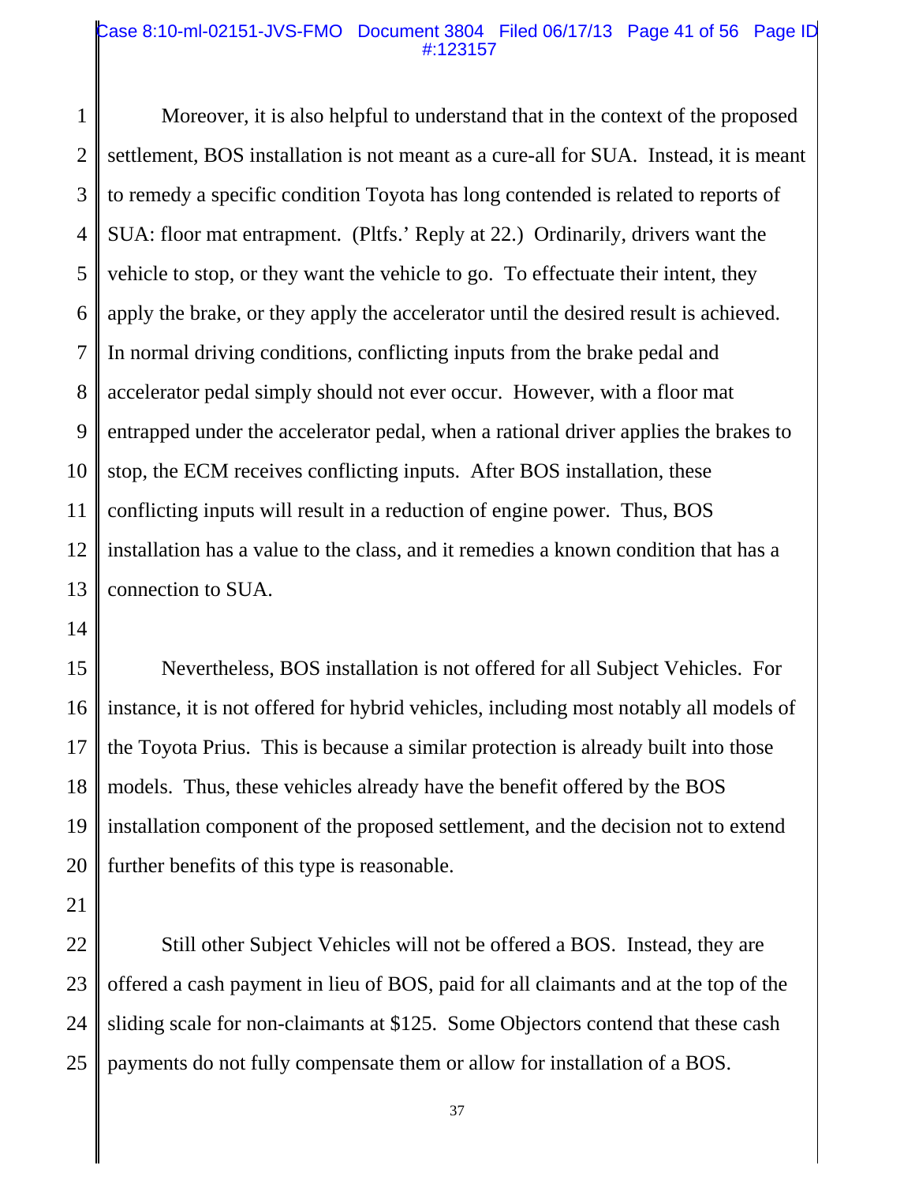Moreover, it is also helpful to understand that in the context of the proposed settlement, BOS installation is not meant as a cure-all for SUA. Instead, it is meant to remedy a specific condition Toyota has long contended is related to reports of SUA: floor mat entrapment. (Pltfs.' Reply at 22.) Ordinarily, drivers want the vehicle to stop, or they want the vehicle to go. To effectuate their intent, they apply the brake, or they apply the accelerator until the desired result is achieved. In normal driving conditions, conflicting inputs from the brake pedal and accelerator pedal simply should not ever occur. However, with a floor mat entrapped under the accelerator pedal, when a rational driver applies the brakes to stop, the ECM receives conflicting inputs. After BOS installation, these conflicting inputs will result in a reduction of engine power. Thus, BOS installation has a value to the class, and it remedies a known condition that has a connection to SUA.

Nevertheless, BOS installation is not offered for all Subject Vehicles. For instance, it is not offered for hybrid vehicles, including most notably all models of the Toyota Prius. This is because a similar protection is already built into those models. Thus, these vehicles already have the benefit offered by the BOS installation component of the proposed settlement, and the decision not to extend further benefits of this type is reasonable.

Still other Subject Vehicles will not be offered a BOS. Instead, they are offered a cash payment in lieu of BOS, paid for all claimants and at the top of the sliding scale for non-claimants at $125. Some Objectors contend that these cash payments do not fully compensate them or allow for installation of a BOS.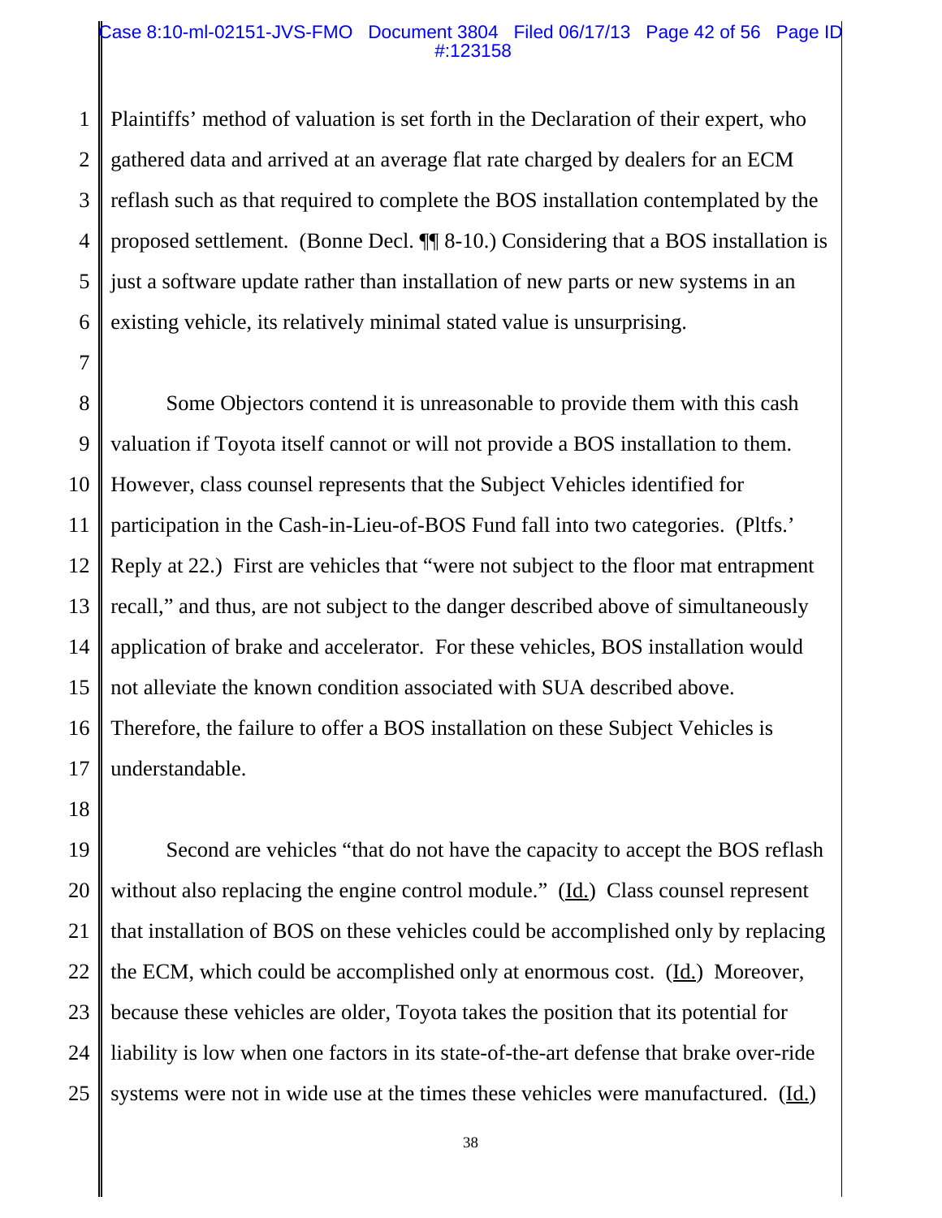Plaintiffs' method of valuation is set forth in the Declaration of their expert, who gathered data and arrived at an average flat rate charged by dealers for an ECM reflash such as that required to complete the BOS installation contemplated by the proposed settlement. (Bonne Decl. ¶¶ 8-10.) Considering that a BOS installation is just a software update rather than installation of new parts or new systems in an existing vehicle, its relatively minimal stated value is unsurprising.

Some Objectors contend it is unreasonable to provide them with this cash valuation if Toyota itself cannot or will not provide a BOS installation to them. However, class counsel represents that the Subject Vehicles identified for participation in the Cash-in-Lieu-of-BOS Fund fall into two categories. (Pltfs.' Reply at 22.) First are vehicles that "were not subject to the floor mat entrapment recall," and thus, are not subject to the danger described above of simultaneously application of brake and accelerator. For these vehicles, BOS installation would not alleviate the known condition associated with SUA described above. Therefore, the failure to offer a BOS installation on these Subject Vehicles is understandable.

Second are vehicles "that do not have the capacity to accept the BOS reflash without also replacing the engine control module." (Id.) Class counsel represent that installation of BOS on these vehicles could be accomplished only by replacing the ECM, which could be accomplished only at enormous cost. (Id.) Moreover, because these vehicles are older, Toyota takes the position that its potential for liability is low when one factors in its state-of-the-art defense that brake over-ride systems were not in wide use at the times these vehicles were manufactured. (Id.)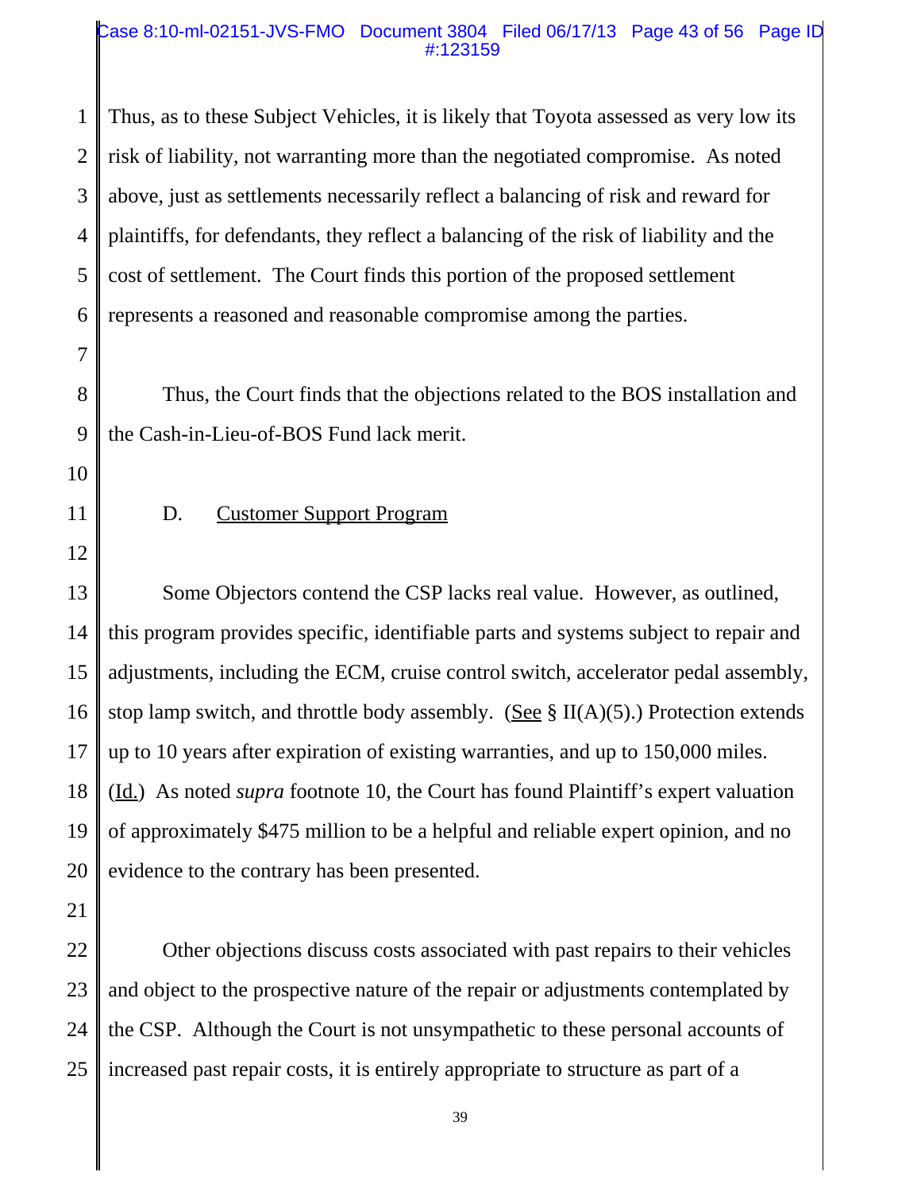Thus, as to these Subject Vehicles, it is likely that Toyota assessed as very low its risk of liability, not warranting more than the negotiated compromise. As noted above, just as settlements necessarily reflect a balancing of risk and reward for plaintiffs, for defendants, they reflect a balancing of the risk of liability and the cost of settlement. The Court finds this portion of the proposed settlement represents a reasoned and reasonable compromise among the parties.

Thus, the Court finds that the objections related to the BOS installation and the Cash-in-Lieu-of-BOS Fund lack merit.

D. Customer Support Program

Some Objectors contend the CSP lacks real value. However, as outlined, this program provides specific, identifiable parts and systems subject to repair and adjustments, including the ECM, cruise control switch, accelerator pedal assembly, stop lamp switch, and throttle body assembly. (See § II(A)(5).) Protection extends up to 10 years after expiration of existing warranties, and up to 150,000 miles. (Id.) As noted *supra* footnote 10, the Court has found Plaintiff's expert valuation of approximately $475 million to be a helpful and reliable expert opinion, and no evidence to the contrary has been presented.

Other objections discuss costs associated with past repairs to their vehicles and object to the prospective nature of the repair or adjustments contemplated by the CSP. Although the Court is not unsympathetic to these personal accounts of increased past repair costs, it is entirely appropriate to structure as part of a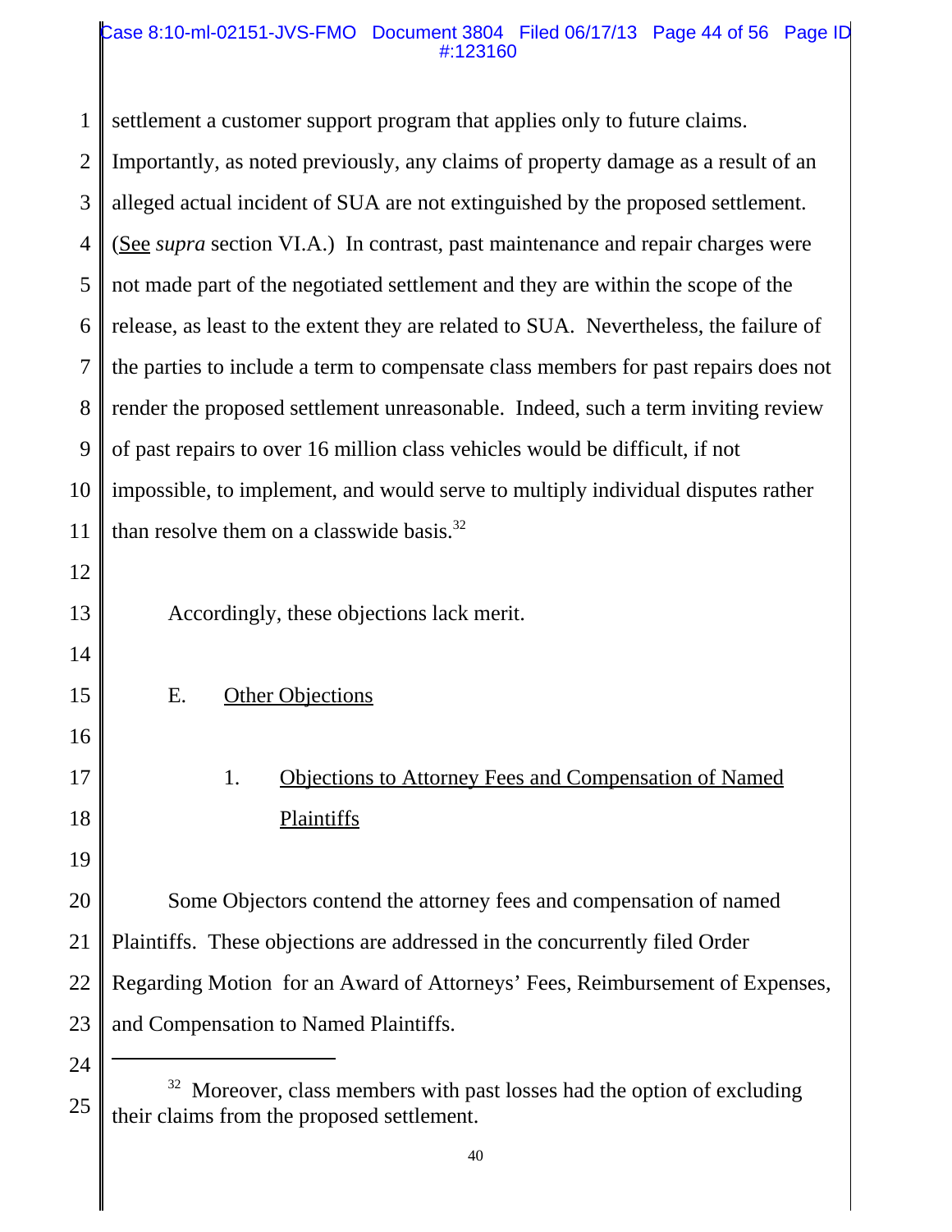settlement a customer support program that applies only to future claims. Importantly, as noted previously, any claims of property damage as a result of an alleged actual incident of SUA are not extinguished by the proposed settlement. (See *supra* section VI.A.) In contrast, past maintenance and repair charges were not made part of the negotiated settlement and they are within the scope of the release, as least to the extent they are related to SUA. Nevertheless, the failure of the parties to include a term to compensate class members for past repairs does not render the proposed settlement unreasonable. Indeed, such a term inviting review of past repairs to over 16 million class vehicles would be difficult, if not impossible, to implement, and would serve to multiply individual disputes rather than resolve them on a classwide basis.[32]

Accordingly, these objections lack merit.

## E. Other Objections

### 1. Objections to Attorney Fees and Compensation of Named Plaintiffs

Some Objectors contend the attorney fees and compensation of named Plaintiffs. These objections are addressed in the concurrently filed Order Regarding Motion for an Award of Attorneys' Fees, Reimbursement of Expenses, and Compensation to Named Plaintiffs.

---

[32] Moreover, class members with past losses had the option of excluding their claims from the proposed settlement.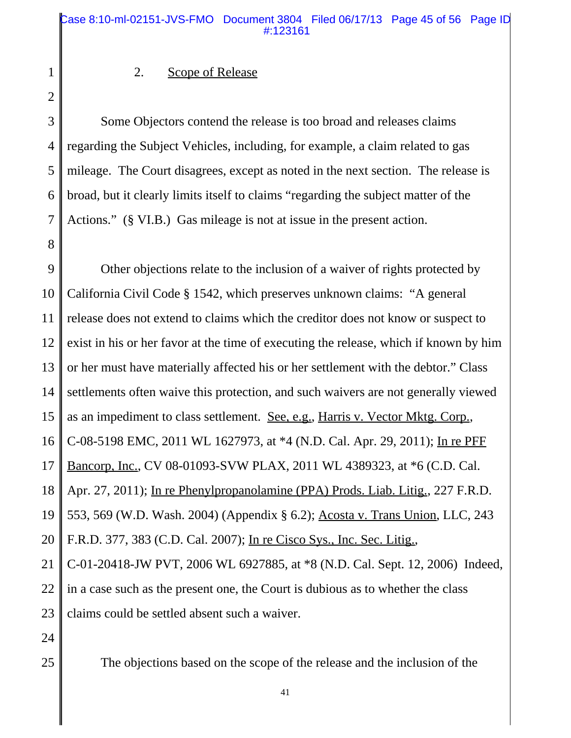### 2. Scope of Release

Some Objectors contend the release is too broad and releases claims regarding the Subject Vehicles, including, for example, a claim related to gas mileage. The Court disagrees, except as noted in the next section. The release is broad, but it clearly limits itself to claims "regarding the subject matter of the Actions." (§ VI.B.) Gas mileage is not at issue in the present action.

Other objections relate to the inclusion of a waiver of rights protected by California Civil Code § 1542, which preserves unknown claims: "A general release does not extend to claims which the creditor does not know or suspect to exist in his or her favor at the time of executing the release, which if known by him or her must have materially affected his or her settlement with the debtor." Class settlements often waive this protection, and such waivers are not generally viewed as an impediment to class settlement. See, e.g., Harris v. Vector Mktg. Corp., C-08-5198 EMC, 2011 WL 1627973, at *4 (N.D. Cal. Apr. 29, 2011); In re PFF Bancorp, Inc., CV 08-01093-SVW PLAX, 2011 WL 4389323, at *6 (C.D. Cal. Apr. 27, 2011); In re Phenylpropanolamine (PPA) Prods. Liab. Litig., 227 F.R.D. 553, 569 (W.D. Wash. 2004) (Appendix § 6.2); Acosta v. Trans Union, LLC, 243 F.R.D. 377, 383 (C.D. Cal. 2007); In re Cisco Sys., Inc. Sec. Litig., C-01-20418-JW PVT, 2006 WL 6927885, at *8 (N.D. Cal. Sept. 12, 2006) Indeed, in a case such as the present one, the Court is dubious as to whether the class claims could be settled absent such a waiver.

The objections based on the scope of the release and the inclusion of the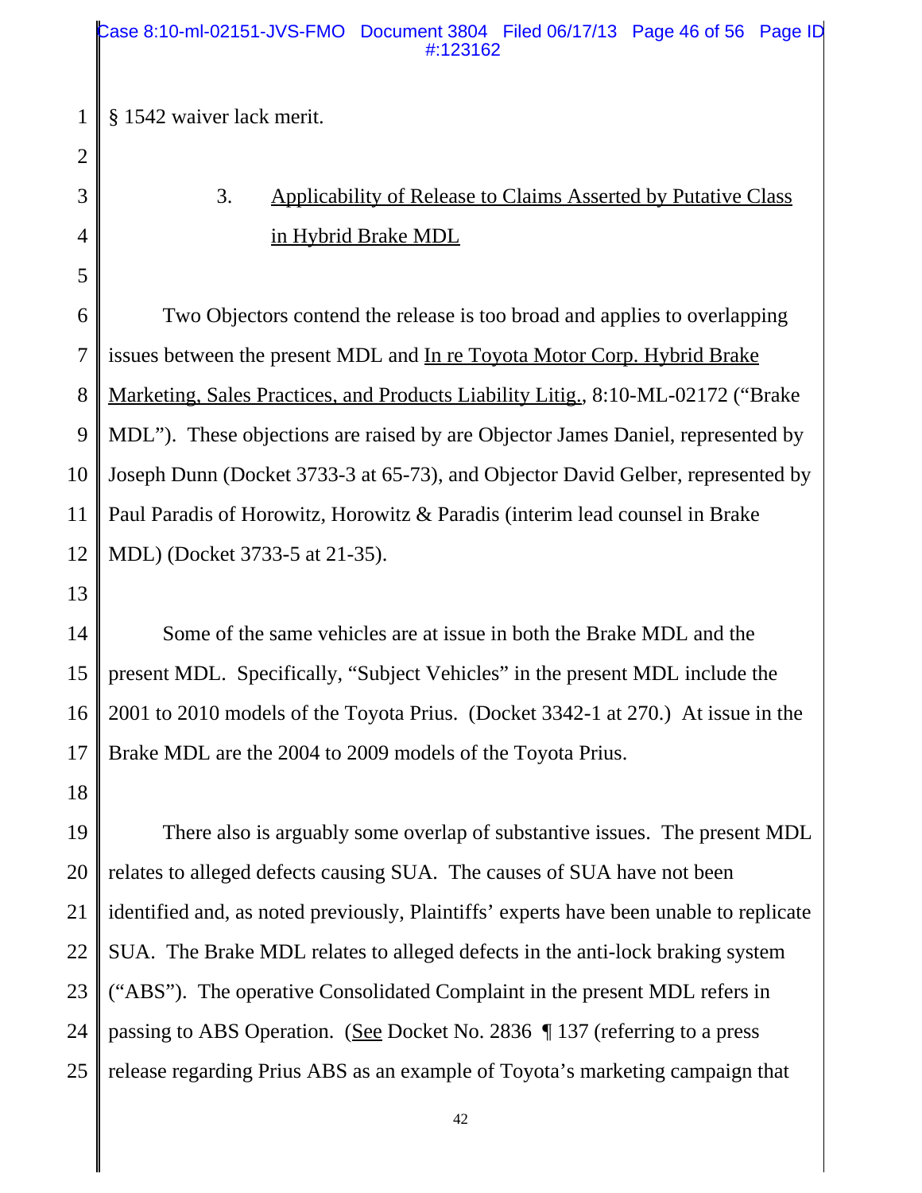§ 1542 waiver lack merit.

### 3. Applicability of Release to Claims Asserted by Putative Class in Hybrid Brake MDL

Two Objectors contend the release is too broad and applies to overlapping issues between the present MDL and In re Toyota Motor Corp. Hybrid Brake Marketing, Sales Practices, and Products Liability Litig., 8:10-ML-02172 ("Brake MDL"). These objections are raised by are Objector James Daniel, represented by Joseph Dunn (Docket 3733-3 at 65-73), and Objector David Gelber, represented by Paul Paradis of Horowitz, Horowitz & Paradis (interim lead counsel in Brake MDL) (Docket 3733-5 at 21-35).

Some of the same vehicles are at issue in both the Brake MDL and the present MDL. Specifically, "Subject Vehicles" in the present MDL include the 2001 to 2010 models of the Toyota Prius. (Docket 3342-1 at 270.) At issue in the Brake MDL are the 2004 to 2009 models of the Toyota Prius.

There also is arguably some overlap of substantive issues. The present MDL relates to alleged defects causing SUA. The causes of SUA have not been identified and, as noted previously, Plaintiffs' experts have been unable to replicate SUA. The Brake MDL relates to alleged defects in the anti-lock braking system ("ABS"). The operative Consolidated Complaint in the present MDL refers in passing to ABS Operation. (See Docket No. 2836 ¶ 137 (referring to a press release regarding Prius ABS as an example of Toyota's marketing campaign that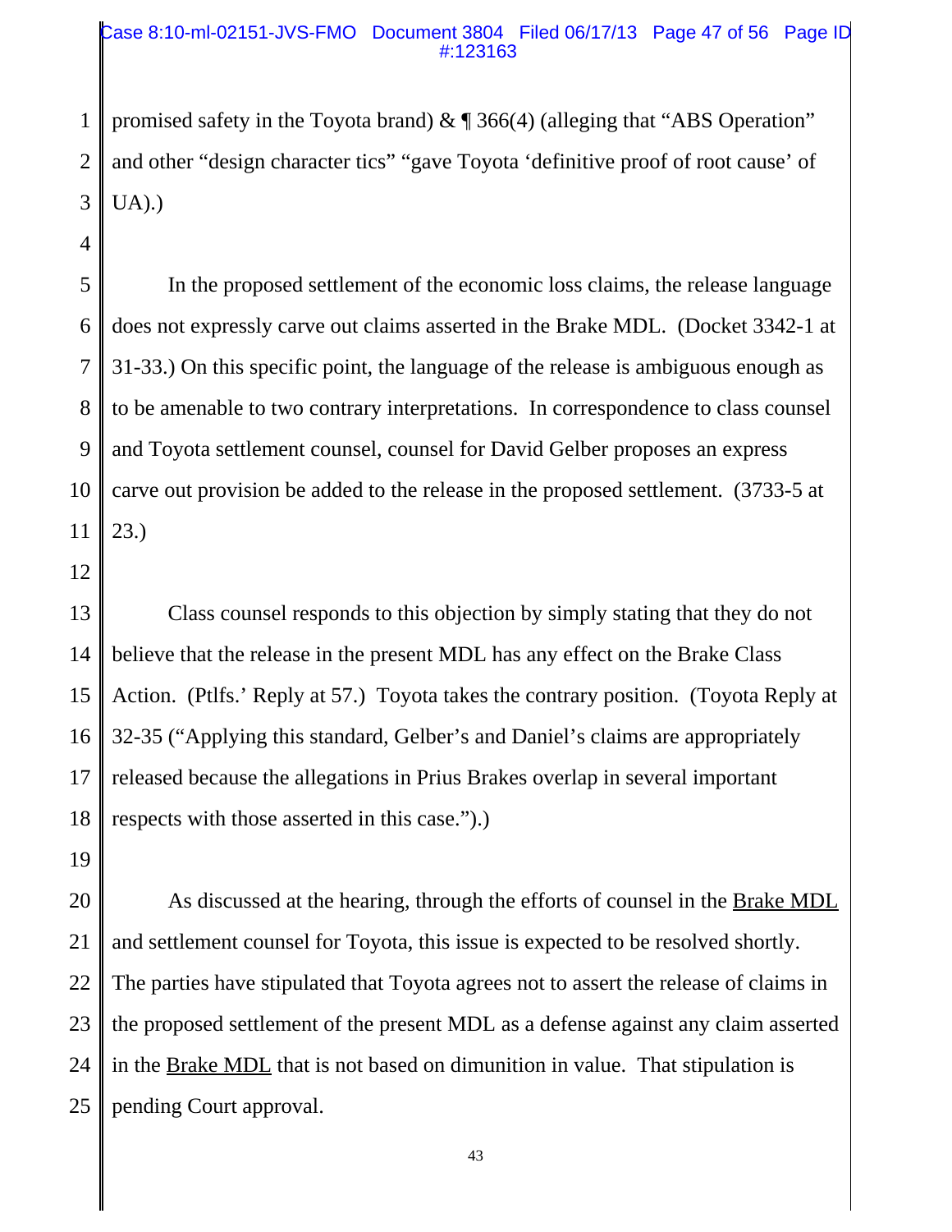promised safety in the Toyota brand) & ¶ 366(4) (alleging that "ABS Operation" and other "design character tics" "gave Toyota 'definitive proof of root cause' of UA).)

In the proposed settlement of the economic loss claims, the release language does not expressly carve out claims asserted in the Brake MDL. (Docket 3342-1 at 31-33.) On this specific point, the language of the release is ambiguous enough as to be amenable to two contrary interpretations. In correspondence to class counsel and Toyota settlement counsel, counsel for David Gelber proposes an express carve out provision be added to the release in the proposed settlement. (3733-5 at 23.)

Class counsel responds to this objection by simply stating that they do not believe that the release in the present MDL has any effect on the Brake Class Action. (Ptlfs.' Reply at 57.) Toyota takes the contrary position. (Toyota Reply at 32-35 ("Applying this standard, Gelber's and Daniel's claims are appropriately released because the allegations in Prius Brakes overlap in several important respects with those asserted in this case.").)

As discussed at the hearing, through the efforts of counsel in the Brake MDL and settlement counsel for Toyota, this issue is expected to be resolved shortly. The parties have stipulated that Toyota agrees not to assert the release of claims in the proposed settlement of the present MDL as a defense against any claim asserted in the Brake MDL that is not based on dimunition in value. That stipulation is pending Court approval.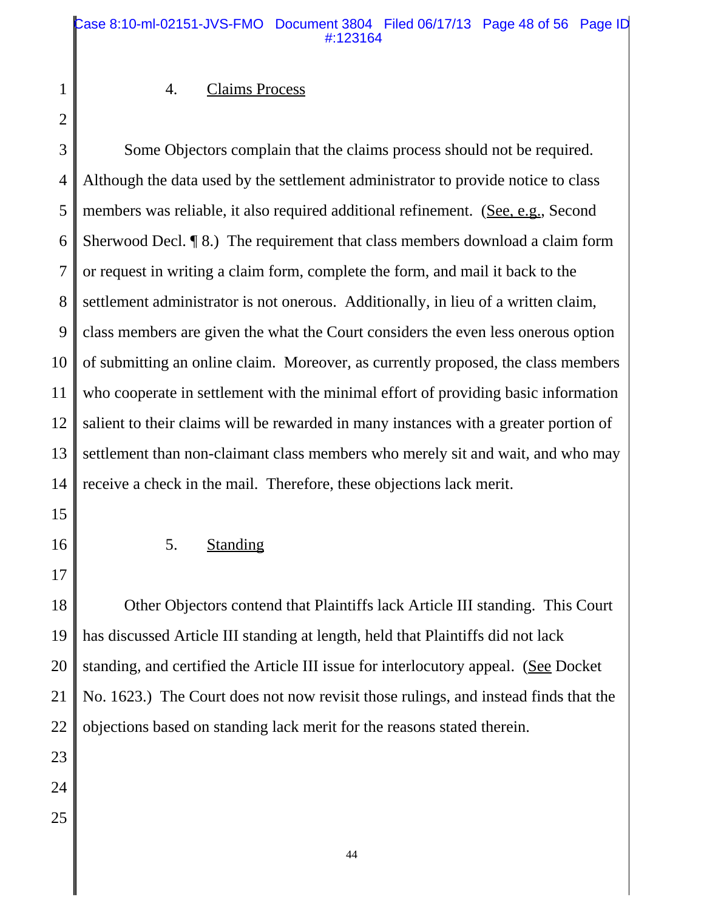### 4. Claims Process

Some Objectors complain that the claims process should not be required. Although the data used by the settlement administrator to provide notice to class members was reliable, it also required additional refinement. (See, e.g., Second Sherwood Decl. ¶ 8.) The requirement that class members download a claim form or request in writing a claim form, complete the form, and mail it back to the settlement administrator is not onerous. Additionally, in lieu of a written claim, class members are given the what the Court considers the even less onerous option of submitting an online claim. Moreover, as currently proposed, the class members who cooperate in settlement with the minimal effort of providing basic information salient to their claims will be rewarded in many instances with a greater portion of settlement than non-claimant class members who merely sit and wait, and who may receive a check in the mail. Therefore, these objections lack merit.

### 5. Standing

Other Objectors contend that Plaintiffs lack Article III standing. This Court has discussed Article III standing at length, held that Plaintiffs did not lack standing, and certified the Article III issue for interlocutory appeal. (See Docket No. 1623.) The Court does not now revisit those rulings, and instead finds that the objections based on standing lack merit for the reasons stated therein.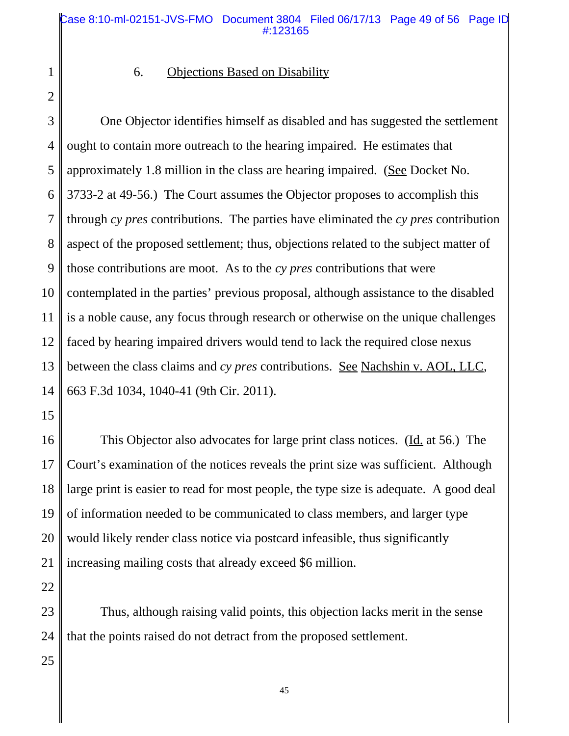6. Objections Based on Disability

One Objector identifies himself as disabled and has suggested the settlement ought to contain more outreach to the hearing impaired. He estimates that approximately 1.8 million in the class are hearing impaired. (See Docket No. 3733-2 at 49-56.) The Court assumes the Objector proposes to accomplish this through *cy pres* contributions. The parties have eliminated the *cy pres* contribution aspect of the proposed settlement; thus, objections related to the subject matter of those contributions are moot. As to the *cy pres* contributions that were contemplated in the parties' previous proposal, although assistance to the disabled is a noble cause, any focus through research or otherwise on the unique challenges faced by hearing impaired drivers would tend to lack the required close nexus between the class claims and *cy pres* contributions. See Nachshin v. AOL, LLC, 663 F.3d 1034, 1040-41 (9th Cir. 2011).

This Objector also advocates for large print class notices. (Id. at 56.) The Court's examination of the notices reveals the print size was sufficient. Although large print is easier to read for most people, the type size is adequate. A good deal of information needed to be communicated to class members, and larger type would likely render class notice via postcard infeasible, thus significantly increasing mailing costs that already exceed $6 million.

Thus, although raising valid points, this objection lacks merit in the sense that the points raised do not detract from the proposed settlement.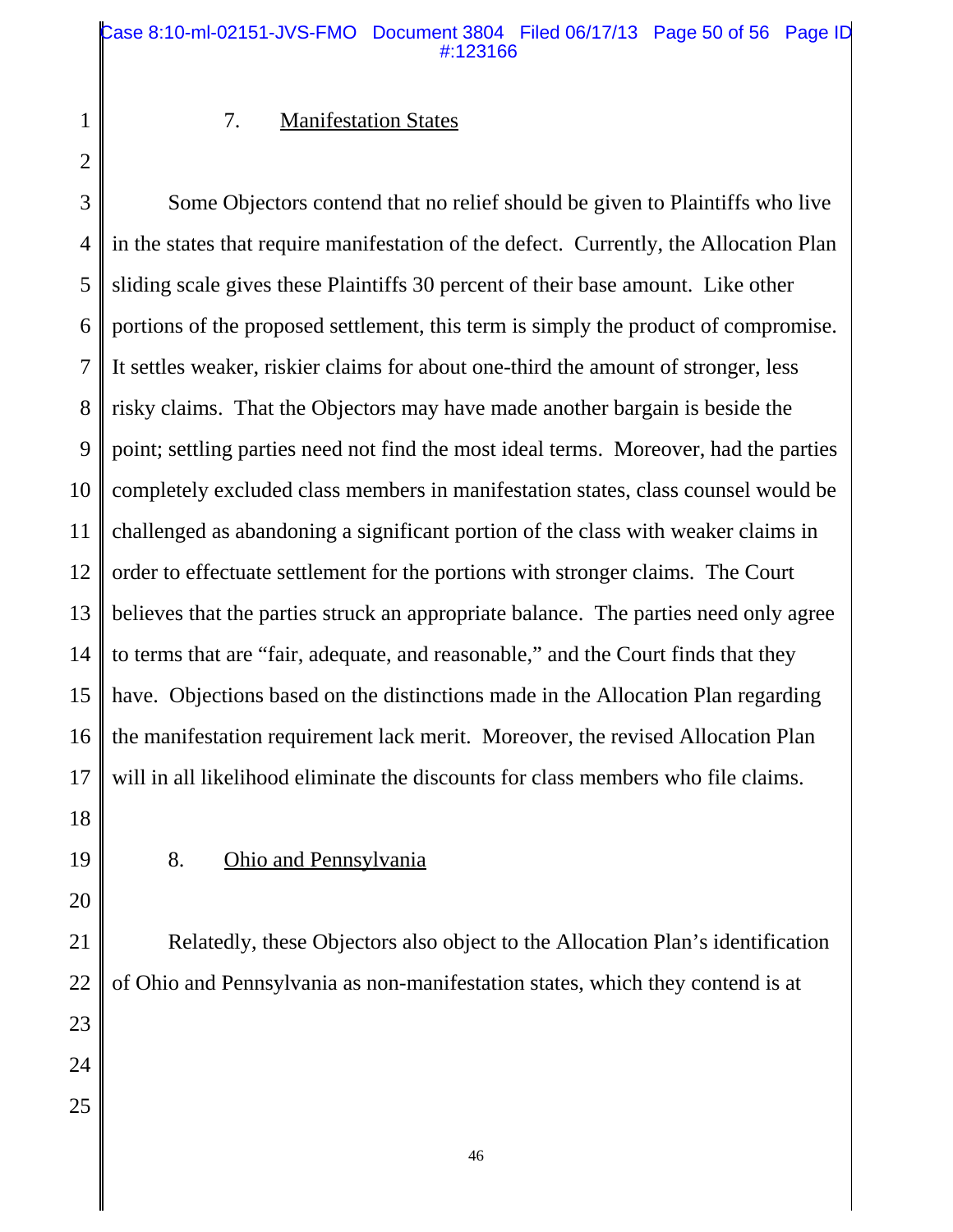### 7. Manifestation States

Some Objectors contend that no relief should be given to Plaintiffs who live in the states that require manifestation of the defect. Currently, the Allocation Plan sliding scale gives these Plaintiffs 30 percent of their base amount. Like other portions of the proposed settlement, this term is simply the product of compromise. It settles weaker, riskier claims for about one-third the amount of stronger, less risky claims. That the Objectors may have made another bargain is beside the point; settling parties need not find the most ideal terms. Moreover, had the parties completely excluded class members in manifestation states, class counsel would be challenged as abandoning a significant portion of the class with weaker claims in order to effectuate settlement for the portions with stronger claims. The Court believes that the parties struck an appropriate balance. The parties need only agree to terms that are "fair, adequate, and reasonable," and the Court finds that they have. Objections based on the distinctions made in the Allocation Plan regarding the manifestation requirement lack merit. Moreover, the revised Allocation Plan will in all likelihood eliminate the discounts for class members who file claims.

### 8. Ohio and Pennsylvania

Relatedly, these Objectors also object to the Allocation Plan's identification of Ohio and Pennsylvania as non-manifestation states, which they contend is at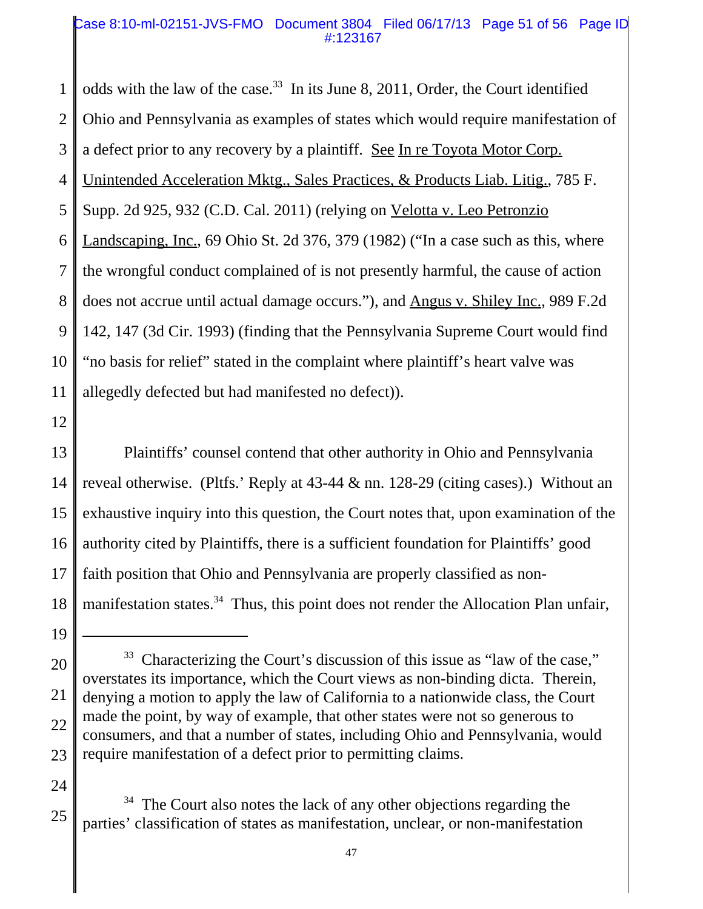odds with the law of the case.[33] In its June 8, 2011, Order, the Court identified Ohio and Pennsylvania as examples of states which would require manifestation of a defect prior to any recovery by a plaintiff. See In re Toyota Motor Corp. Unintended Acceleration Mktg., Sales Practices, & Products Liab. Litig., 785 F. Supp. 2d 925, 932 (C.D. Cal. 2011) (relying on Velotta v. Leo Petronzio Landscaping, Inc., 69 Ohio St. 2d 376, 379 (1982) ("In a case such as this, where the wrongful conduct complained of is not presently harmful, the cause of action does not accrue until actual damage occurs."), and Angus v. Shiley Inc., 989 F.2d 142, 147 (3d Cir. 1993) (finding that the Pennsylvania Supreme Court would find "no basis for relief" stated in the complaint where plaintiff's heart valve was allegedly defected but had manifested no defect)).

Plaintiffs' counsel contend that other authority in Ohio and Pennsylvania reveal otherwise. (Pltfs.' Reply at 43-44 & nn. 128-29 (citing cases).) Without an exhaustive inquiry into this question, the Court notes that, upon examination of the authority cited by Plaintiffs, there is a sufficient foundation for Plaintiffs' good faith position that Ohio and Pennsylvania are properly classified as non-manifestation states.[34] Thus, this point does not render the Allocation Plan unfair,

---

[33] Characterizing the Court's discussion of this issue as "law of the case," overstates its importance, which the Court views as non-binding dicta. Therein, denying a motion to apply the law of California to a nationwide class, the Court made the point, by way of example, that other states were not so generous to consumers, and that a number of states, including Ohio and Pennsylvania, would require manifestation of a defect prior to permitting claims.

[34] The Court also notes the lack of any other objections regarding the parties' classification of states as manifestation, unclear, or non-manifestation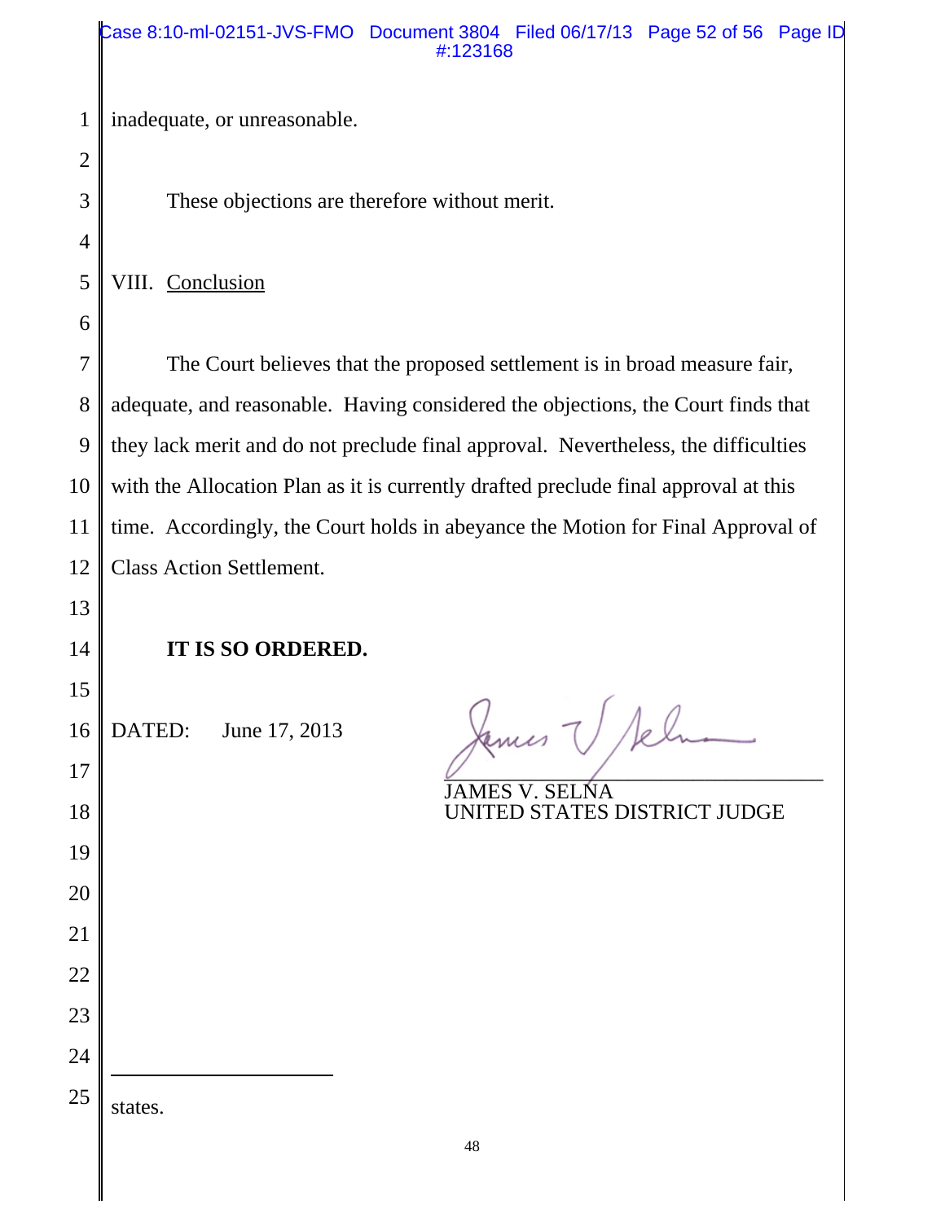inadequate, or unreasonable.

These objections are therefore without merit.

## VIII. Conclusion

The Court believes that the proposed settlement is in broad measure fair, adequate, and reasonable. Having considered the objections, the Court finds that they lack merit and do not preclude final approval. Nevertheless, the difficulties with the Allocation Plan as it is currently drafted preclude final approval at this time. Accordingly, the Court holds in abeyance the Motion for Final Approval of Class Action Settlement.

**IT IS SO ORDERED.**

DATED: June 17, 2013

JAMES V. SELNA
UNITED STATES DISTRICT JUDGE

---

states.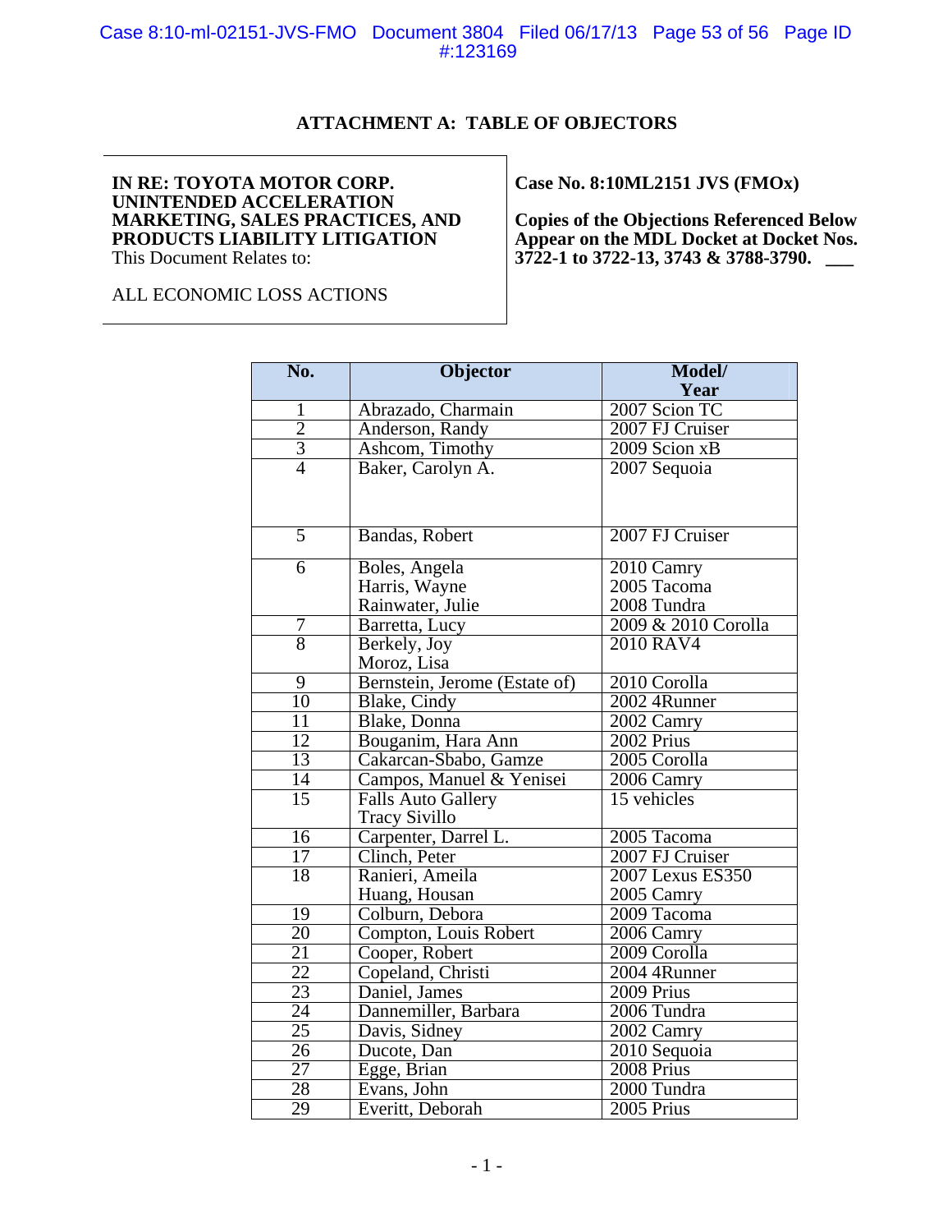## ATTACHMENT A: TABLE OF OBJECTORS

| **IN RE: TOYOTA MOTOR CORP. UNINTENDED ACCELERATION MARKETING, SALES PRACTICES, AND PRODUCTS LIABILITY LITIGATION**<br>This Document Relates to:<br><br>ALL ECONOMIC LOSS ACTIONS | **Case No. 8:10ML2151 JVS (FMOx)**<br><br>**Copies of the Objections Referenced Below Appear on the MDL Docket at Docket Nos. 3722-1 to 3722-13, 3743 & 3788-3790.** |
|---|---|

| No. | Objector | Model/ Year |
|---|---|---|
| 1 | Abrazado, Charmain | 2007 Scion TC |
| 2 | Anderson, Randy | 2007 FJ Cruiser |
| 3 | Ashcom, Timothy | 2009 Scion xB |
| 4 | Baker, Carolyn A. | 2007 Sequoia |
| 5 | Bandas, Robert | 2007 FJ Cruiser |
| 6 | Boles, Angela<br>Harris, Wayne<br>Rainwater, Julie | 2010 Camry<br>2005 Tacoma<br>2008 Tundra |
| 7 | Barretta, Lucy | 2009 & 2010 Corolla |
| 8 | Berkely, Joy<br>Moroz, Lisa | 2010 RAV4 |
| 9 | Bernstein, Jerome (Estate of) | 2010 Corolla |
| 10 | Blake, Cindy | 2002 4Runner |
| 11 | Blake, Donna | 2002 Camry |
| 12 | Bouganim, Hara Ann | 2002 Prius |
| 13 | Cakarcan-Sbabo, Gamze | 2005 Corolla |
| 14 | Campos, Manuel & Yenisei | 2006 Camry |
| 15 | Falls Auto Gallery<br>Tracy Sivillo | 15 vehicles |
| 16 | Carpenter, Darrel L. | 2005 Tacoma |
| 17 | Clinch, Peter | 2007 FJ Cruiser |
| 18 | Ranieri, Ameila<br>Huang, Housan | 2007 Lexus ES350<br>2005 Camry |
| 19 | Colburn, Debora | 2009 Tacoma |
| 20 | Compton, Louis Robert | 2006 Camry |
| 21 | Cooper, Robert | 2009 Corolla |
| 22 | Copeland, Christi | 2004 4Runner |
| 23 | Daniel, James | 2009 Prius |
| 24 | Dannemiller, Barbara | 2006 Tundra |
| 25 | Davis, Sidney | 2002 Camry |
| 26 | Ducote, Dan | 2010 Sequoia |
| 27 | Egge, Brian | 2008 Prius |
| 28 | Evans, John | 2000 Tundra |
| 29 | Everitt, Deborah | 2005 Prius |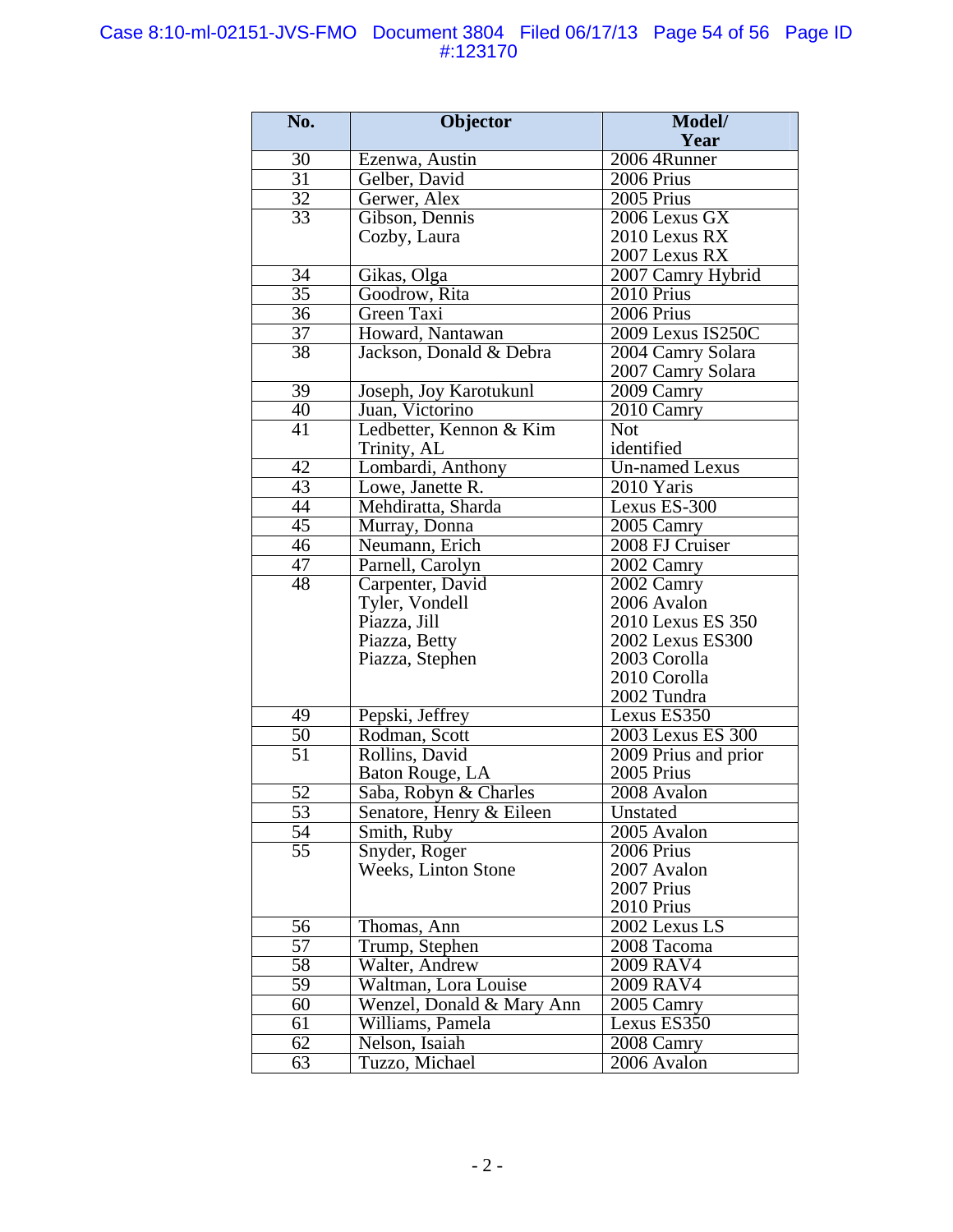| No. | Objector | Model/ Year |
|---|---|---|
| 30 | Ezenwa, Austin | 2006 4Runner |
| 31 | Gelber, David | 2006 Prius |
| 32 | Gerwer, Alex | 2005 Prius |
| 33 | Gibson, Dennis<br>Cozby, Laura | 2006 Lexus GX<br>2010 Lexus RX<br>2007 Lexus RX |
| 34 | Gikas, Olga | 2007 Camry Hybrid |
| 35 | Goodrow, Rita | 2010 Prius |
| 36 | Green Taxi | 2006 Prius |
| 37 | Howard, Nantawan | 2009 Lexus IS250C |
| 38 | Jackson, Donald & Debra | 2004 Camry Solara<br>2007 Camry Solara |
| 39 | Joseph, Joy Karotukunl | 2009 Camry |
| 40 | Juan, Victorino | 2010 Camry |
| 41 | Ledbetter, Kennon & Kim<br>Trinity, AL | Not<br>identified |
| 42 | Lombardi, Anthony | Un-named Lexus |
| 43 | Lowe, Janette R. | 2010 Yaris |
| 44 | Mehdiratta, Sharda | Lexus ES-300 |
| 45 | Murray, Donna | 2005 Camry |
| 46 | Neumann, Erich | 2008 FJ Cruiser |
| 47 | Parnell, Carolyn | 2002 Camry |
| 48 | Carpenter, David<br>Tyler, Vondell<br>Piazza, Jill<br>Piazza, Betty<br>Piazza, Stephen | 2002 Camry<br>2006 Avalon<br>2010 Lexus ES 350<br>2002 Lexus ES300<br>2003 Corolla<br>2010 Corolla<br>2002 Tundra |
| 49 | Pepski, Jeffrey | Lexus ES350 |
| 50 | Rodman, Scott | 2003 Lexus ES 300 |
| 51 | Rollins, David<br>Baton Rouge, LA | 2009 Prius and prior<br>2005 Prius |
| 52 | Saba, Robyn & Charles | 2008 Avalon |
| 53 | Senatore, Henry & Eileen | Unstated |
| 54 | Smith, Ruby | 2005 Avalon |
| 55 | Snyder, Roger<br>Weeks, Linton Stone | 2006 Prius<br>2007 Avalon<br>2007 Prius<br>2010 Prius |
| 56 | Thomas, Ann | 2002 Lexus LS |
| 57 | Trump, Stephen | 2008 Tacoma |
| 58 | Walter, Andrew | 2009 RAV4 |
| 59 | Waltman, Lora Louise | 2009 RAV4 |
| 60 | Wenzel, Donald & Mary Ann | 2005 Camry |
| 61 | Williams, Pamela | Lexus ES350 |
| 62 | Nelson, Isaiah | 2008 Camry |
| 63 | Tuzzo, Michael | 2006 Avalon |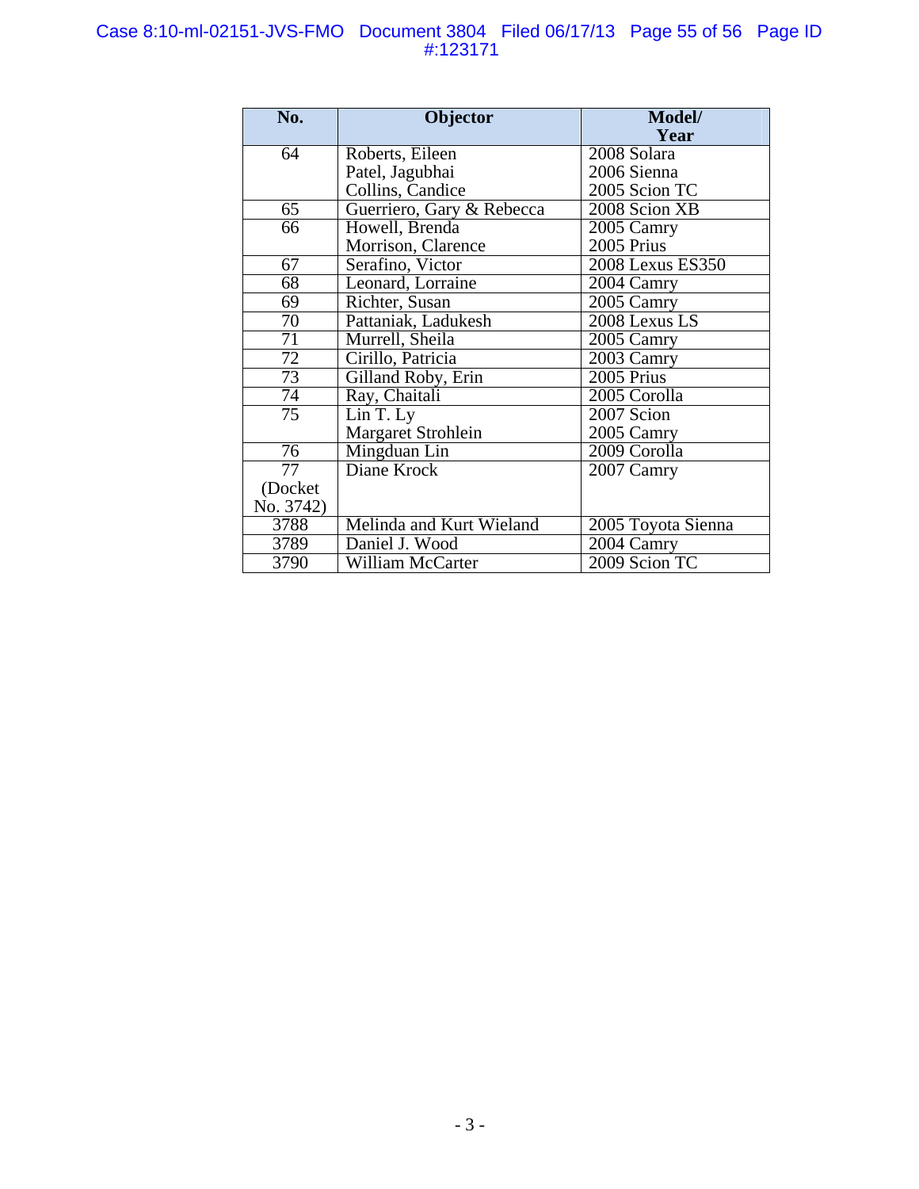| No. | Objector | Model/ Year |
|---|---|---|
| 64 | Roberts, Eileen<br>Patel, Jagubhai<br>Collins, Candice | 2008 Solara<br>2006 Sienna<br>2005 Scion TC |
| 65 | Guerriero, Gary & Rebecca | 2008 Scion XB |
| 66 | Howell, Brenda<br>Morrison, Clarence | 2005 Camry<br>2005 Prius |
| 67 | Serafino, Victor | 2008 Lexus ES350 |
| 68 | Leonard, Lorraine | 2004 Camry |
| 69 | Richter, Susan | 2005 Camry |
| 70 | Pattaniak, Ladukesh | 2008 Lexus LS |
| 71 | Murrell, Sheila | 2005 Camry |
| 72 | Cirillo, Patricia | 2003 Camry |
| 73 | Gilland Roby, Erin | 2005 Prius |
| 74 | Ray, Chaitali | 2005 Corolla |
| 75 | Lin T. Ly<br>Margaret Strohlein | 2007 Scion<br>2005 Camry |
| 76 | Mingduan Lin | 2009 Corolla |
| 77 (Docket No. 3742) | Diane Krock | 2007 Camry |
| 3788 | Melinda and Kurt Wieland | 2005 Toyota Sienna |
| 3789 | Daniel J. Wood | 2004 Camry |
| 3790 | William McCarter | 2009 Scion TC |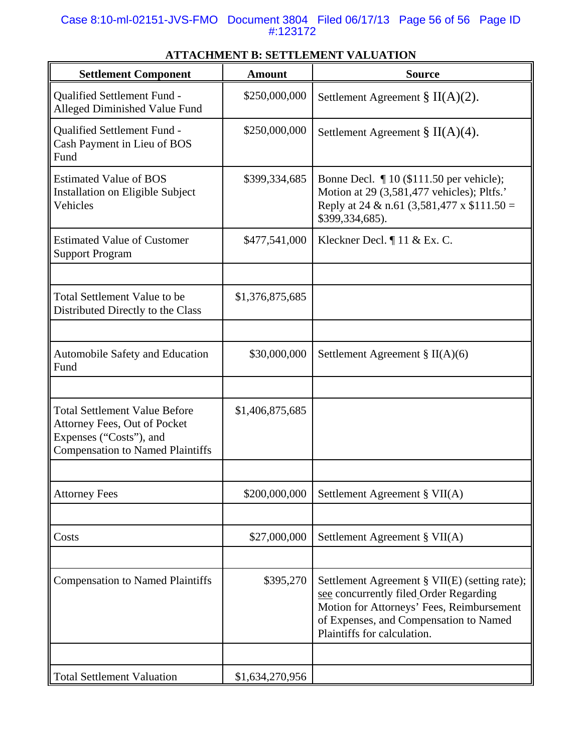## ATTACHMENT B: SETTLEMENT VALUATION

| Settlement Component | Amount | Source |
|---|---|---|
| Qualified Settlement Fund - Alleged Diminished Value Fund | $250,000,000 | Settlement Agreement § II(A)(2). |
| Qualified Settlement Fund - Cash Payment in Lieu of BOS Fund | $250,000,000 | Settlement Agreement § II(A)(4). |
| Estimated Value of BOS Installation on Eligible Subject Vehicles | $399,334,685 | Bonne Decl. ¶ 10 ($111.50 per vehicle); Motion at 29 (3,581,477 vehicles); Pltfs.' Reply at 24 & n.61 (3,581,477 x $111.50 = $399,334,685). |
| Estimated Value of Customer Support Program | $477,541,000 | Kleckner Decl. ¶ 11 & Ex. C. |
| | | |
| Total Settlement Value to be Distributed Directly to the Class | $1,376,875,685 | |
| | | |
| Automobile Safety and Education Fund | $30,000,000 | Settlement Agreement § II(A)(6) |
| | | |
| Total Settlement Value Before Attorney Fees, Out of Pocket Expenses ("Costs"), and Compensation to Named Plaintiffs | $1,406,875,685 | |
| | | |
| Attorney Fees | $200,000,000 | Settlement Agreement § VII(A) |
| | | |
| Costs | $27,000,000 | Settlement Agreement § VII(A) |
| | | |
| Compensation to Named Plaintiffs | $395,270 | Settlement Agreement § VII(E) (setting rate); see concurrently filed Order Regarding Motion for Attorneys' Fees, Reimbursement of Expenses, and Compensation to Named Plaintiffs for calculation. |
| | | |
| Total Settlement Valuation | $1,634,270,956 | |